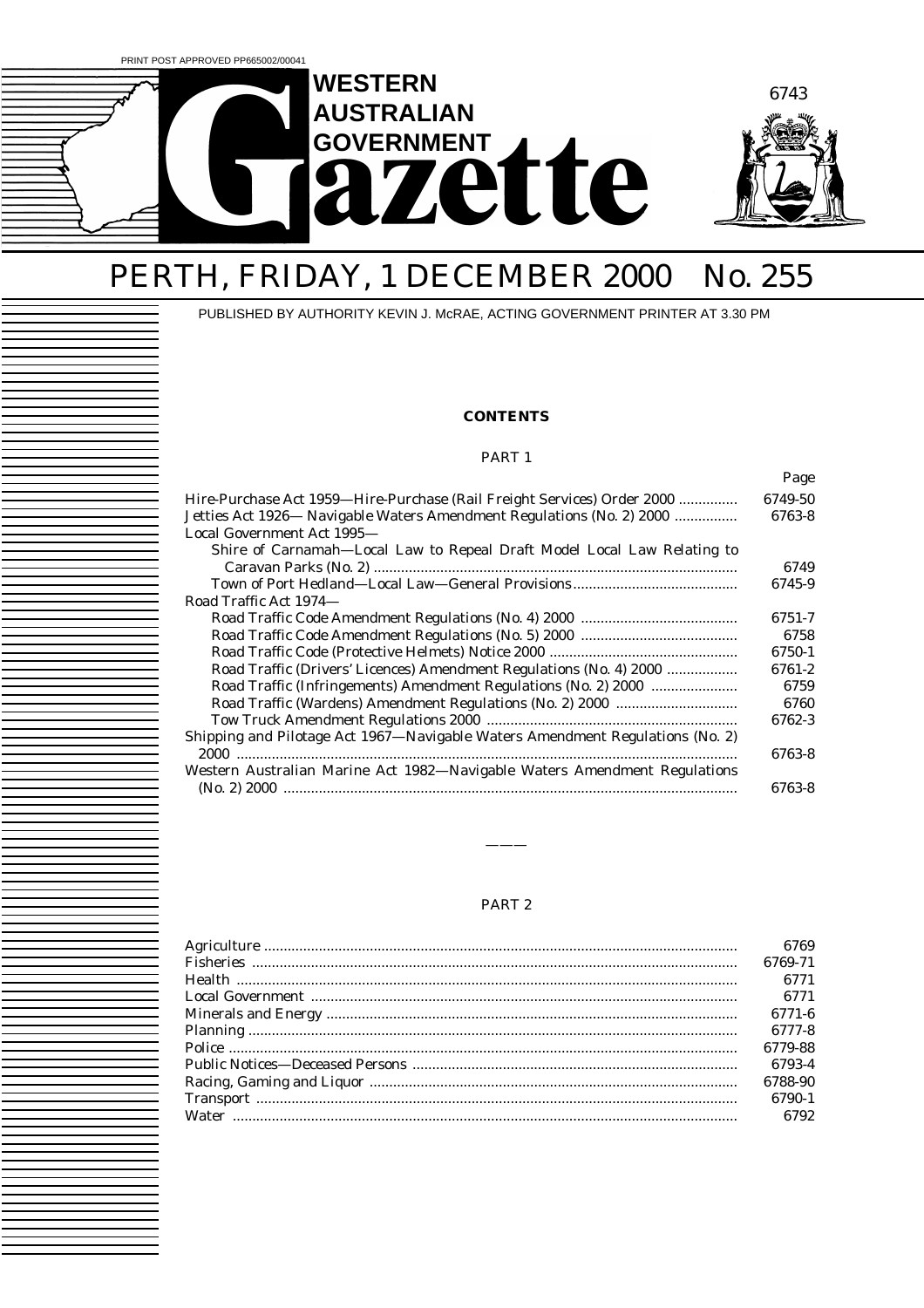PRINT POST APPROVED PP665002/00041

# WESTERN AUSTRALIAN GOVERNMENT Gazette

# PERTH, FRIDAY, 1 DECEMBER 2000 No. 255

PUBLISHED BY AUTHORITY KEVIN J. McRAE, ACTING GOVERNMENT PRINTER AT 3.30 PM

**CONTENTS**

PART 1

| | Page |
|---|---|
| Hire-Purchase Act 1959—Hire-Purchase (Rail Freight Services) Order 2000 | 6749-50 |
| Jetties Act 1926— Navigable Waters Amendment Regulations (No. 2) 2000 | 6763-8 |
| Local Government Act 1995— | |
| Shire of Carnamah—Local Law to Repeal Draft Model Local Law Relating to Caravan Parks (No. 2) | 6749 |
| Town of Port Hedland—Local Law—General Provisions | 6745-9 |
| Road Traffic Act 1974— | |
| Road Traffic Code Amendment Regulations (No. 4) 2000 | 6751-7 |
| Road Traffic Code Amendment Regulations (No. 5) 2000 | 6758 |
| Road Traffic Code (Protective Helmets) Notice 2000 | 6750-1 |
| Road Traffic (Drivers' Licences) Amendment Regulations (No. 4) 2000 | 6761-2 |
| Road Traffic (Infringements) Amendment Regulations (No. 2) 2000 | 6759 |
| Road Traffic (Wardens) Amendment Regulations (No. 2) 2000 | 6760 |
| Tow Truck Amendment Regulations 2000 | 6762-3 |
| Shipping and Pilotage Act 1967—Navigable Waters Amendment Regulations (No. 2) 2000 | 6763-8 |
| Western Australian Marine Act 1982—Navigable Waters Amendment Regulations (No. 2) 2000 | 6763-8 |

———

PART 2

| | |
|---|---|
| Agriculture | 6769 |
| Fisheries | 6769-71 |
| Health | 6771 |
| Local Government | 6771 |
| Minerals and Energy | 6771-6 |
| Planning | 6777-8 |
| Police | 6779-88 |
| Public Notices—Deceased Persons | 6793-4 |
| Racing, Gaming and Liquor | 6788-90 |
| Transport | 6790-1 |
| Water | 6792 |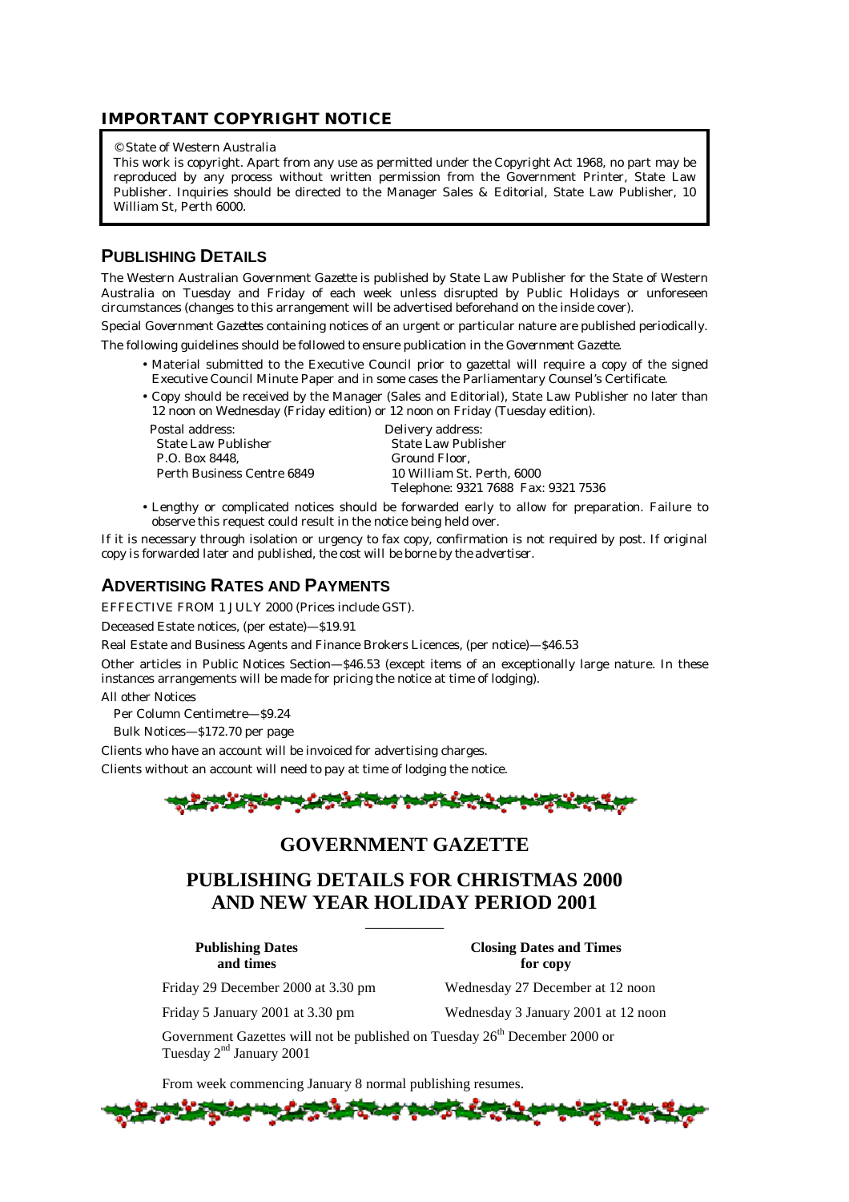## IMPORTANT COPYRIGHT NOTICE

© State of Western Australia

This work is copyright. Apart from any use as permitted under the Copyright Act 1968, no part may be reproduced by any process without written permission from the Government Printer, State Law Publisher. Inquiries should be directed to the Manager Sales & Editorial, State Law Publisher, 10 William St, Perth 6000.

## PUBLISHING DETAILS

The Western Australian *Government Gazette* is published by State Law Publisher for the State of Western Australia on Tuesday and Friday of each week unless disrupted by Public Holidays or unforeseen circumstances (changes to this arrangement will be advertised beforehand on the inside cover).

Special *Government Gazettes* containing notices of an urgent or particular nature are published periodically.

The following guidelines should be followed to ensure publication in the *Government Gazette*.

- Material submitted to the Executive Council prior to gazettal will require a copy of the signed Executive Council Minute Paper and in some cases the Parliamentary Counsel's Certificate.
- Copy should be received by the Manager (Sales and Editorial), State Law Publisher no later than 12 noon on Wednesday (Friday edition) or 12 noon on Friday (Tuesday edition).

Postal address:
State Law Publisher
P.O. Box 8448,
Perth Business Centre 6849

Delivery address:
State Law Publisher
Ground Floor,
10 William St. Perth, 6000
Telephone: 9321 7688 Fax: 9321 7536

- Lengthy or complicated notices should be forwarded early to allow for preparation. Failure to observe this request could result in the notice being held over.

If it is necessary through isolation or urgency to fax copy, confirmation is not required by post. If original copy is forwarded later and published, the cost will be borne by the advertiser.

## ADVERTISING RATES AND PAYMENTS

EFFECTIVE FROM 1 JULY 2000 (Prices include GST).

Deceased Estate notices, (per estate)—$19.91

Real Estate and Business Agents and Finance Brokers Licences, (per notice)—$46.53

Other articles in Public Notices Section—$46.53 (except items of an exceptionally large nature. In these instances arrangements will be made for pricing the notice at time of lodging).

All other Notices

Per Column Centimetre—$9.24

Bulk Notices—$172.70 per page

Clients who have an account will be invoiced for advertising charges.

Clients without an account will need to pay at time of lodging the notice.

## GOVERNMENT GAZETTE

## PUBLISHING DETAILS FOR CHRISTMAS 2000 AND NEW YEAR HOLIDAY PERIOD 2001

| Publishing Dates and times | Closing Dates and Times for copy |
|---|---|
| Friday 29 December 2000 at 3.30 pm | Wednesday 27 December at 12 noon |
| Friday 5 January 2001 at 3.30 pm | Wednesday 3 January 2001 at 12 noon |

Government Gazettes will not be published on Tuesday 26th December 2000 or Tuesday 2nd January 2001

From week commencing January 8 normal publishing resumes.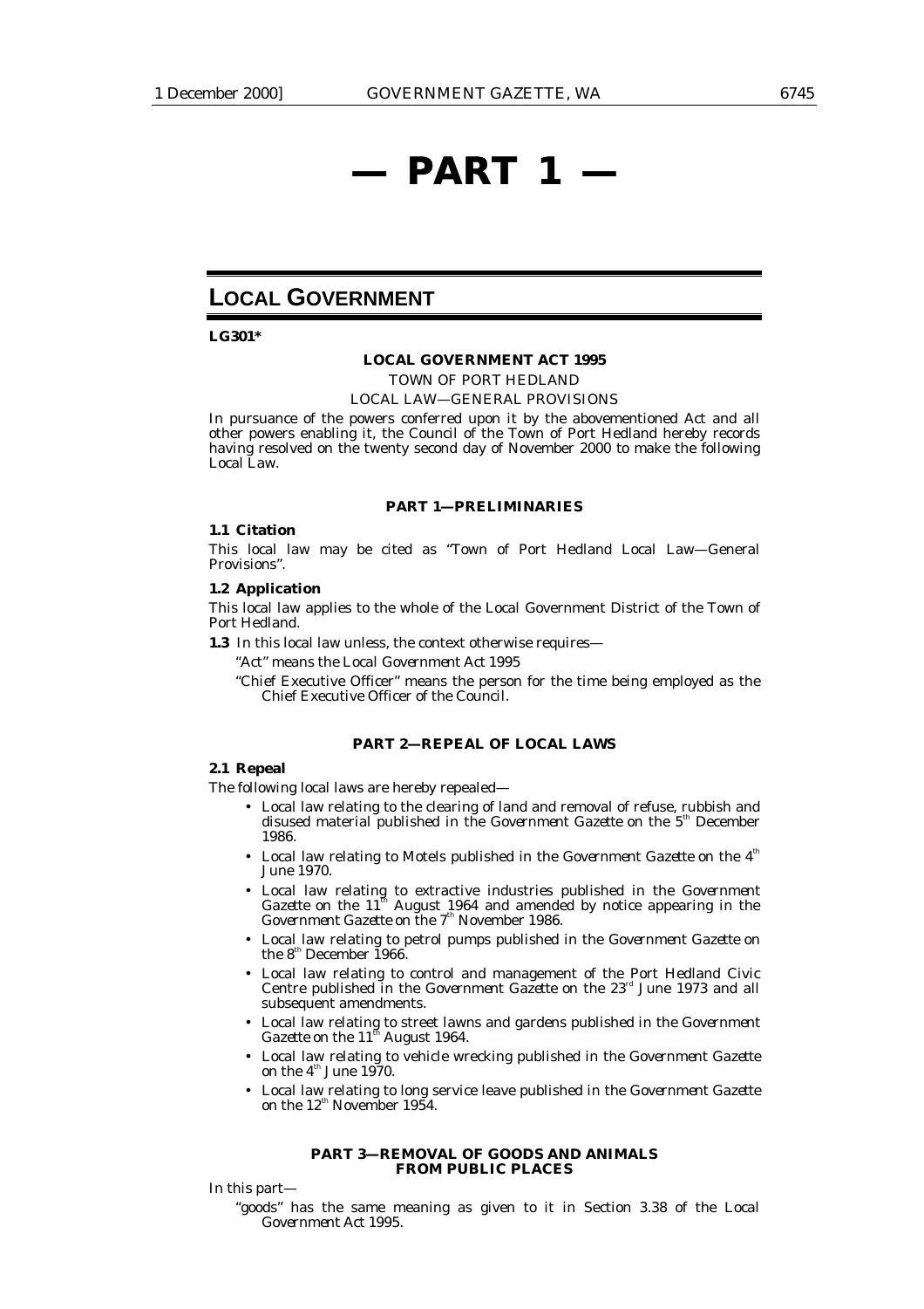# — PART 1 —

## LOCAL GOVERNMENT

**LG301***

**LOCAL GOVERNMENT ACT 1995**

TOWN OF PORT HEDLAND

LOCAL LAW—GENERAL PROVISIONS

In pursuance of the powers conferred upon it by the abovementioned Act and all other powers enabling it, the Council of the Town of Port Hedland hereby records having resolved on the twenty second day of November 2000 to make the following Local Law.

**PART 1—PRELIMINARIES**

**1.1 Citation**

This local law may be cited as "Town of Port Hedland Local Law—General Provisions".

**1.2 Application**

This local law applies to the whole of the Local Government District of the Town of Port Hedland.

**1.3** In this local law unless, the context otherwise requires—

"Act" means the *Local Government Act 1995*

"Chief Executive Officer" means the person for the time being employed as the Chief Executive Officer of the Council.

**PART 2—REPEAL OF LOCAL LAWS**

**2.1 Repeal**

The following local laws are hereby repealed—

- Local law relating to the clearing of land and removal of refuse, rubbish and disused material published in the *Government Gazette* on the 5th December 1986.
- Local law relating to Motels published in the *Government Gazette* on the 4th June 1970.
- Local law relating to extractive industries published in the *Government Gazette* on the 11th August 1964 and amended by notice appearing in the *Government Gazette* on the 7th November 1986.
- Local law relating to petrol pumps published in the *Government Gazette* on the 8th December 1966.
- Local law relating to control and management of the Port Hedland Civic Centre published in the *Government Gazette* on the 23rd June 1973 and all subsequent amendments.
- Local law relating to street lawns and gardens published in the *Government Gazette* on the 11th August 1964.
- Local law relating to vehicle wrecking published in the *Government Gazette* on the 4th June 1970.
- Local law relating to long service leave published in the *Government Gazette* on the 12th November 1954.

**PART 3—REMOVAL OF GOODS AND ANIMALS FROM PUBLIC PLACES**

In this part—

"goods" has the same meaning as given to it in Section 3.38 of the *Local Government Act 1995*.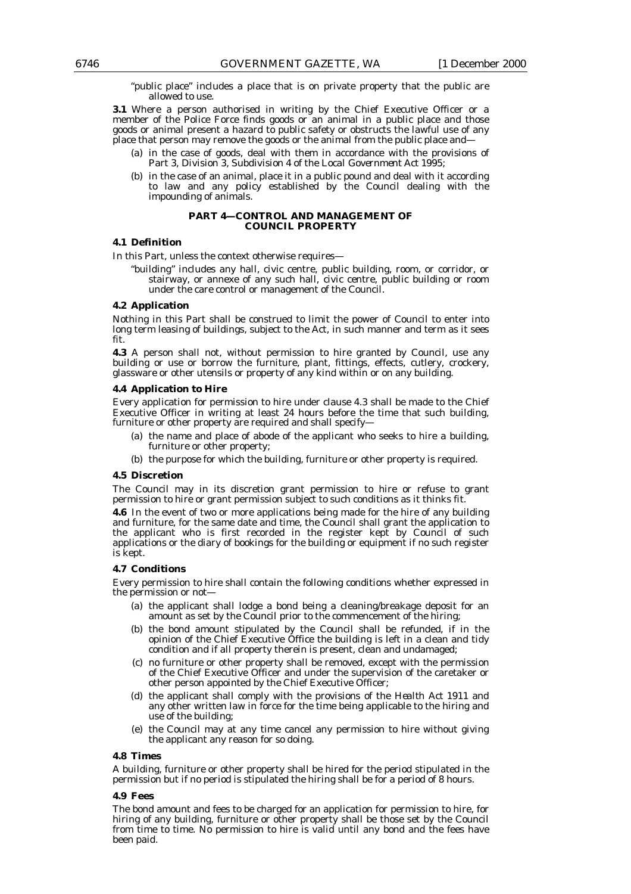"public place" includes a place that is on private property that the public are allowed to use.

**3.1** Where a person authorised in writing by the Chief Executive Officer or a member of the Police Force finds goods or an animal in a public place and those goods or animal present a hazard to public safety or obstructs the lawful use of any place that person may remove the goods or the animal from the public place and—

(a) in the case of goods, deal with them in accordance with the provisions of Part 3, Division 3, Subdivision 4 of the *Local Government Act 1995*;

(b) in the case of an animal, place it in a public pound and deal with it according to law and any policy established by the Council dealing with the impounding of animals.

## PART 4—CONTROL AND MANAGEMENT OF COUNCIL PROPERTY

### 4.1 Definition

In this Part, unless the context otherwise requires—

"building" includes any hall, civic centre, public building, room, or corridor, or stairway, or annexe of any such hall, civic centre, public building or room under the care control or management of the Council.

### 4.2 Application

Nothing in this Part shall be construed to limit the power of Council to enter into long term leasing of buildings, subject to the Act, in such manner and term as it sees fit.

**4.3** A person shall not, without permission to hire granted by Council, use any building or use or borrow the furniture, plant, fittings, effects, cutlery, crockery, glassware or other utensils or property of any kind within or on any building.

### 4.4 Application to Hire

Every application for permission to hire under clause 4.3 shall be made to the Chief Executive Officer in writing at least 24 hours before the time that such building, furniture or other property are required and shall specify—

(a) the name and place of abode of the applicant who seeks to hire a building, furniture or other property;

(b) the purpose for which the building, furniture or other property is required.

### 4.5 Discretion

The Council may in its discretion grant permission to hire or refuse to grant permission to hire or grant permission subject to such conditions as it thinks fit.

**4.6** In the event of two or more applications being made for the hire of any building and furniture, for the same date and time, the Council shall grant the application to the applicant who is first recorded in the register kept by Council of such applications or the diary of bookings for the building or equipment if no such register is kept.

### 4.7 Conditions

Every permission to hire shall contain the following conditions whether expressed in the permission or not—

(a) the applicant shall lodge a bond being a cleaning/breakage deposit for an amount as set by the Council prior to the commencement of the hiring;

(b) the bond amount stipulated by the Council shall be refunded, if in the opinion of the Chief Executive Office the building is left in a clean and tidy condition and if all property therein is present, clean and undamaged;

(c) no furniture or other property shall be removed, except with the permission of the Chief Executive Officer and under the supervision of the caretaker or other person appointed by the Chief Executive Officer;

(d) the applicant shall comply with the provisions of the *Health Act 1911* and any other written law in force for the time being applicable to the hiring and use of the building;

(e) the Council may at any time cancel any permission to hire without giving the applicant any reason for so doing.

### 4.8 Times

A building, furniture or other property shall be hired for the period stipulated in the permission but if no period is stipulated the hiring shall be for a period of 8 hours.

### 4.9 Fees

The bond amount and fees to be charged for an application for permission to hire, for hiring of any building, furniture or other property shall be those set by the Council from time to time. No permission to hire is valid until any bond and the fees have been paid.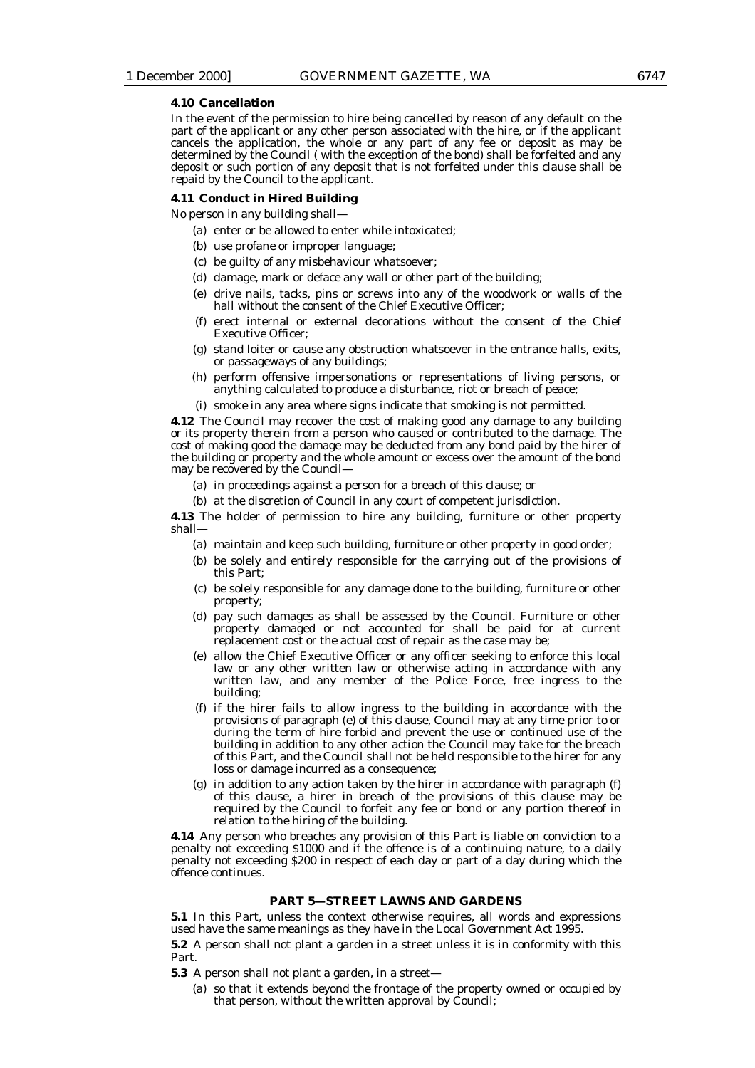**4.10 Cancellation**

In the event of the permission to hire being cancelled by reason of any default on the part of the applicant or any other person associated with the hire, or if the applicant cancels the application, the whole or any part of any fee or deposit as may be determined by the Council ( with the exception of the bond) shall be forfeited and any deposit or such portion of any deposit that is not forfeited under this clause shall be repaid by the Council to the applicant.

**4.11 Conduct in Hired Building**

No person in any building shall—

(a) enter or be allowed to enter while intoxicated;

(b) use profane or improper language;

(c) be guilty of any misbehaviour whatsoever;

(d) damage, mark or deface any wall or other part of the building;

(e) drive nails, tacks, pins or screws into any of the woodwork or walls of the hall without the consent of the Chief Executive Officer;

(f) erect internal or external decorations without the consent of the Chief Executive Officer;

(g) stand loiter or cause any obstruction whatsoever in the entrance halls, exits, or passageways of any buildings;

(h) perform offensive impersonations or representations of living persons, or anything calculated to produce a disturbance, riot or breach of peace;

(i) smoke in any area where signs indicate that smoking is not permitted.

**4.12** The Council may recover the cost of making good any damage to any building or its property therein from a person who caused or contributed to the damage. The cost of making good the damage may be deducted from any bond paid by the hirer of the building or property and the whole amount or excess over the amount of the bond may be recovered by the Council—

(a) in proceedings against a person for a breach of this clause; or

(b) at the discretion of Council in any court of competent jurisdiction.

**4.13** The holder of permission to hire any building, furniture or other property shall—

(a) maintain and keep such building, furniture or other property in good order;

(b) be solely and entirely responsible for the carrying out of the provisions of this Part;

(c) be solely responsible for any damage done to the building, furniture or other property;

(d) pay such damages as shall be assessed by the Council. Furniture or other property damaged or not accounted for shall be paid for at current replacement cost or the actual cost of repair as the case may be;

(e) allow the Chief Executive Officer or any officer seeking to enforce this local law or any other written law or otherwise acting in accordance with any written law, and any member of the Police Force, free ingress to the building;

(f) if the hirer fails to allow ingress to the building in accordance with the provisions of paragraph (e) of this clause, Council may at any time prior to or during the term of hire forbid and prevent the use or continued use of the building in addition to any other action the Council may take for the breach of this Part, and the Council shall not be held responsible to the hirer for any loss or damage incurred as a consequence;

(g) in addition to any action taken by the hirer in accordance with paragraph (f) of this clause, a hirer in breach of the provisions of this clause may be required by the Council to forfeit any fee or bond or any portion thereof in relation to the hiring of the building.

**4.14** Any person who breaches any provision of this Part is liable on conviction to a penalty not exceeding $1000 and if the offence is of a continuing nature, to a daily penalty not exceeding $200 in respect of each day or part of a day during which the offence continues.

## PART 5—STREET LAWNS AND GARDENS

**5.1** In this Part, unless the context otherwise requires, all words and expressions used have the same meanings as they have in the *Local Government Act 1995*.

**5.2** A person shall not plant a garden in a street unless it is in conformity with this Part.

**5.3** A person shall not plant a garden, in a street—

(a) so that it extends beyond the frontage of the property owned or occupied by that person, without the written approval by Council;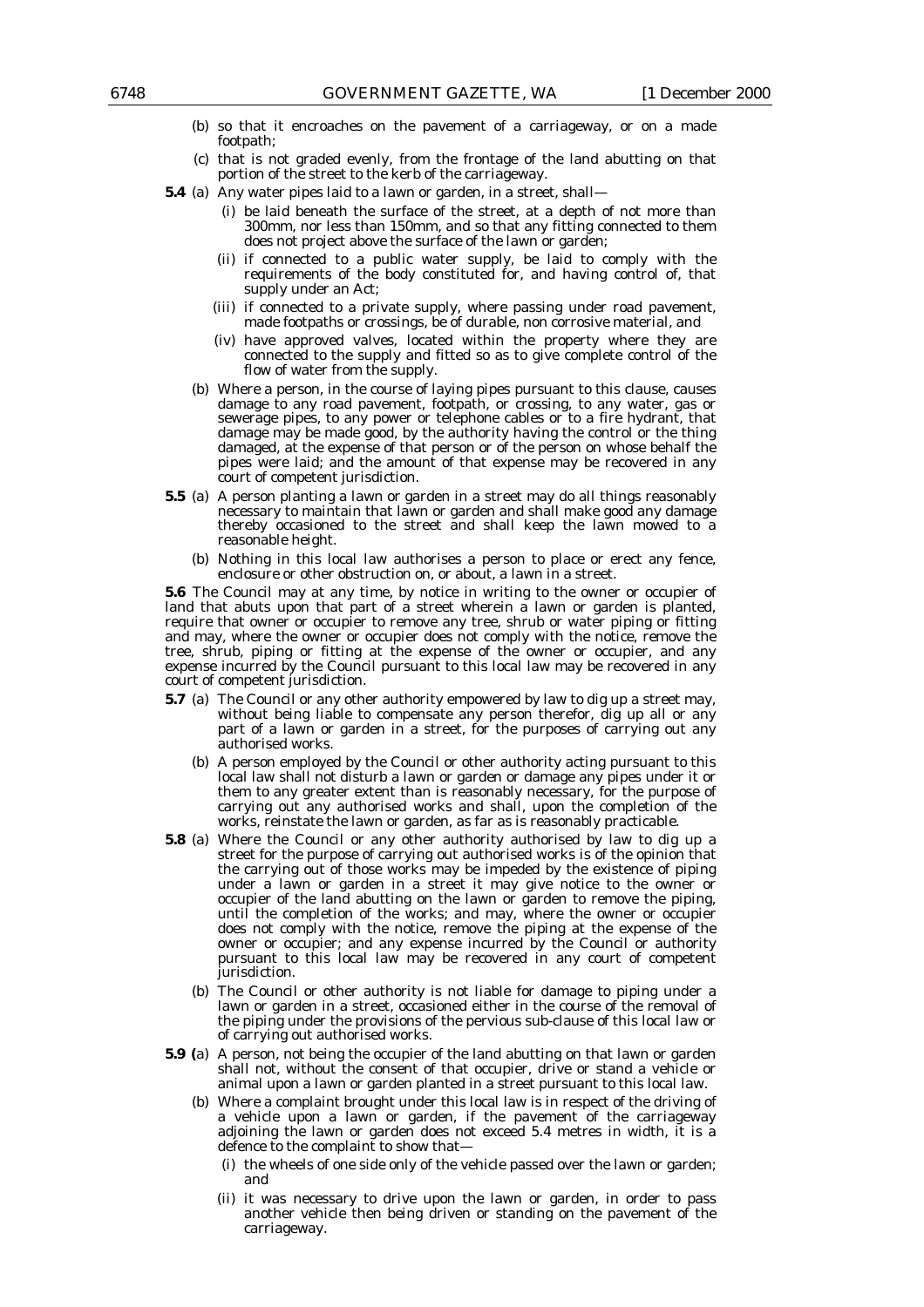(b) so that it encroaches on the pavement of a carriageway, or on a made footpath;

(c) that is not graded evenly, from the frontage of the land abutting on that portion of the street to the kerb of the carriageway.

**5.4** (a) Any water pipes laid to a lawn or garden, in a street, shall—

(i) be laid beneath the surface of the street, at a depth of not more than 300mm, nor less than 150mm, and so that any fitting connected to them does not project above the surface of the lawn or garden;

(ii) if connected to a public water supply, be laid to comply with the requirements of the body constituted for, and having control of, that supply under an Act;

(iii) if connected to a private supply, where passing under road pavement, made footpaths or crossings, be of durable, non corrosive material, and

(iv) have approved valves, located within the property where they are connected to the supply and fitted so as to give complete control of the flow of water from the supply.

(b) Where a person, in the course of laying pipes pursuant to this clause, causes damage to any road pavement, footpath, or crossing, to any water, gas or sewerage pipes, to any power or telephone cables or to a fire hydrant, that damage may be made good, by the authority having the control or the thing damaged, at the expense of that person or of the person on whose behalf the pipes were laid; and the amount of that expense may be recovered in any court of competent jurisdiction.

**5.5** (a) A person planting a lawn or garden in a street may do all things reasonably necessary to maintain that lawn or garden and shall make good any damage thereby occasioned to the street and shall keep the lawn mowed to a reasonable height.

(b) Nothing in this local law authorises a person to place or erect any fence, enclosure or other obstruction on, or about, a lawn in a street.

**5.6** The Council may at any time, by notice in writing to the owner or occupier of land that abuts upon that part of a street wherein a lawn or garden is planted, require that owner or occupier to remove any tree, shrub or water piping or fitting and may, where the owner or occupier does not comply with the notice, remove the tree, shrub, piping or fitting at the expense of the owner or occupier, and any expense incurred by the Council pursuant to this local law may be recovered in any court of competent jurisdiction.

**5.7** (a) The Council or any other authority empowered by law to dig up a street may, without being liable to compensate any person therefor, dig up all or any part of a lawn or garden in a street, for the purposes of carrying out any authorised works.

(b) A person employed by the Council or other authority acting pursuant to this local law shall not disturb a lawn or garden or damage any pipes under it or them to any greater extent than is reasonably necessary, for the purpose of carrying out any authorised works and shall, upon the completion of the works, reinstate the lawn or garden, as far as is reasonably practicable.

**5.8** (a) Where the Council or any other authority authorised by law to dig up a street for the purpose of carrying out authorised works is of the opinion that the carrying out of those works may be impeded by the existence of piping under a lawn or garden in a street it may give notice to the owner or occupier of the land abutting on the lawn or garden to remove the piping, until the completion of the works; and may, where the owner or occupier does not comply with the notice, remove the piping at the expense of the owner or occupier; and any expense incurred by the Council or authority pursuant to this local law may be recovered in any court of competent jurisdiction.

(b) The Council or other authority is not liable for damage to piping under a lawn or garden in a street, occasioned either in the course of the removal of the piping under the provisions of the pervious sub-clause of this local law or of carrying out authorised works.

**5.9 (**a) A person, not being the occupier of the land abutting on that lawn or garden shall not, without the consent of that occupier, drive or stand a vehicle or animal upon a lawn or garden planted in a street pursuant to this local law.

(b) Where a complaint brought under this local law is in respect of the driving of a vehicle upon a lawn or garden, if the pavement of the carriageway adjoining the lawn or garden does not exceed 5.4 metres in width, it is a defence to the complaint to show that—

(i) the wheels of one side only of the vehicle passed over the lawn or garden; and

(ii) it was necessary to drive upon the lawn or garden, in order to pass another vehicle then being driven or standing on the pavement of the carriageway.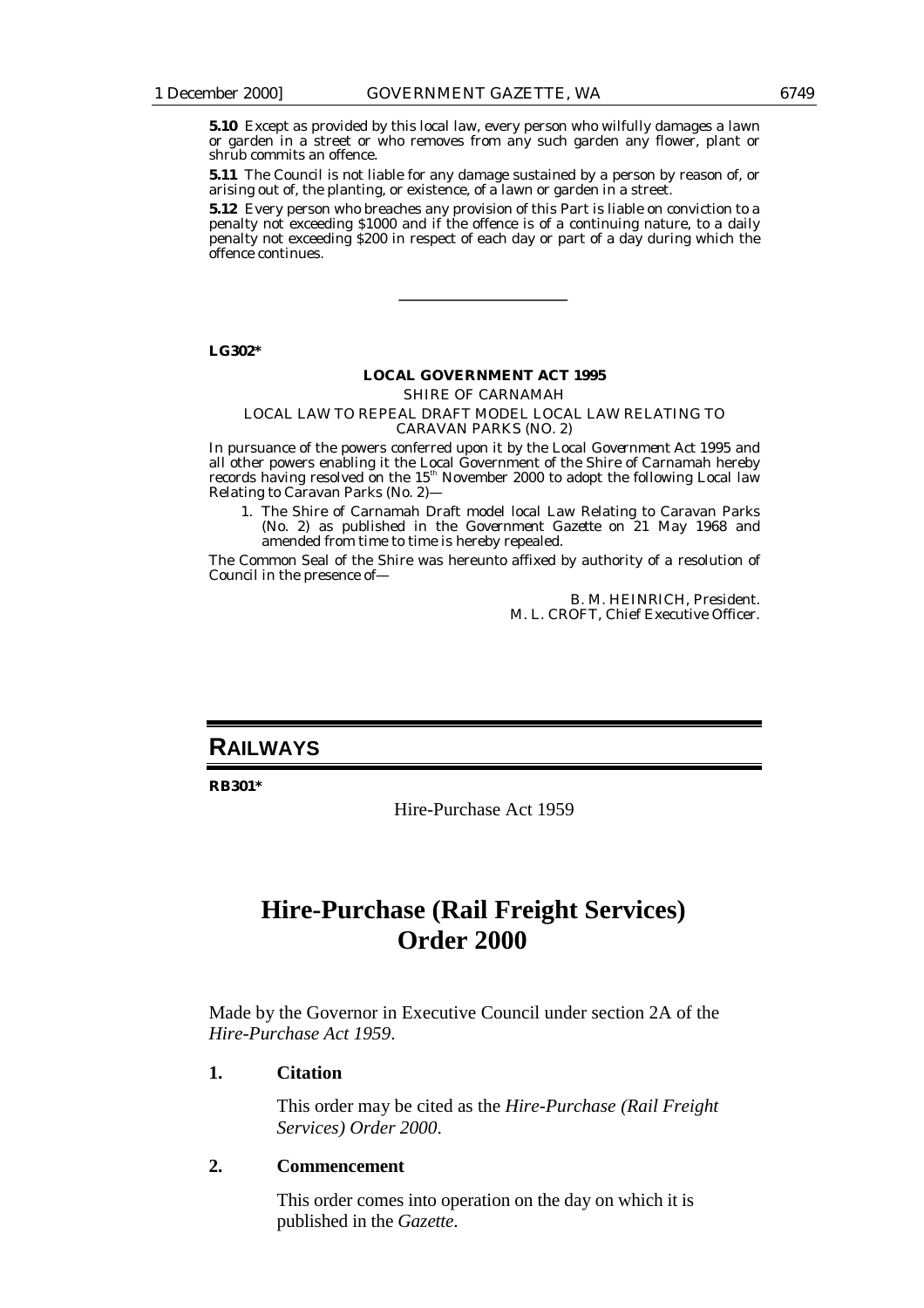**5.10** Except as provided by this local law, every person who wilfully damages a lawn or garden in a street or who removes from any such garden any flower, plant or shrub commits an offence.

**5.11** The Council is not liable for any damage sustained by a person by reason of, or arising out of, the planting, or existence, of a lawn or garden in a street.

**5.12** Every person who breaches any provision of this Part is liable on conviction to a penalty not exceeding $1000 and if the offence is of a continuing nature, to a daily penalty not exceeding $200 in respect of each day or part of a day during which the offence continues.

---

**LG302***

**LOCAL GOVERNMENT ACT 1995**

SHIRE OF CARNAMAH

LOCAL LAW TO REPEAL DRAFT MODEL LOCAL LAW RELATING TO CARAVAN PARKS (NO. 2)

In pursuance of the powers conferred upon it by the *Local Government Act 1995* and all other powers enabling it the Local Government of the Shire of Carnamah hereby records having resolved on the 15th November 2000 to adopt the following Local law Relating to Caravan Parks (No. 2)—

1. The Shire of Carnamah Draft model local Law Relating to Caravan Parks (No. 2) as published in the *Government Gazette* on 21 May 1968 and amended from time to time is hereby repealed.

The Common Seal of the Shire was hereunto affixed by authority of a resolution of Council in the presence of—

B. M. HEINRICH, President.
M. L. CROFT, Chief Executive Officer.

## RAILWAYS

**RB301***

Hire-Purchase Act 1959

# Hire-Purchase (Rail Freight Services) Order 2000

Made by the Governor in Executive Council under section 2A of the *Hire-Purchase Act 1959*.

**1. Citation**

This order may be cited as the *Hire-Purchase (Rail Freight Services) Order 2000*.

**2. Commencement**

This order comes into operation on the day on which it is published in the *Gazette*.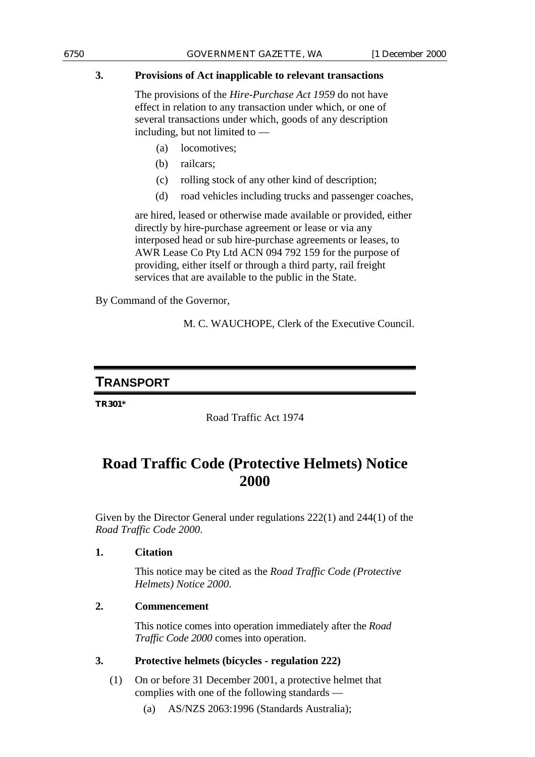**3. Provisions of Act inapplicable to relevant transactions**

The provisions of the *Hire-Purchase Act 1959* do not have effect in relation to any transaction under which, or one of several transactions under which, goods of any description including, but not limited to —

(a) locomotives;

(b) railcars;

(c) rolling stock of any other kind of description;

(d) road vehicles including trucks and passenger coaches,

are hired, leased or otherwise made available or provided, either directly by hire-purchase agreement or lease or via any interposed head or sub hire-purchase agreements or leases, to AWR Lease Co Pty Ltd ACN 094 792 159 for the purpose of providing, either itself or through a third party, rail freight services that are available to the public in the State.

By Command of the Governor,

M. C. WAUCHOPE, Clerk of the Executive Council.

## TRANSPORT

**TR301***

Road Traffic Act 1974

# Road Traffic Code (Protective Helmets) Notice 2000

Given by the Director General under regulations 222(1) and 244(1) of the *Road Traffic Code 2000*.

**1. Citation**

This notice may be cited as the *Road Traffic Code (Protective Helmets) Notice 2000*.

**2. Commencement**

This notice comes into operation immediately after the *Road Traffic Code 2000* comes into operation.

**3. Protective helmets (bicycles - regulation 222)**

(1) On or before 31 December 2001, a protective helmet that complies with one of the following standards —

(a) AS/NZS 2063:1996 (Standards Australia);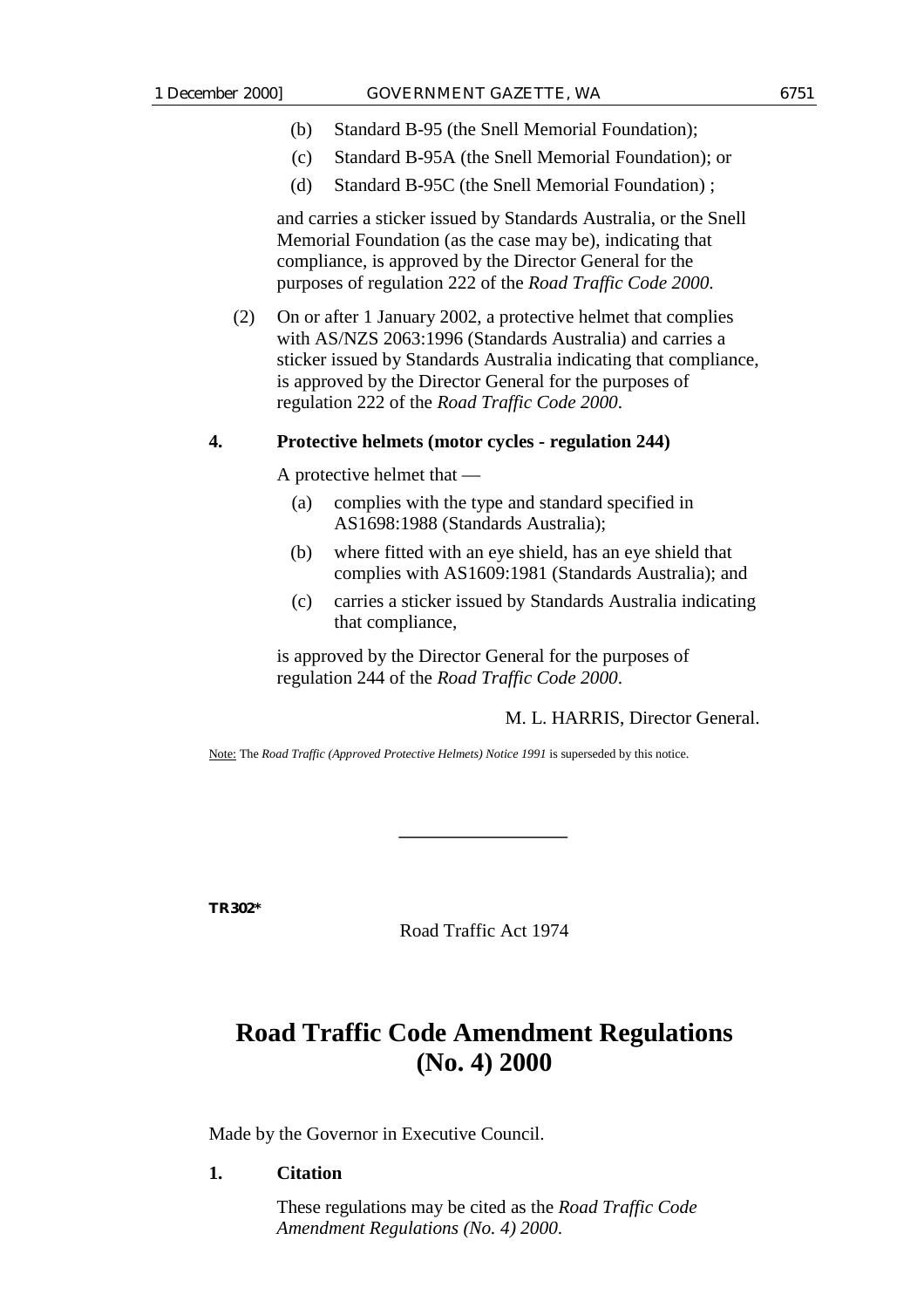(b) Standard B-95 (the Snell Memorial Foundation);

(c) Standard B-95A (the Snell Memorial Foundation); or

(d) Standard B-95C (the Snell Memorial Foundation) ;

and carries a sticker issued by Standards Australia, or the Snell Memorial Foundation (as the case may be), indicating that compliance, is approved by the Director General for the purposes of regulation 222 of the *Road Traffic Code 2000*.

(2) On or after 1 January 2002, a protective helmet that complies with AS/NZS 2063:1996 (Standards Australia) and carries a sticker issued by Standards Australia indicating that compliance, is approved by the Director General for the purposes of regulation 222 of the *Road Traffic Code 2000*.

**4. Protective helmets (motor cycles - regulation 244)**

A protective helmet that —

(a) complies with the type and standard specified in AS1698:1988 (Standards Australia);

(b) where fitted with an eye shield, has an eye shield that complies with AS1609:1981 (Standards Australia); and

(c) carries a sticker issued by Standards Australia indicating that compliance,

is approved by the Director General for the purposes of regulation 244 of the *Road Traffic Code 2000*.

M. L. HARRIS, Director General.

Note: The *Road Traffic (Approved Protective Helmets) Notice 1991* is superseded by this notice.

---

**TR302***

Road Traffic Act 1974

# Road Traffic Code Amendment Regulations (No. 4) 2000

Made by the Governor in Executive Council.

**1. Citation**

These regulations may be cited as the *Road Traffic Code Amendment Regulations (No. 4) 2000*.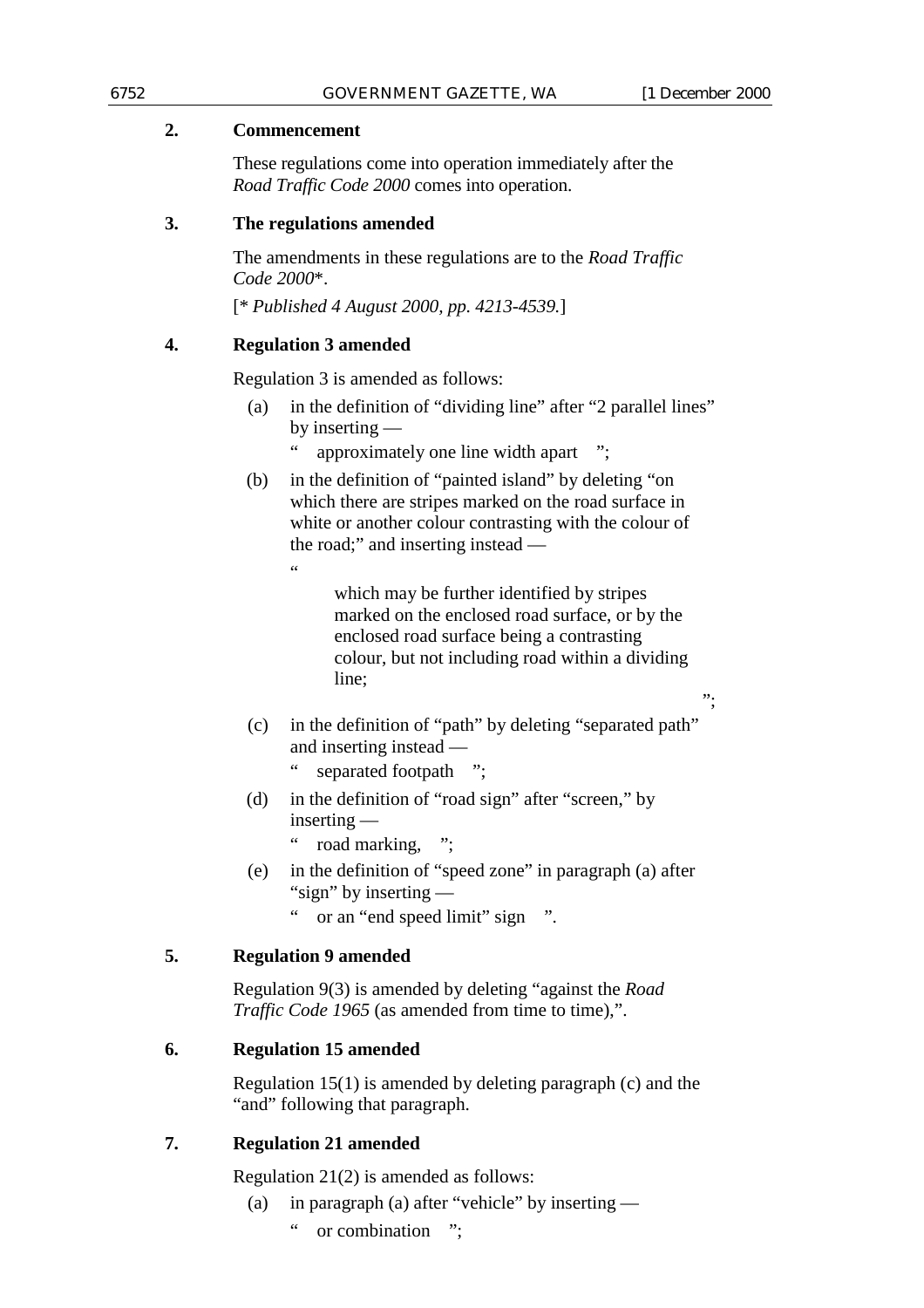**2. Commencement**

These regulations come into operation immediately after the *Road Traffic Code 2000* comes into operation.

**3. The regulations amended**

The amendments in these regulations are to the *Road Traffic Code 2000*\*.

[\* *Published 4 August 2000, pp. 4213-4539.*]

**4. Regulation 3 amended**

Regulation 3 is amended as follows:

(a) in the definition of "dividing line" after "2 parallel lines" by inserting —

" approximately one line width apart ";

(b) in the definition of "painted island" by deleting "on which there are stripes marked on the road surface in white or another colour contrasting with the colour of the road;" and inserting instead —

"

which may be further identified by stripes marked on the enclosed road surface, or by the enclosed road surface being a contrasting colour, but not including road within a dividing line;

";

(c) in the definition of "path" by deleting "separated path" and inserting instead —

" separated footpath ";

(d) in the definition of "road sign" after "screen," by inserting —

" road marking, ";

(e) in the definition of "speed zone" in paragraph (a) after "sign" by inserting —

" or an "end speed limit" sign ".

**5. Regulation 9 amended**

Regulation 9(3) is amended by deleting "against the *Road Traffic Code 1965* (as amended from time to time),".

**6. Regulation 15 amended**

Regulation 15(1) is amended by deleting paragraph (c) and the "and" following that paragraph.

**7. Regulation 21 amended**

Regulation 21(2) is amended as follows:

(a) in paragraph (a) after "vehicle" by inserting —

" or combination ";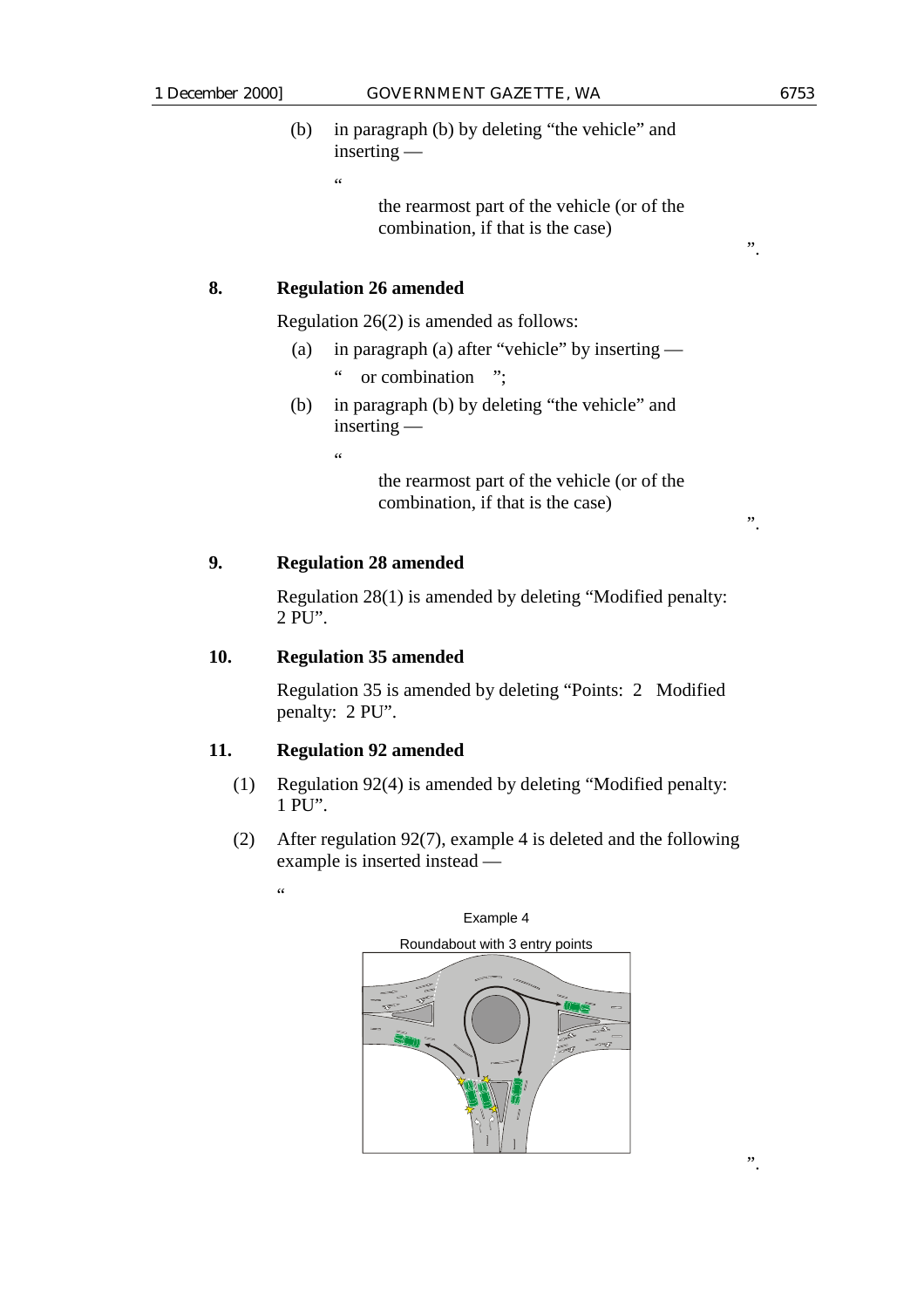(b) in paragraph (b) by deleting "the vehicle" and inserting —

"

the rearmost part of the vehicle (or of the combination, if that is the case)

".

## 8. Regulation 26 amended

Regulation 26(2) is amended as follows:

(a) in paragraph (a) after "vehicle" by inserting —

" or combination ";

(b) in paragraph (b) by deleting "the vehicle" and inserting —

"

the rearmost part of the vehicle (or of the combination, if that is the case)

".

## 9. Regulation 28 amended

Regulation 28(1) is amended by deleting "Modified penalty: 2 PU".

## 10. Regulation 35 amended

Regulation 35 is amended by deleting "Points: 2 Modified penalty: 2 PU".

## 11. Regulation 92 amended

(1) Regulation 92(4) is amended by deleting "Modified penalty: 1 PU".

(2) After regulation 92(7), example 4 is deleted and the following example is inserted instead —

"

Example 4

Roundabout with 3 entry points

".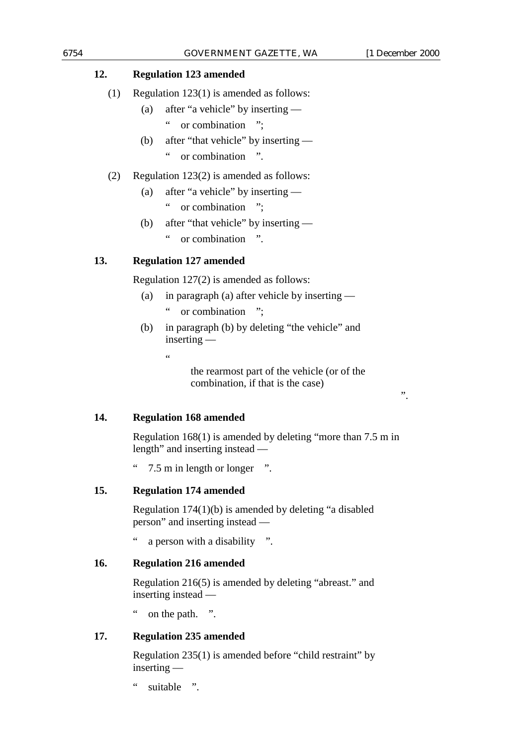**12. Regulation 123 amended**

(1) Regulation 123(1) is amended as follows:

(a) after "a vehicle" by inserting —

" or combination ";

(b) after "that vehicle" by inserting —

" or combination ".

(2) Regulation 123(2) is amended as follows:

(a) after "a vehicle" by inserting —

" or combination ";

(b) after "that vehicle" by inserting —

" or combination ".

**13. Regulation 127 amended**

Regulation 127(2) is amended as follows:

(a) in paragraph (a) after vehicle by inserting —

" or combination ";

(b) in paragraph (b) by deleting "the vehicle" and inserting —

" the rearmost part of the vehicle (or of the combination, if that is the case) ".

**14. Regulation 168 amended**

Regulation 168(1) is amended by deleting "more than 7.5 m in length" and inserting instead —

" 7.5 m in length or longer ".

**15. Regulation 174 amended**

Regulation 174(1)(b) is amended by deleting "a disabled person" and inserting instead —

" a person with a disability ".

**16. Regulation 216 amended**

Regulation 216(5) is amended by deleting "abreast." and inserting instead —

" on the path. ".

**17. Regulation 235 amended**

Regulation 235(1) is amended before "child restraint" by inserting —

" suitable ".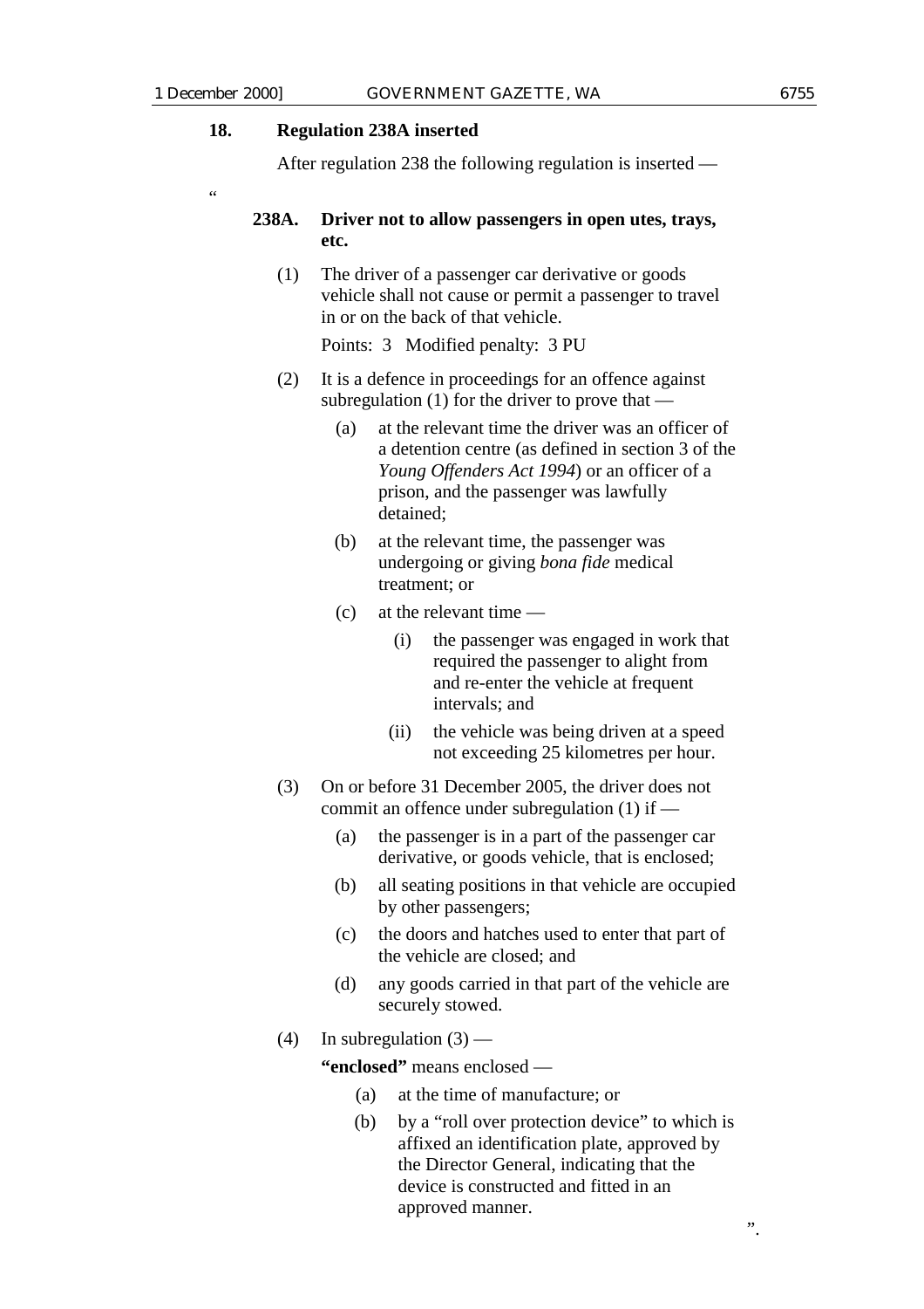### 18. Regulation 238A inserted

After regulation 238 the following regulation is inserted —

"

**238A. Driver not to allow passengers in open utes, trays, etc.**

(1) The driver of a passenger car derivative or goods vehicle shall not cause or permit a passenger to travel in or on the back of that vehicle.

Points: 3 Modified penalty: 3 PU

(2) It is a defence in proceedings for an offence against subregulation (1) for the driver to prove that —

- (a) at the relevant time the driver was an officer of a detention centre (as defined in section 3 of the *Young Offenders Act 1994*) or an officer of a prison, and the passenger was lawfully detained;
- (b) at the relevant time, the passenger was undergoing or giving *bona fide* medical treatment; or
- (c) at the relevant time —
  - (i) the passenger was engaged in work that required the passenger to alight from and re-enter the vehicle at frequent intervals; and
  - (ii) the vehicle was being driven at a speed not exceeding 25 kilometres per hour.

(3) On or before 31 December 2005, the driver does not commit an offence under subregulation (1) if —

- (a) the passenger is in a part of the passenger car derivative, or goods vehicle, that is enclosed;
- (b) all seating positions in that vehicle are occupied by other passengers;
- (c) the doors and hatches used to enter that part of the vehicle are closed; and
- (d) any goods carried in that part of the vehicle are securely stowed.

(4) In subregulation (3) —

**"enclosed"** means enclosed —

- (a) at the time of manufacture; or
- (b) by a "roll over protection device" to which is affixed an identification plate, approved by the Director General, indicating that the device is constructed and fitted in an approved manner.

".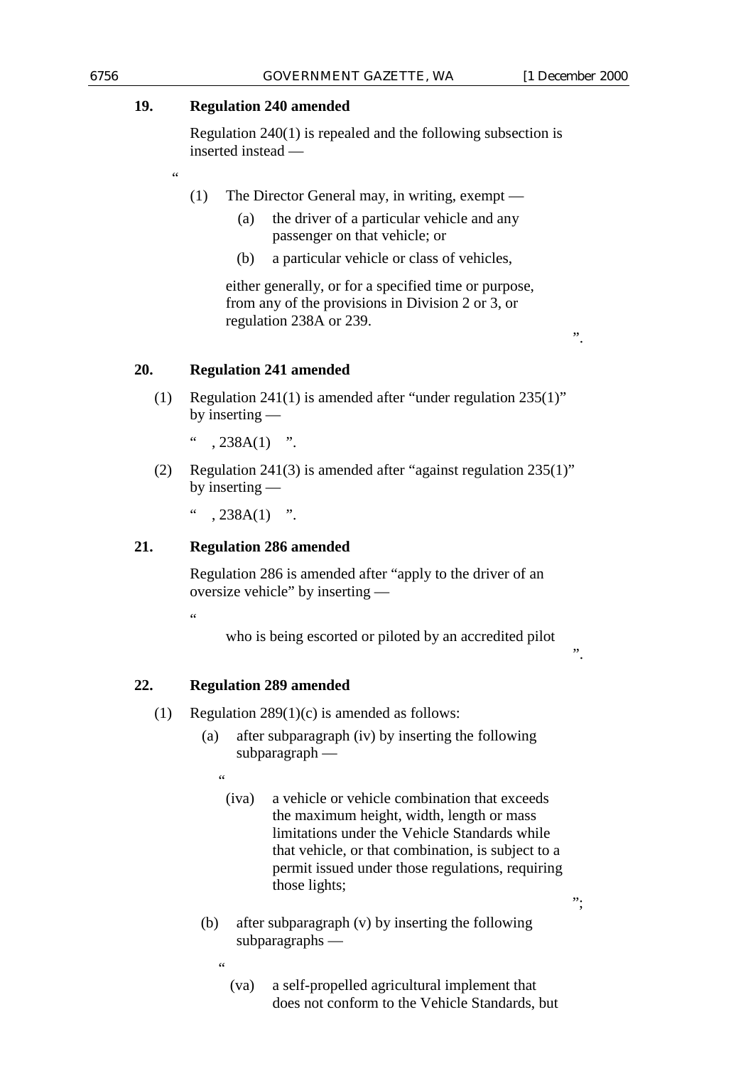## 19. Regulation 240 amended

Regulation 240(1) is repealed and the following subsection is inserted instead —

"

(1) The Director General may, in writing, exempt —

(a) the driver of a particular vehicle and any passenger on that vehicle; or

(b) a particular vehicle or class of vehicles,

either generally, or for a specified time or purpose, from any of the provisions in Division 2 or 3, or regulation 238A or 239.

".

## 20. Regulation 241 amended

(1) Regulation 241(1) is amended after "under regulation 235(1)" by inserting —

" , 238A(1) ".

(2) Regulation 241(3) is amended after "against regulation 235(1)" by inserting —

" , 238A(1) ".

## 21. Regulation 286 amended

Regulation 286 is amended after "apply to the driver of an oversize vehicle" by inserting —

"

who is being escorted or piloted by an accredited pilot

".

## 22. Regulation 289 amended

(1) Regulation 289(1)(c) is amended as follows:

(a) after subparagraph (iv) by inserting the following subparagraph —

"

(iva) a vehicle or vehicle combination that exceeds the maximum height, width, length or mass limitations under the Vehicle Standards while that vehicle, or that combination, is subject to a permit issued under those regulations, requiring those lights;

";

(b) after subparagraph (v) by inserting the following subparagraphs —

"

(va) a self-propelled agricultural implement that does not conform to the Vehicle Standards, but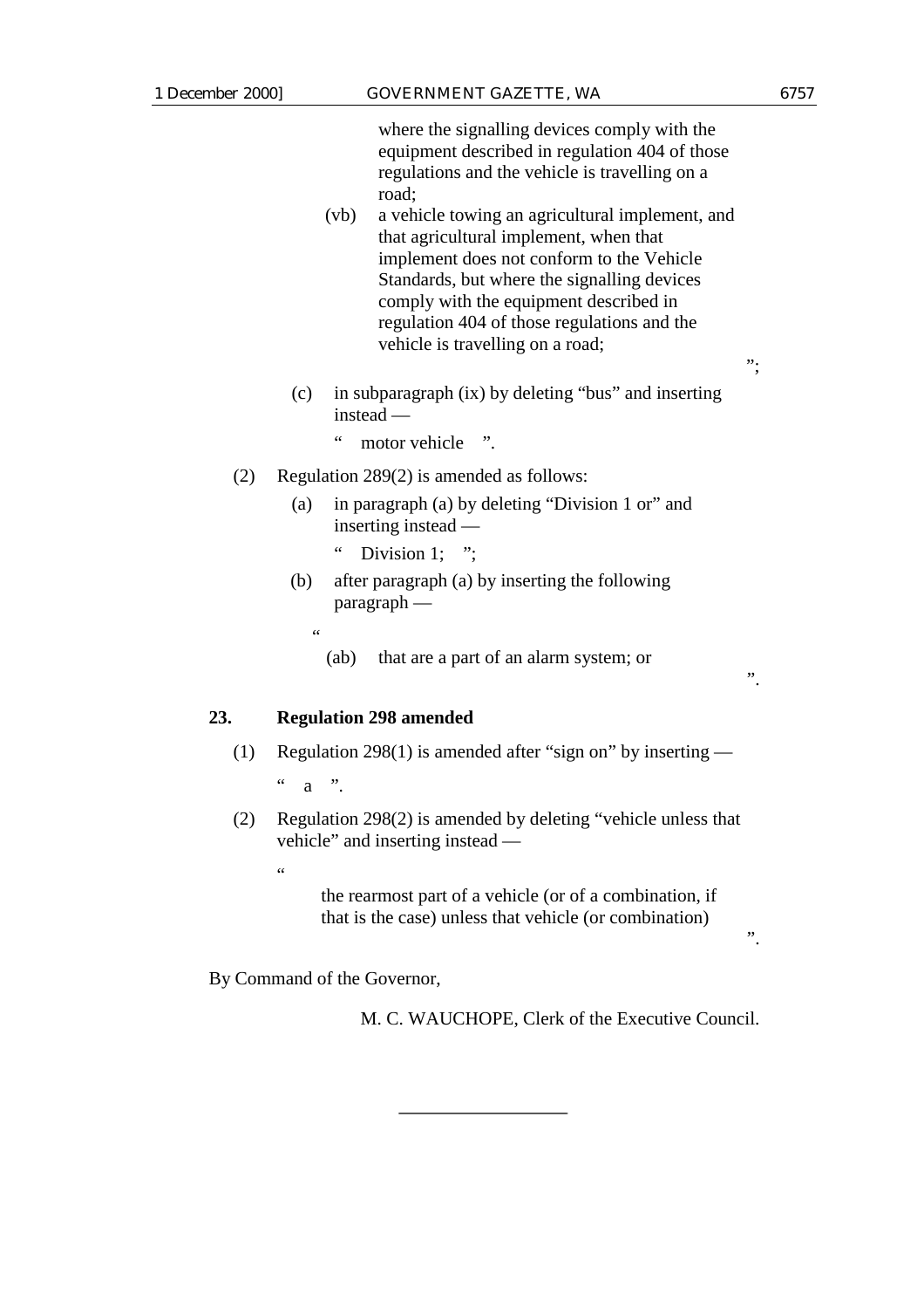where the signalling devices comply with the equipment described in regulation 404 of those regulations and the vehicle is travelling on a road;

(vb) a vehicle towing an agricultural implement, and that agricultural implement, when that implement does not conform to the Vehicle Standards, but where the signalling devices comply with the equipment described in regulation 404 of those regulations and the vehicle is travelling on a road;

";

(c) in subparagraph (ix) by deleting "bus" and inserting instead —

" motor vehicle ".

(2) Regulation 289(2) is amended as follows:

(a) in paragraph (a) by deleting "Division 1 or" and inserting instead —

" Division 1; ";

(b) after paragraph (a) by inserting the following paragraph —

"

(ab) that are a part of an alarm system; or

".

**23. Regulation 298 amended**

(1) Regulation 298(1) is amended after "sign on" by inserting —

" a ".

(2) Regulation 298(2) is amended by deleting "vehicle unless that vehicle" and inserting instead —

"

the rearmost part of a vehicle (or of a combination, if that is the case) unless that vehicle (or combination)

".

By Command of the Governor,

M. C. WAUCHOPE, Clerk of the Executive Council.

---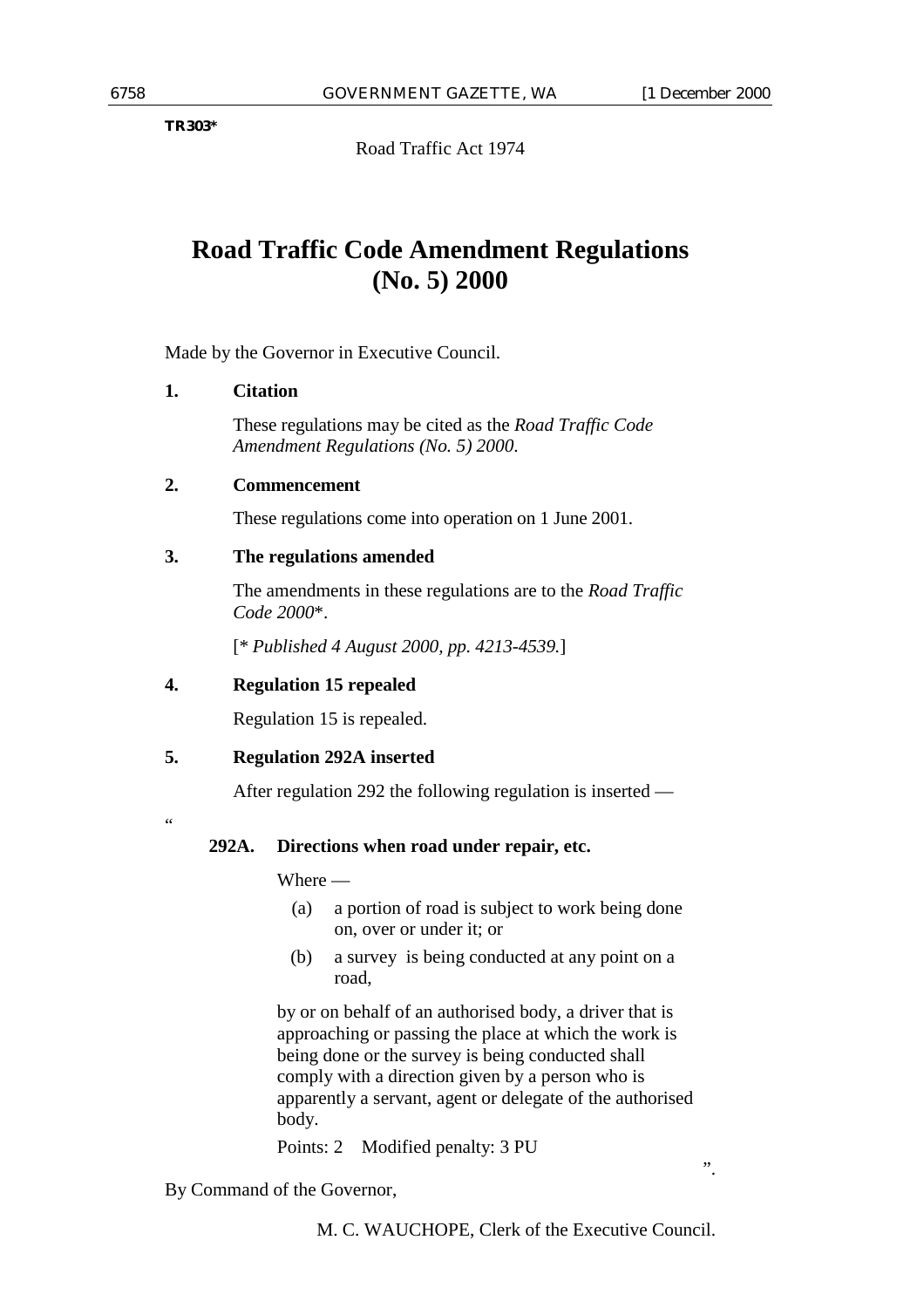TR303*

Road Traffic Act 1974

# Road Traffic Code Amendment Regulations (No. 5) 2000

Made by the Governor in Executive Council.

**1. Citation**

These regulations may be cited as the *Road Traffic Code Amendment Regulations (No. 5) 2000*.

**2. Commencement**

These regulations come into operation on 1 June 2001.

**3. The regulations amended**

The amendments in these regulations are to the *Road Traffic Code 2000*\*.

[*\* Published 4 August 2000, pp. 4213-4539.*]

**4. Regulation 15 repealed**

Regulation 15 is repealed.

**5. Regulation 292A inserted**

After regulation 292 the following regulation is inserted —

"

**292A. Directions when road under repair, etc.**

Where —

(a) a portion of road is subject to work being done on, over or under it; or

(b) a survey is being conducted at any point on a road,

by or on behalf of an authorised body, a driver that is approaching or passing the place at which the work is being done or the survey is being conducted shall comply with a direction given by a person who is apparently a servant, agent or delegate of the authorised body.

Points: 2 Modified penalty: 3 PU

".

By Command of the Governor,

M. C. WAUCHOPE, Clerk of the Executive Council.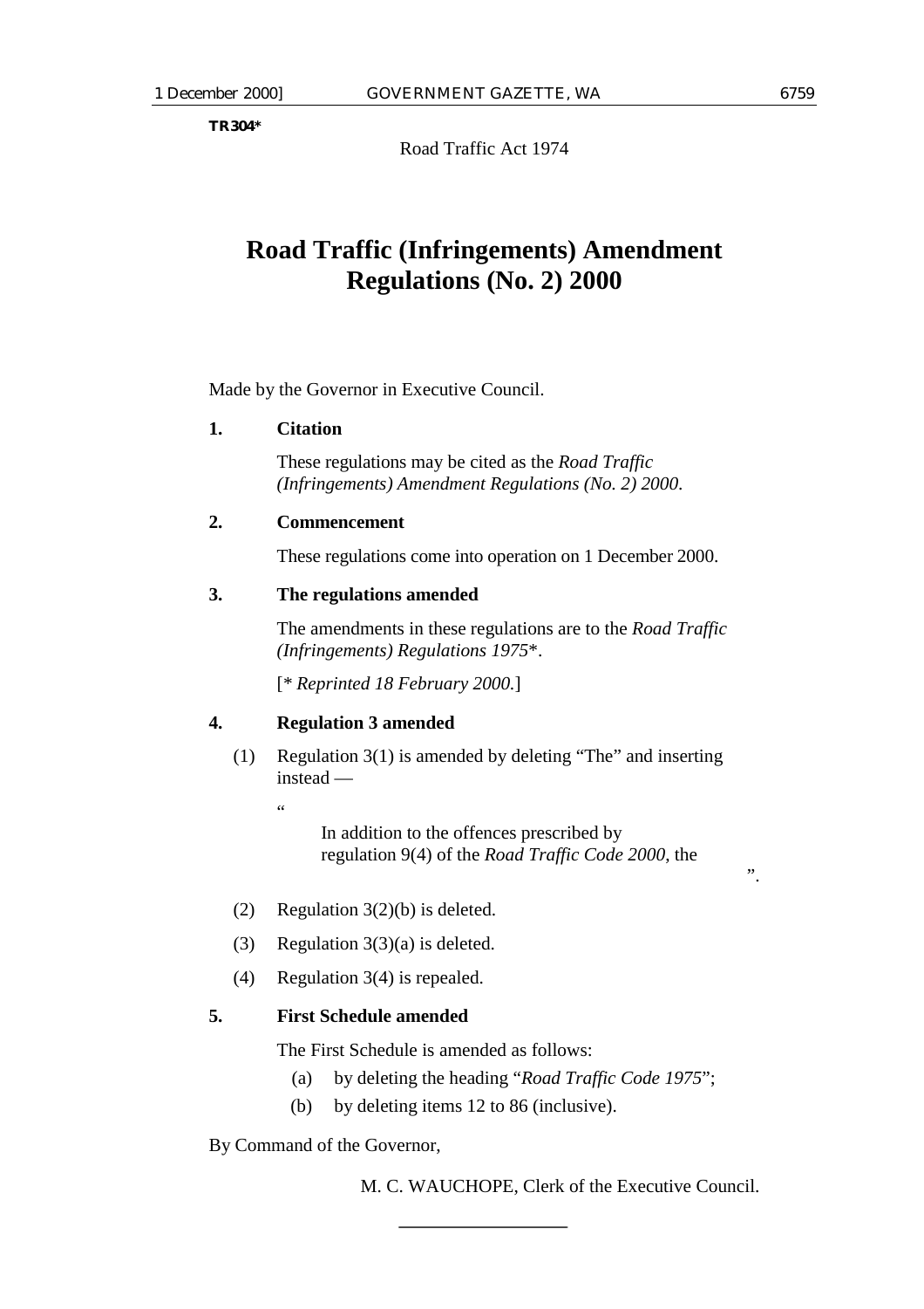TR304*

Road Traffic Act 1974

# Road Traffic (Infringements) Amendment Regulations (No. 2) 2000

Made by the Governor in Executive Council.

**1. Citation**

These regulations may be cited as the *Road Traffic (Infringements) Amendment Regulations (No. 2) 2000*.

**2. Commencement**

These regulations come into operation on 1 December 2000.

**3. The regulations amended**

The amendments in these regulations are to the *Road Traffic (Infringements) Regulations 1975*\*.

[\* *Reprinted 18 February 2000.*]

**4. Regulation 3 amended**

(1) Regulation 3(1) is amended by deleting "The" and inserting instead —

"

In addition to the offences prescribed by regulation 9(4) of the *Road Traffic Code 2000*, the

".

(2) Regulation 3(2)(b) is deleted.

(3) Regulation 3(3)(a) is deleted.

(4) Regulation 3(4) is repealed.

**5. First Schedule amended**

The First Schedule is amended as follows:

(a) by deleting the heading "*Road Traffic Code 1975*";

(b) by deleting items 12 to 86 (inclusive).

By Command of the Governor,

M. C. WAUCHOPE, Clerk of the Executive Council.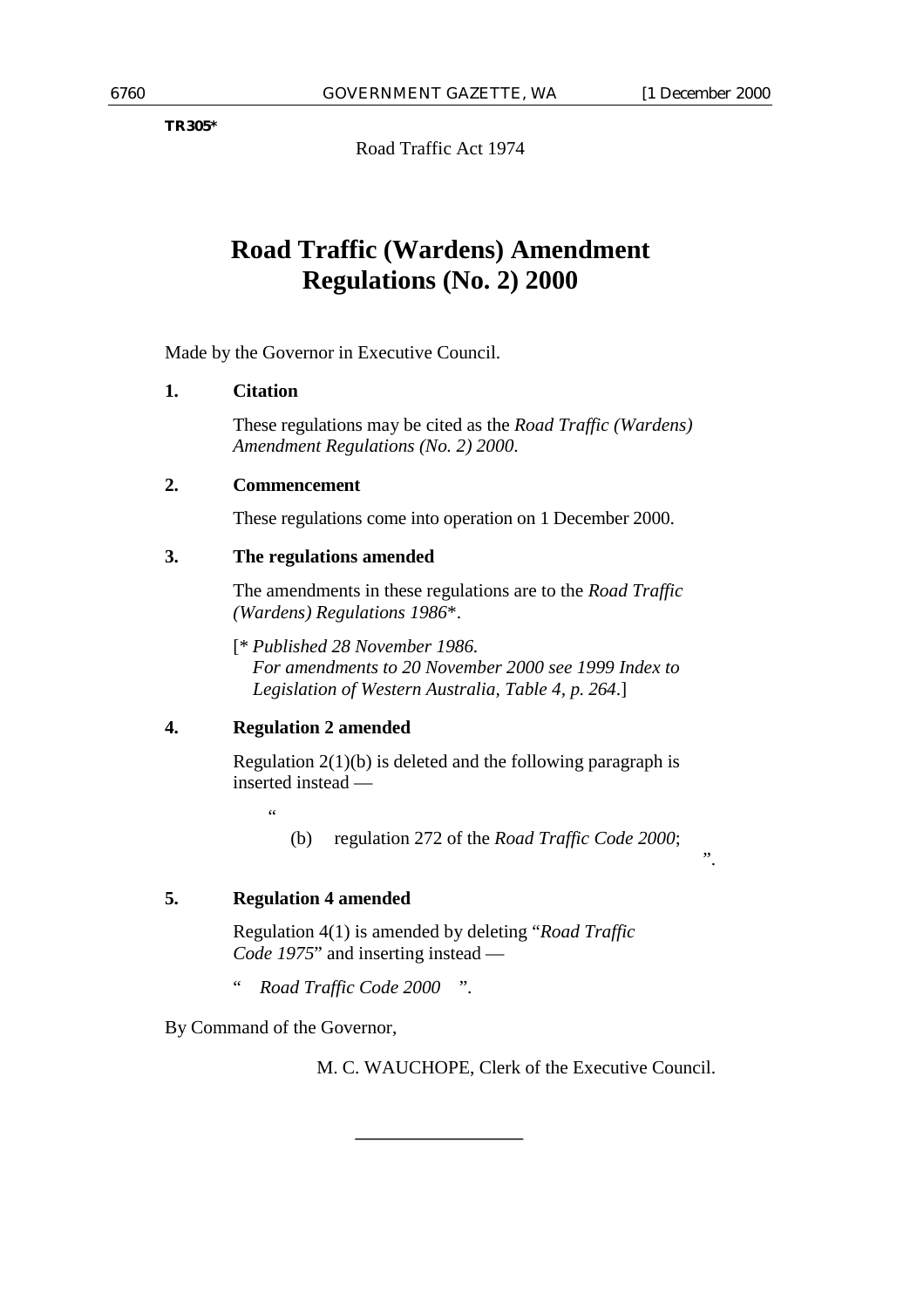TR305*

Road Traffic Act 1974

# Road Traffic (Wardens) Amendment Regulations (No. 2) 2000

Made by the Governor in Executive Council.

**1. Citation**

These regulations may be cited as the *Road Traffic (Wardens) Amendment Regulations (No. 2) 2000*.

**2. Commencement**

These regulations come into operation on 1 December 2000.

**3. The regulations amended**

The amendments in these regulations are to the *Road Traffic (Wardens) Regulations 1986*\*.

[\* *Published 28 November 1986.*
*For amendments to 20 November 2000 see 1999 Index to Legislation of Western Australia, Table 4, p. 264*.]

**4. Regulation 2 amended**

Regulation 2(1)(b) is deleted and the following paragraph is inserted instead —

"

(b) regulation 272 of the *Road Traffic Code 2000*;

".

**5. Regulation 4 amended**

Regulation 4(1) is amended by deleting "*Road Traffic Code 1975*" and inserting instead —

" *Road Traffic Code 2000* ".

By Command of the Governor,

M. C. WAUCHOPE, Clerk of the Executive Council.

---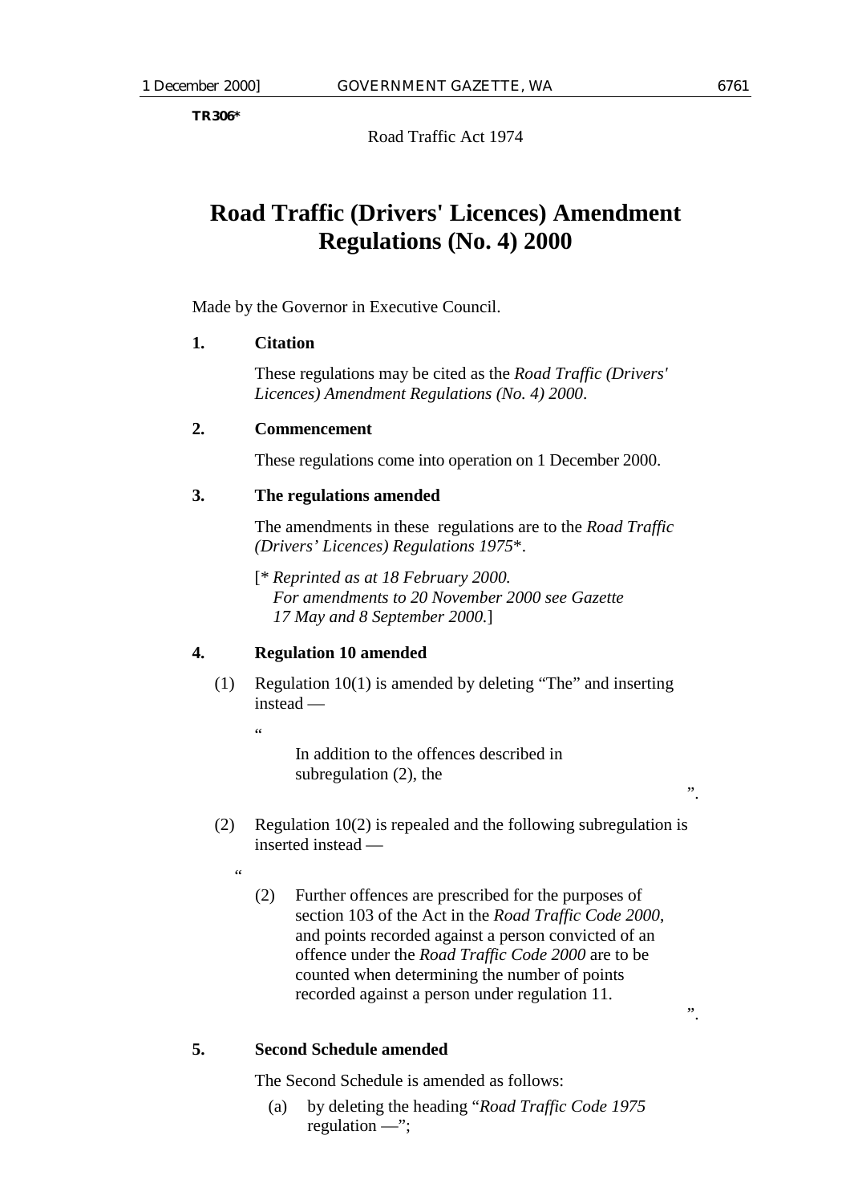TR306*

Road Traffic Act 1974

# Road Traffic (Drivers' Licences) Amendment Regulations (No. 4) 2000

Made by the Governor in Executive Council.

**1. Citation**

These regulations may be cited as the *Road Traffic (Drivers' Licences) Amendment Regulations (No. 4) 2000*.

**2. Commencement**

These regulations come into operation on 1 December 2000.

**3. The regulations amended**

The amendments in these regulations are to the *Road Traffic (Drivers' Licences) Regulations 1975*\*.

[\* *Reprinted as at 18 February 2000. For amendments to 20 November 2000 see Gazette 17 May and 8 September 2000.*]

**4. Regulation 10 amended**

(1) Regulation 10(1) is amended by deleting "The" and inserting instead —

"

In addition to the offences described in subregulation (2), the

".

(2) Regulation 10(2) is repealed and the following subregulation is inserted instead —

"

(2) Further offences are prescribed for the purposes of section 103 of the Act in the *Road Traffic Code 2000*, and points recorded against a person convicted of an offence under the *Road Traffic Code 2000* are to be counted when determining the number of points recorded against a person under regulation 11.

".

**5. Second Schedule amended**

The Second Schedule is amended as follows:

(a) by deleting the heading "*Road Traffic Code 1975* regulation —";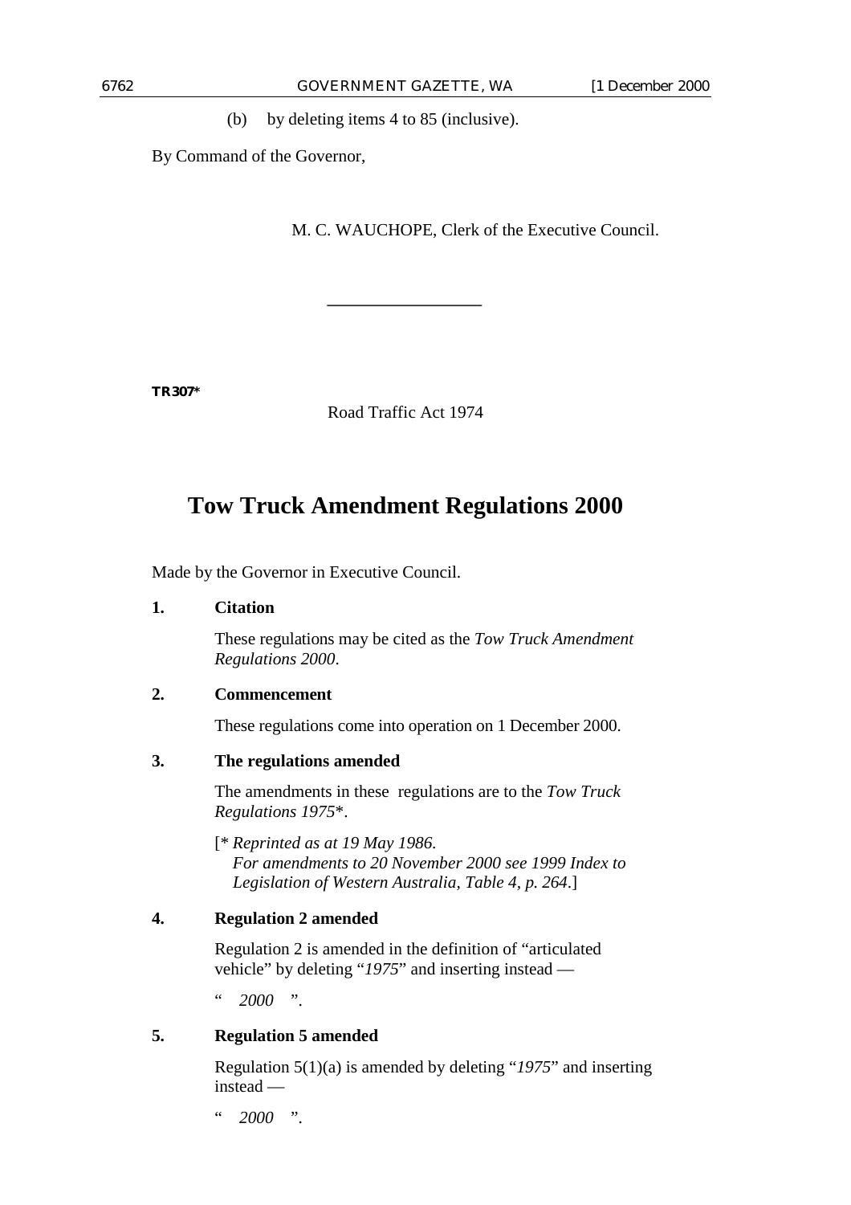(b) by deleting items 4 to 85 (inclusive).

By Command of the Governor,

M. C. WAUCHOPE, Clerk of the Executive Council.

---

**TR307***

Road Traffic Act 1974

# Tow Truck Amendment Regulations 2000

Made by the Governor in Executive Council.

**1. Citation**

These regulations may be cited as the *Tow Truck Amendment Regulations 2000*.

**2. Commencement**

These regulations come into operation on 1 December 2000.

**3. The regulations amended**

The amendments in these regulations are to the *Tow Truck Regulations 1975**.

[* *Reprinted as at 19 May 1986.*
*For amendments to 20 November 2000 see 1999 Index to Legislation of Western Australia, Table 4, p. 264*.]

**4. Regulation 2 amended**

Regulation 2 is amended in the definition of "articulated vehicle" by deleting "*1975*" and inserting instead —

" *2000* ".

**5. Regulation 5 amended**

Regulation 5(1)(a) is amended by deleting "*1975*" and inserting instead —

" *2000* ".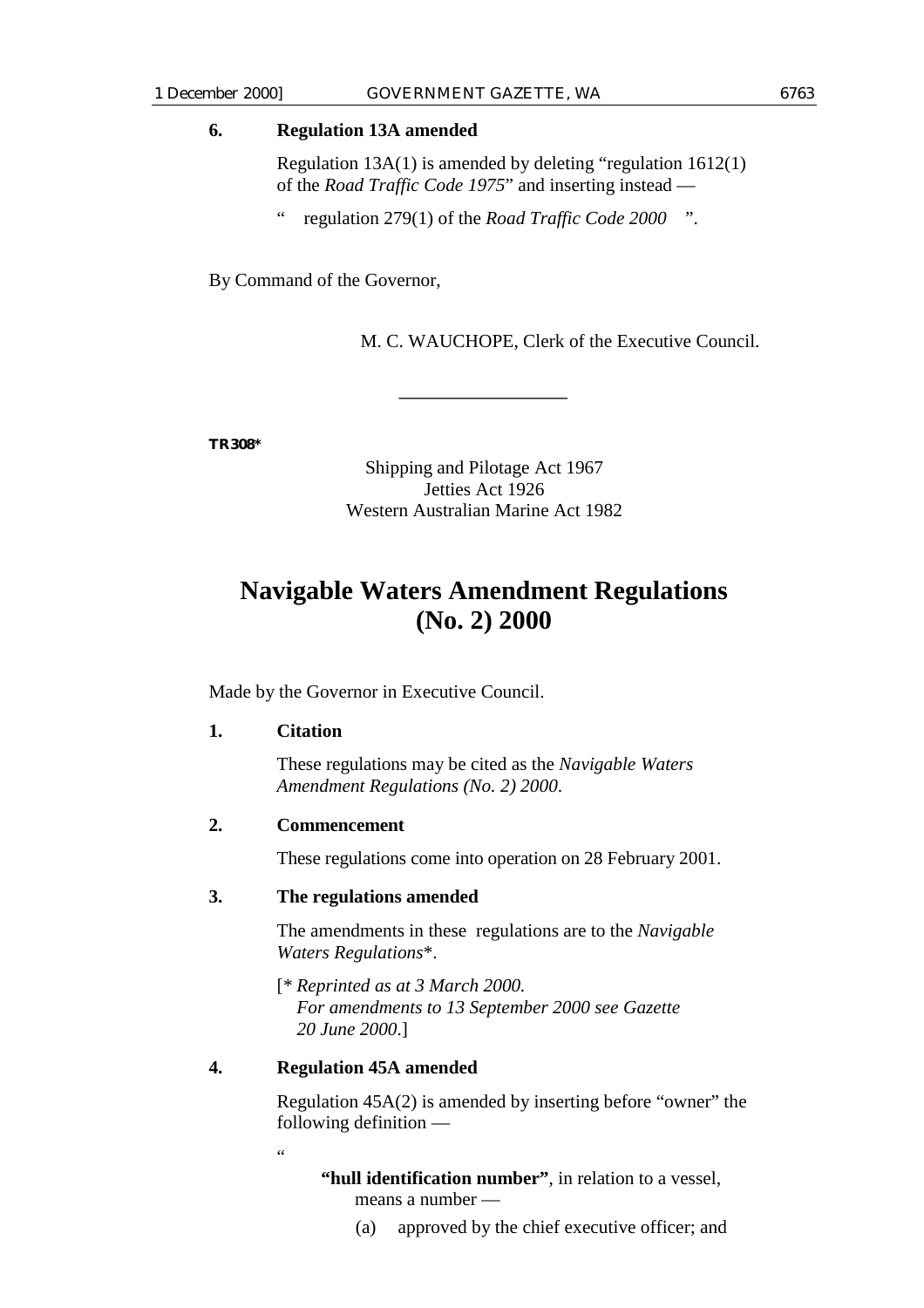**6. Regulation 13A amended**

Regulation 13A(1) is amended by deleting "regulation 1612(1) of the *Road Traffic Code 1975*" and inserting instead —

" regulation 279(1) of the *Road Traffic Code 2000* ".

By Command of the Governor,

M. C. WAUCHOPE, Clerk of the Executive Council.

---

**TR308***

Shipping and Pilotage Act 1967
Jetties Act 1926
Western Australian Marine Act 1982

# Navigable Waters Amendment Regulations (No. 2) 2000

Made by the Governor in Executive Council.

**1. Citation**

These regulations may be cited as the *Navigable Waters Amendment Regulations (No. 2) 2000*.

**2. Commencement**

These regulations come into operation on 28 February 2001.

**3. The regulations amended**

The amendments in these regulations are to the *Navigable Waters Regulations*\*.

[\* *Reprinted as at 3 March 2000.*
*For amendments to 13 September 2000 see Gazette 20 June 2000*.]

**4. Regulation 45A amended**

Regulation 45A(2) is amended by inserting before "owner" the following definition —

"

**"hull identification number"**, in relation to a vessel, means a number —

(a) approved by the chief executive officer; and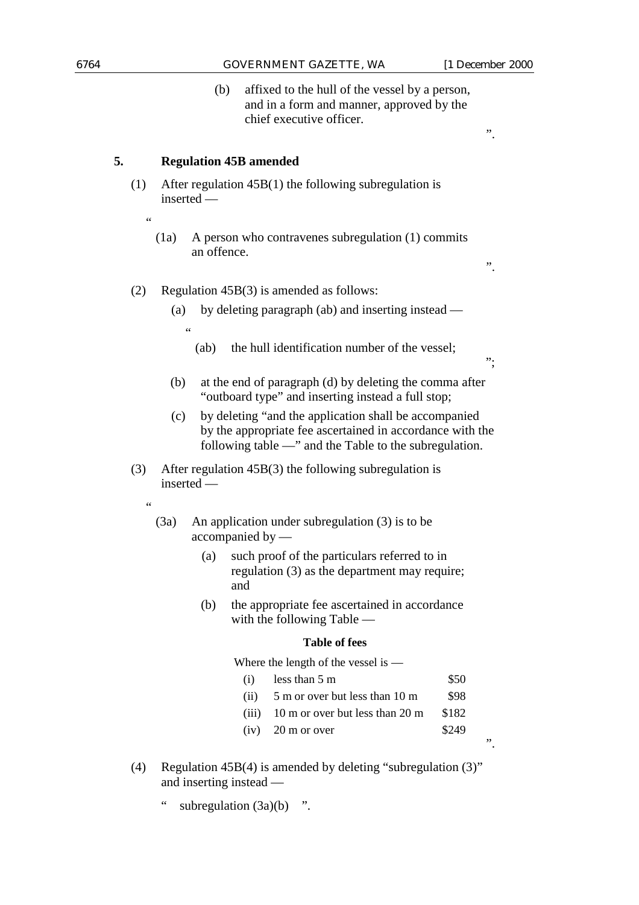(b) affixed to the hull of the vessel by a person, and in a form and manner, approved by the chief executive officer.

".

## 5. Regulation 45B amended

(1) After regulation 45B(1) the following subregulation is inserted —

"

(1a) A person who contravenes subregulation (1) commits an offence.

".

(2) Regulation 45B(3) is amended as follows:

(a) by deleting paragraph (ab) and inserting instead —

"

(ab) the hull identification number of the vessel;

";

(b) at the end of paragraph (d) by deleting the comma after "outboard type" and inserting instead a full stop;

(c) by deleting "and the application shall be accompanied by the appropriate fee ascertained in accordance with the following table —" and the Table to the subregulation.

(3) After regulation 45B(3) the following subregulation is inserted —

"

(3a) An application under subregulation (3) is to be accompanied by —

(a) such proof of the particulars referred to in regulation (3) as the department may require; and

(b) the appropriate fee ascertained in accordance with the following Table —

**Table of fees**

Where the length of the vessel is —

| | | |
|---|---|---|
| (i) | less than 5 m | $50 |
| (ii) | 5 m or over but less than 10 m | $98 |
| (iii) | 10 m or over but less than 20 m | $182 |
| (iv) | 20 m or over | $249 |

".

(4) Regulation 45B(4) is amended by deleting "subregulation (3)" and inserting instead —

" subregulation (3a)(b) ".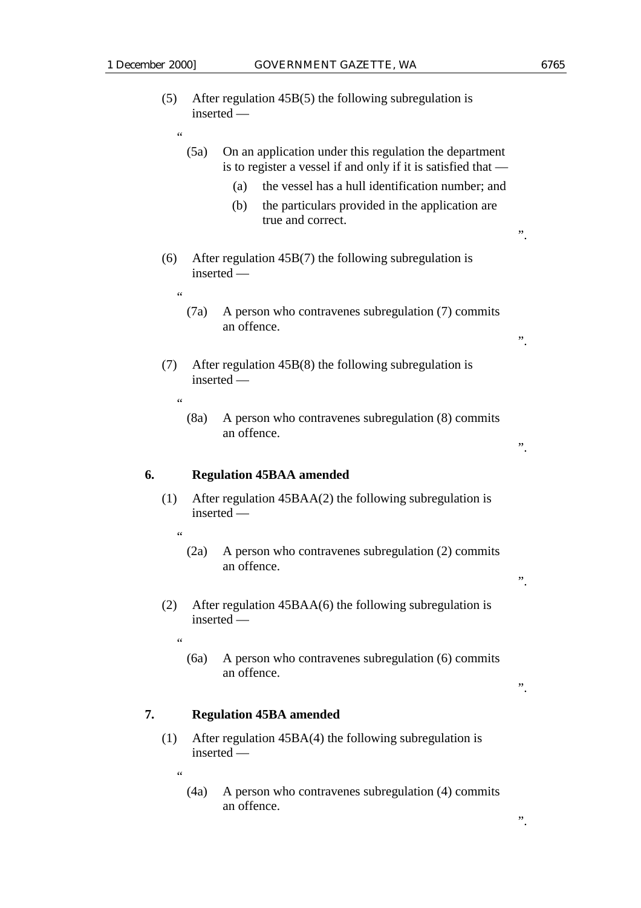(5) After regulation 45B(5) the following subregulation is inserted —

"

(5a) On an application under this regulation the department is to register a vessel if and only if it is satisfied that —

(a) the vessel has a hull identification number; and

(b) the particulars provided in the application are true and correct.

".

(6) After regulation 45B(7) the following subregulation is inserted —

"

(7a) A person who contravenes subregulation (7) commits an offence.

".

(7) After regulation 45B(8) the following subregulation is inserted —

"

(8a) A person who contravenes subregulation (8) commits an offence.

".

**6. Regulation 45BAA amended**

(1) After regulation 45BAA(2) the following subregulation is inserted —

"

(2a) A person who contravenes subregulation (2) commits an offence.

".

(2) After regulation 45BAA(6) the following subregulation is inserted —

"

(6a) A person who contravenes subregulation (6) commits an offence.

".

**7. Regulation 45BA amended**

(1) After regulation 45BA(4) the following subregulation is inserted —

"

(4a) A person who contravenes subregulation (4) commits an offence.

".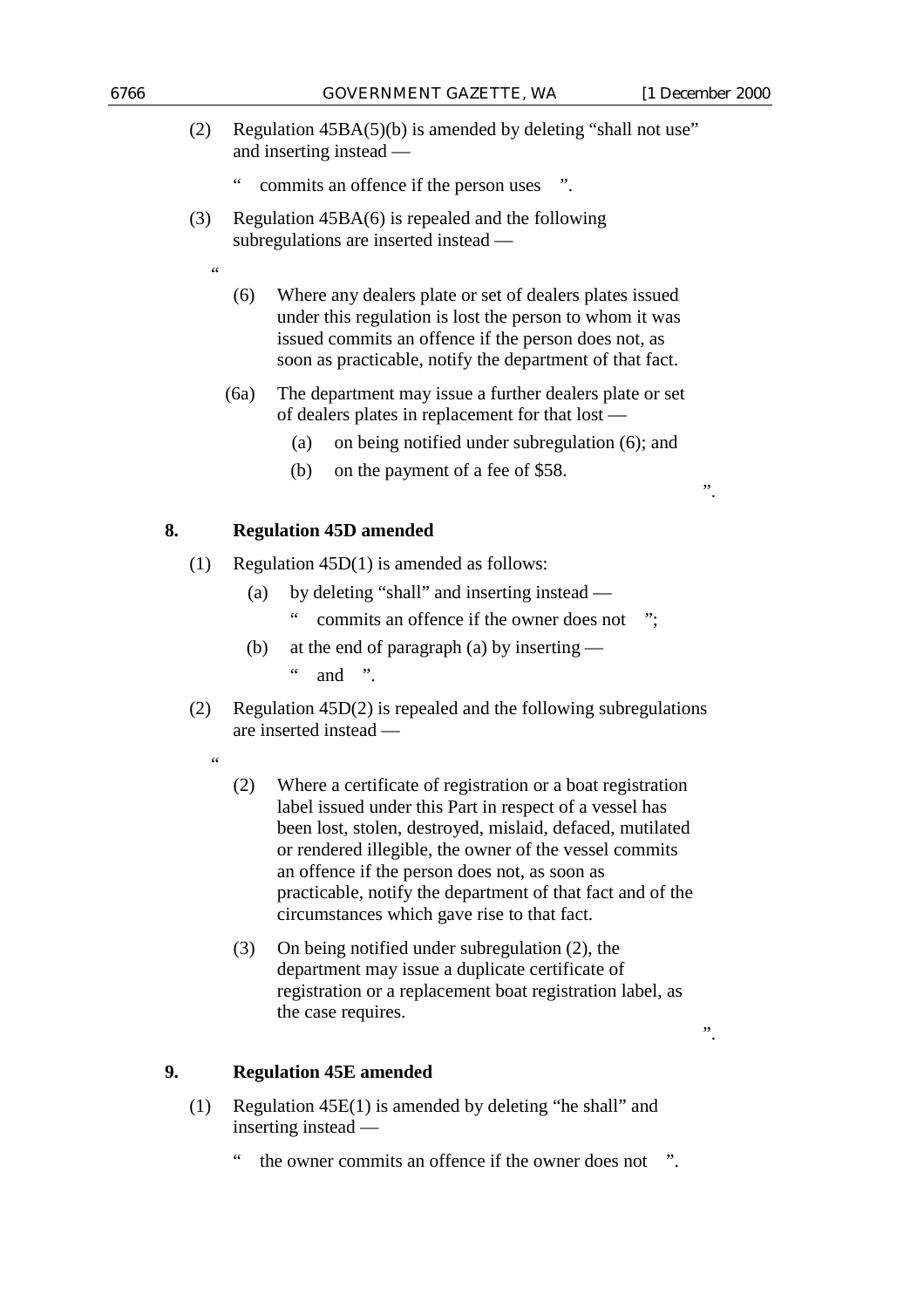(2) Regulation 45BA(5)(b) is amended by deleting “shall not use” and inserting instead —

“ commits an offence if the person uses ”.

(3) Regulation 45BA(6) is repealed and the following subregulations are inserted instead —

“

(6) Where any dealers plate or set of dealers plates issued under this regulation is lost the person to whom it was issued commits an offence if the person does not, as soon as practicable, notify the department of that fact.

(6a) The department may issue a further dealers plate or set of dealers plates in replacement for that lost —

(a) on being notified under subregulation (6); and

(b) on the payment of a fee of $58.

”.

## 8. Regulation 45D amended

(1) Regulation 45D(1) is amended as follows:

(a) by deleting “shall” and inserting instead —

“ commits an offence if the owner does not ”;

(b) at the end of paragraph (a) by inserting —

“ and ”.

(2) Regulation 45D(2) is repealed and the following subregulations are inserted instead —

“

(2) Where a certificate of registration or a boat registration label issued under this Part in respect of a vessel has been lost, stolen, destroyed, mislaid, defaced, mutilated or rendered illegible, the owner of the vessel commits an offence if the person does not, as soon as practicable, notify the department of that fact and of the circumstances which gave rise to that fact.

(3) On being notified under subregulation (2), the department may issue a duplicate certificate of registration or a replacement boat registration label, as the case requires.

”.

## 9. Regulation 45E amended

(1) Regulation 45E(1) is amended by deleting “he shall” and inserting instead —

“ the owner commits an offence if the owner does not ”.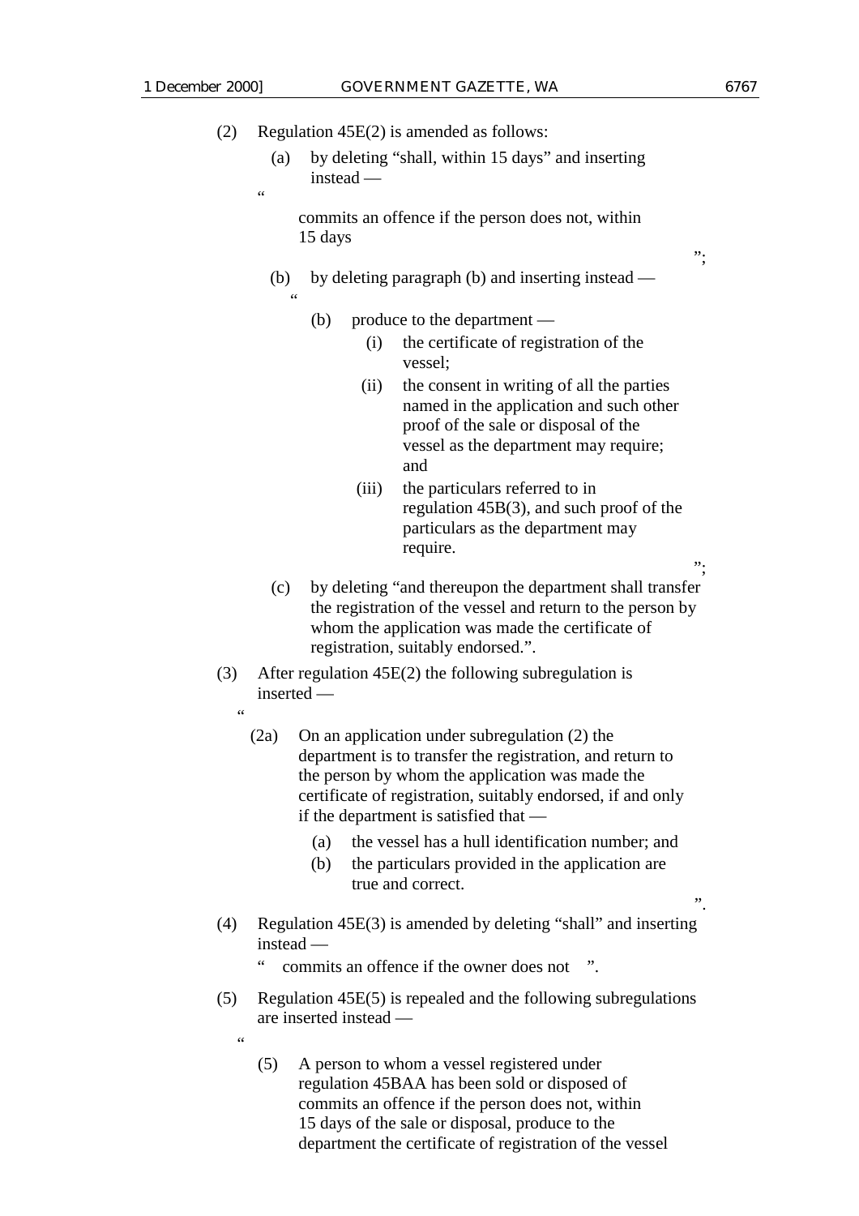(2) Regulation 45E(2) is amended as follows:

(a) by deleting "shall, within 15 days" and inserting instead —

"

commits an offence if the person does not, within 15 days

";

(b) by deleting paragraph (b) and inserting instead —

"

(b) produce to the department —

(i) the certificate of registration of the vessel;

(ii) the consent in writing of all the parties named in the application and such other proof of the sale or disposal of the vessel as the department may require; and

(iii) the particulars referred to in regulation 45B(3), and such proof of the particulars as the department may require.

";

(c) by deleting "and thereupon the department shall transfer the registration of the vessel and return to the person by whom the application was made the certificate of registration, suitably endorsed.".

(3) After regulation 45E(2) the following subregulation is inserted —

"

(2a) On an application under subregulation (2) the department is to transfer the registration, and return to the person by whom the application was made the certificate of registration, suitably endorsed, if and only if the department is satisfied that —

(a) the vessel has a hull identification number; and

(b) the particulars provided in the application are true and correct.

".

(4) Regulation 45E(3) is amended by deleting "shall" and inserting instead —

" commits an offence if the owner does not ".

(5) Regulation 45E(5) is repealed and the following subregulations are inserted instead —

"

(5) A person to whom a vessel registered under regulation 45BAA has been sold or disposed of commits an offence if the person does not, within 15 days of the sale or disposal, produce to the department the certificate of registration of the vessel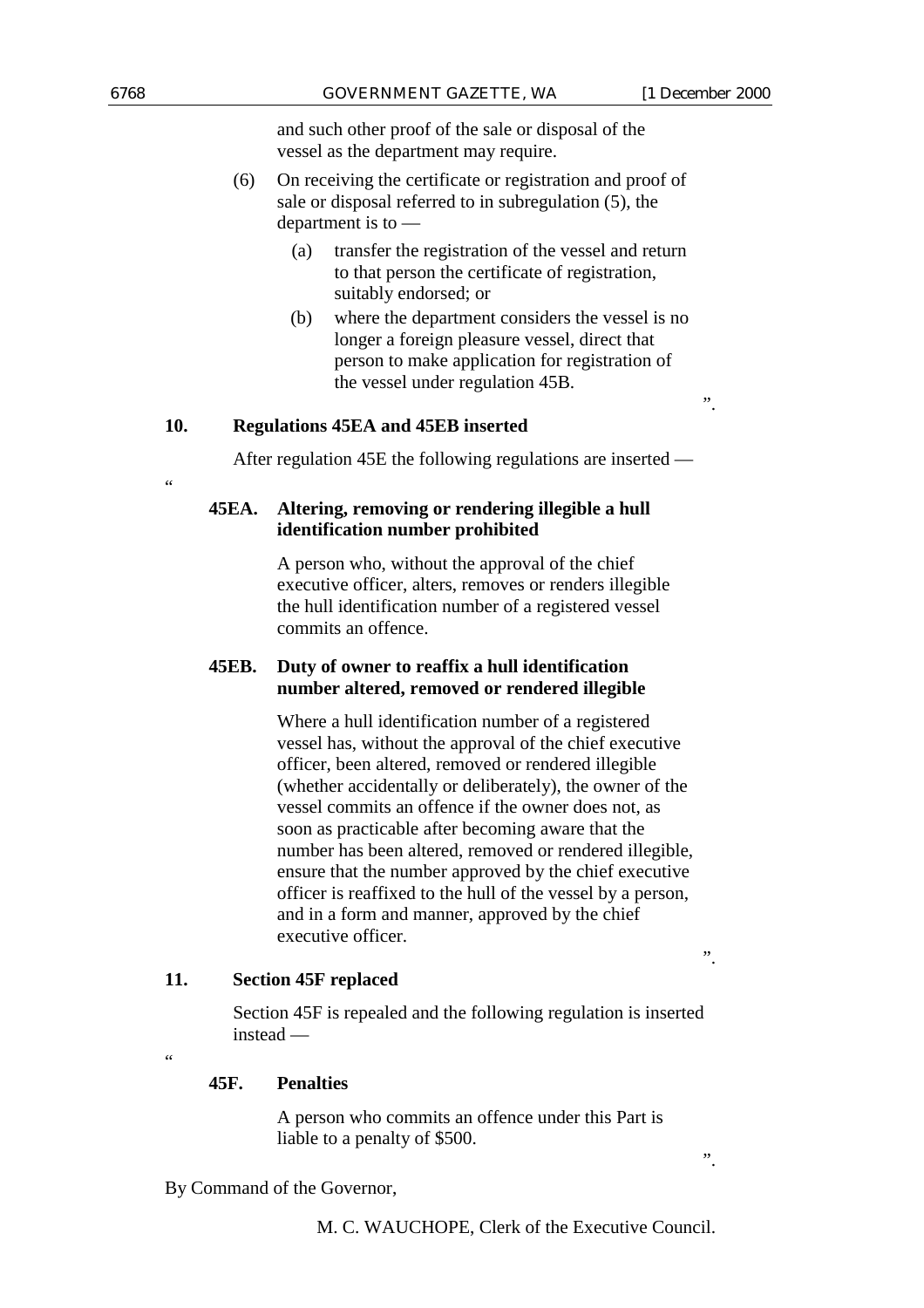and such other proof of the sale or disposal of the vessel as the department may require.

(6) On receiving the certificate or registration and proof of sale or disposal referred to in subregulation (5), the department is to —

(a) transfer the registration of the vessel and return to that person the certificate of registration, suitably endorsed; or

(b) where the department considers the vessel is no longer a foreign pleasure vessel, direct that person to make application for registration of the vessel under regulation 45B.

".

**10. Regulations 45EA and 45EB inserted**

After regulation 45E the following regulations are inserted —

"

**45EA. Altering, removing or rendering illegible a hull identification number prohibited**

A person who, without the approval of the chief executive officer, alters, removes or renders illegible the hull identification number of a registered vessel commits an offence.

**45EB. Duty of owner to reaffix a hull identification number altered, removed or rendered illegible**

Where a hull identification number of a registered vessel has, without the approval of the chief executive officer, been altered, removed or rendered illegible (whether accidentally or deliberately), the owner of the vessel commits an offence if the owner does not, as soon as practicable after becoming aware that the number has been altered, removed or rendered illegible, ensure that the number approved by the chief executive officer is reaffixed to the hull of the vessel by a person, and in a form and manner, approved by the chief executive officer.

".

**11. Section 45F replaced**

Section 45F is repealed and the following regulation is inserted instead —

"

**45F. Penalties**

A person who commits an offence under this Part is liable to a penalty of $500.

".

By Command of the Governor,

M. C. WAUCHOPE, Clerk of the Executive Council.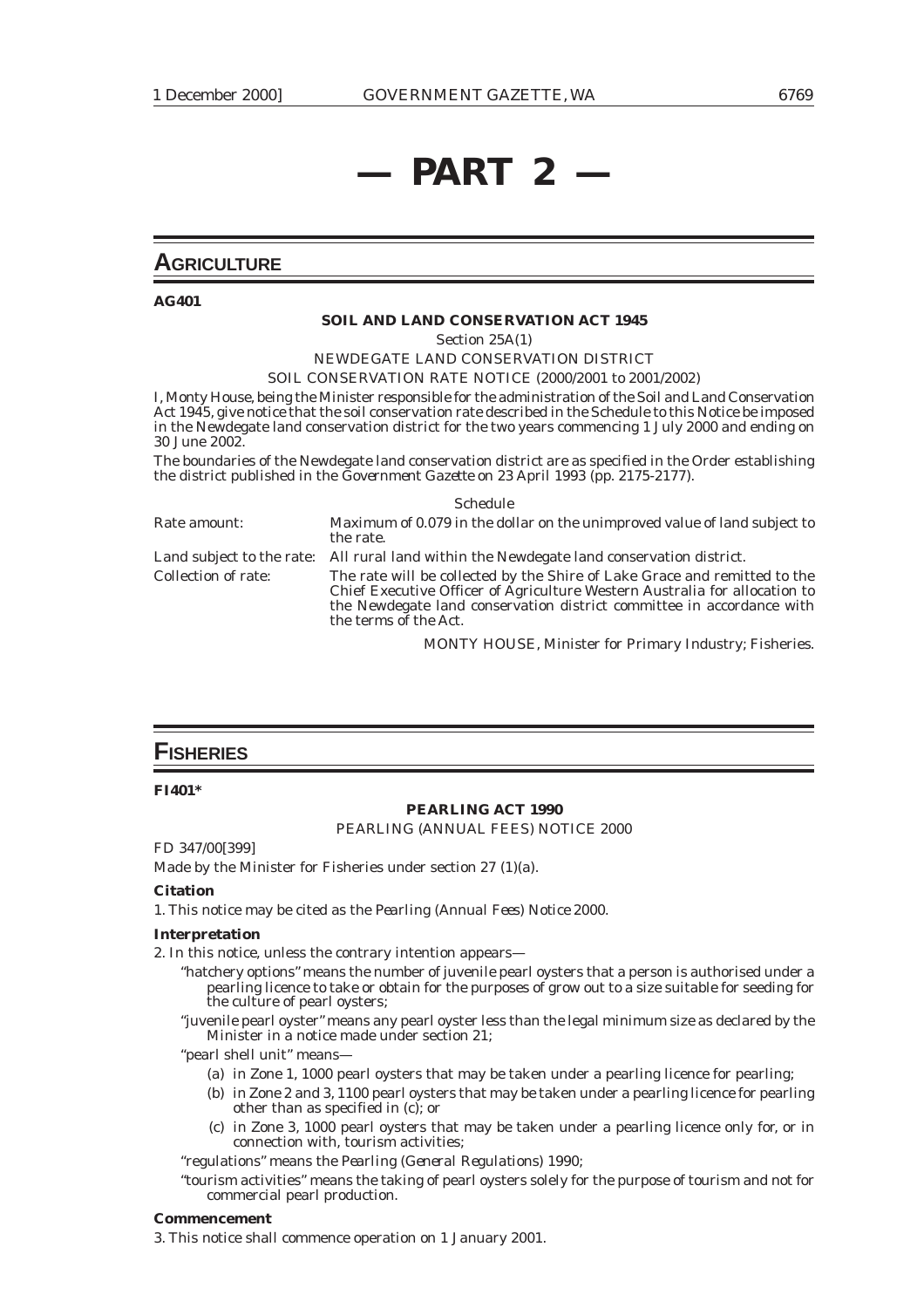# — PART 2 —

## AGRICULTURE

**AG401**

**SOIL AND LAND CONSERVATION ACT 1945**

Section 25A(1)

NEWDEGATE LAND CONSERVATION DISTRICT

SOIL CONSERVATION RATE NOTICE (2000/2001 to 2001/2002)

I, Monty House, being the Minister responsible for the administration of the Soil and Land Conservation Act 1945, give notice that the soil conservation rate described in the Schedule to this Notice be imposed in the Newdegate land conservation district for the two years commencing 1 July 2000 and ending on 30 June 2002.

The boundaries of the Newdegate land conservation district are as specified in the Order establishing the district published in the *Government Gazette* on 23 April 1993 (pp. 2175-2177).

Schedule

| | |
|---|---|
| Rate amount: | Maximum of 0.079 in the dollar on the unimproved value of land subject to the rate. |
| Land subject to the rate: | All rural land within the Newdegate land conservation district. |
| Collection of rate: | The rate will be collected by the Shire of Lake Grace and remitted to the Chief Executive Officer of Agriculture Western Australia for allocation to the Newdegate land conservation district committee in accordance with the terms of the Act. |

MONTY HOUSE, Minister for Primary Industry; Fisheries.

## FISHERIES

**FI401***

**PEARLING ACT 1990**

PEARLING (ANNUAL FEES) NOTICE 2000

FD 347/00[399]

Made by the Minister for Fisheries under section 27 (1)(a).

**Citation**

1. This notice may be cited as the *Pearling (Annual Fees) Notice 2000*.

**Interpretation**

2. In this notice, unless the contrary intention appears—

"hatchery options" means the number of juvenile pearl oysters that a person is authorised under a pearling licence to take or obtain for the purposes of grow out to a size suitable for seeding for the culture of pearl oysters;

"juvenile pearl oyster" means any pearl oyster less than the legal minimum size as declared by the Minister in a notice made under section 21;

"pearl shell unit" means—

(a) in Zone 1, 1000 pearl oysters that may be taken under a pearling licence for pearling;

(b) in Zone 2 and 3, 1100 pearl oysters that may be taken under a pearling licence for pearling other than as specified in (c); or

(c) in Zone 3, 1000 pearl oysters that may be taken under a pearling licence only for, or in connection with, tourism activities;

"regulations" means the *Pearling (General Regulations) 1990*;

"tourism activities" means the taking of pearl oysters solely for the purpose of tourism and not for commercial pearl production.

**Commencement**

3. This notice shall commence operation on 1 January 2001.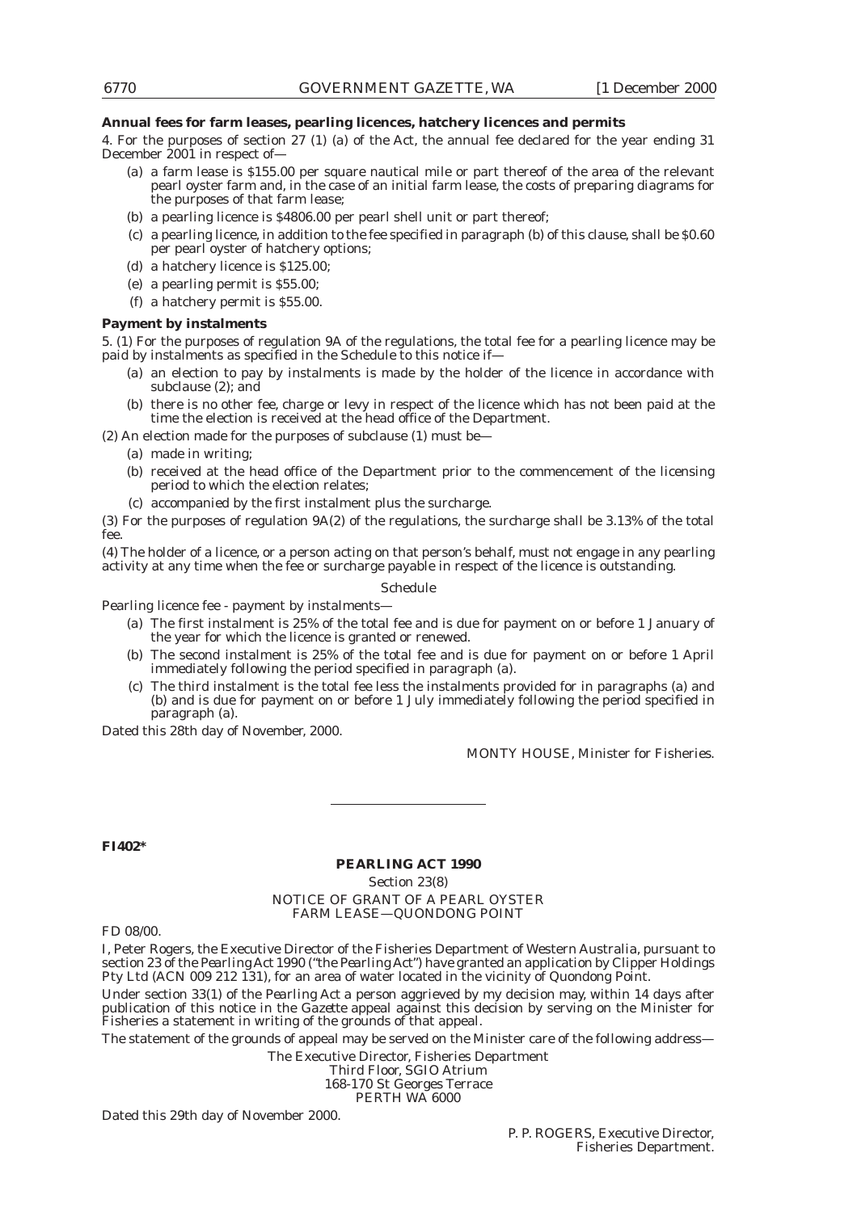**Annual fees for farm leases, pearling licences, hatchery licences and permits**

4. For the purposes of section 27 (1) (a) of the Act, the annual fee declared for the year ending 31 December 2001 in respect of—

- (a) a farm lease is $155.00 per square nautical mile or part thereof of the area of the relevant pearl oyster farm and, in the case of an initial farm lease, the costs of preparing diagrams for the purposes of that farm lease;
- (b) a pearling licence is $4806.00 per pearl shell unit or part thereof;
- (c) a pearling licence, in addition to the fee specified in paragraph (b) of this clause, shall be $0.60 per pearl oyster of hatchery options;
- (d) a hatchery licence is $125.00;
- (e) a pearling permit is $55.00;
- (f) a hatchery permit is $55.00.

**Payment by instalments**

5. (1) For the purposes of regulation 9A of the regulations, the total fee for a pearling licence may be paid by instalments as specified in the Schedule to this notice if—

- (a) an election to pay by instalments is made by the holder of the licence in accordance with subclause (2); and
- (b) there is no other fee, charge or levy in respect of the licence which has not been paid at the time the election is received at the head office of the Department.

(2) An election made for the purposes of subclause (1) must be—

- (a) made in writing;
- (b) received at the head office of the Department prior to the commencement of the licensing period to which the election relates;
- (c) accompanied by the first instalment plus the surcharge.

(3) For the purposes of regulation 9A(2) of the regulations, the surcharge shall be 3.13% of the total fee.

(4) The holder of a licence, or a person acting on that person's behalf, must not engage in any pearling activity at any time when the fee or surcharge payable in respect of the licence is outstanding.

Schedule

Pearling licence fee - payment by instalments—

- (a) The first instalment is 25% of the total fee and is due for payment on or before 1 January of the year for which the licence is granted or renewed.
- (b) The second instalment is 25% of the total fee and is due for payment on or before 1 April immediately following the period specified in paragraph (a).
- (c) The third instalment is the total fee less the instalments provided for in paragraphs (a) and (b) and is due for payment on or before 1 July immediately following the period specified in paragraph (a).

Dated this 28th day of November, 2000.

MONTY HOUSE, Minister for Fisheries.

---

**FI402***

**PEARLING ACT 1990**

Section 23(8)

NOTICE OF GRANT OF A PEARL OYSTER FARM LEASE—QUONDONG POINT

FD 08/00.

I, Peter Rogers, the Executive Director of the Fisheries Department of Western Australia, pursuant to section 23 of the *Pearling Act 1990* ("the *Pearling Act*") have granted an application by Clipper Holdings Pty Ltd (ACN 009 212 131), for an area of water located in the vicinity of Quondong Point.

Under section 33(1) of the *Pearling Act* a person aggrieved by my decision may, within 14 days after publication of this notice in the *Gazette* appeal against this decision by serving on the Minister for Fisheries a statement in writing of the grounds of that appeal.

The statement of the grounds of appeal may be served on the Minister care of the following address—

The Executive Director, Fisheries Department
Third Floor, SGIO Atrium
168-170 St Georges Terrace
PERTH WA 6000

Dated this 29th day of November 2000.

P. P. ROGERS, Executive Director,
Fisheries Department.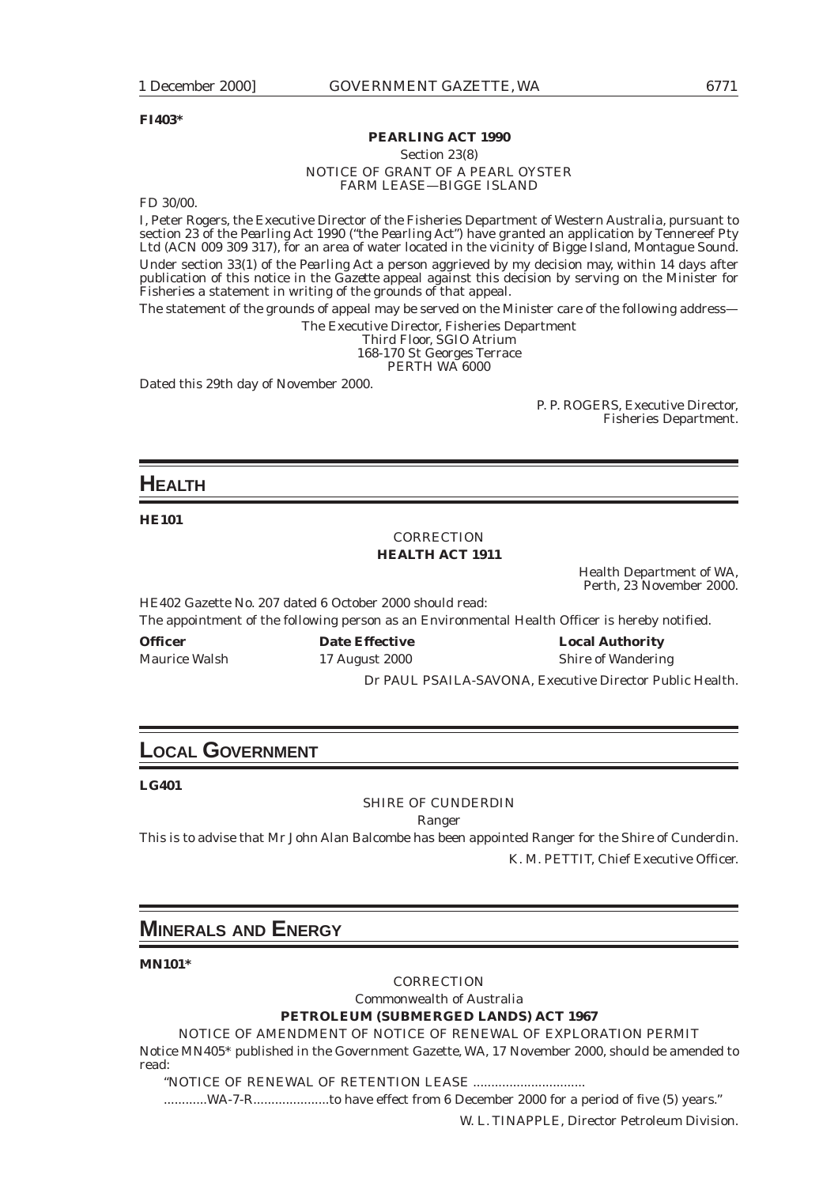**FI403***

**PEARLING ACT 1990**

Section 23(8)

NOTICE OF GRANT OF A PEARL OYSTER FARM LEASE—BIGGE ISLAND

FD 30/00.

I, Peter Rogers, the Executive Director of the Fisheries Department of Western Australia, pursuant to section 23 of the *Pearling Act 1990* ("the *Pearling Act*") have granted an application by Tennereef Pty Ltd (ACN 009 309 317), for an area of water located in the vicinity of Bigge Island, Montague Sound.

Under section 33(1) of the *Pearling Act* a person aggrieved by my decision may, within 14 days after publication of this notice in the *Gazette* appeal against this decision by serving on the Minister for Fisheries a statement in writing of the grounds of that appeal.

The statement of the grounds of appeal may be served on the Minister care of the following address—

The Executive Director, Fisheries Department
Third Floor, SGIO Atrium
168-170 St Georges Terrace
PERTH WA 6000

Dated this 29th day of November 2000.

P. P. ROGERS, Executive Director,
Fisheries Department.

---

# HEALTH

**HE101**

CORRECTION

**HEALTH ACT 1911**

Health Department of WA,
Perth, 23 November 2000.

HE402 Gazette No. 207 dated 6 October 2000 should read:

The appointment of the following person as an Environmental Health Officer is hereby notified.

| **Officer** | **Date Effective** | **Local Authority** |
|---|---|---|
| Maurice Walsh | 17 August 2000 | Shire of Wandering |

Dr PAUL PSAILA-SAVONA, Executive Director Public Health.

---

# LOCAL GOVERNMENT

**LG401**

SHIRE OF CUNDERDIN

Ranger

This is to advise that Mr John Alan Balcombe has been appointed Ranger for the Shire of Cunderdin.

K. M. PETTIT, Chief Executive Officer.

---

# MINERALS AND ENERGY

**MN101***

CORRECTION

Commonwealth of Australia

**PETROLEUM (SUBMERGED LANDS) ACT 1967**

NOTICE OF AMENDMENT OF NOTICE OF RENEWAL OF EXPLORATION PERMIT

Notice MN405* published in the Government Gazette, WA, 17 November 2000, should be amended to read:

"NOTICE OF RENEWAL OF RETENTION LEASE ...............................

............WA-7-R.....................to have effect from 6 December 2000 for a period of five (5) years."

W. L. TINAPPLE, Director Petroleum Division.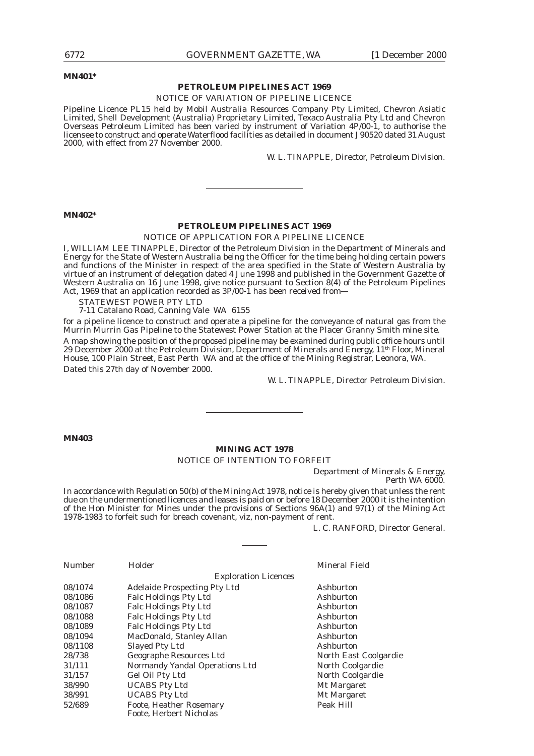**MN401***

## PETROLEUM PIPELINES ACT 1969

NOTICE OF VARIATION OF PIPELINE LICENCE

Pipeline Licence PL15 held by Mobil Australia Resources Company Pty Limited, Chevron Asiatic Limited, Shell Development (Australia) Proprietary Limited, Texaco Australia Pty Ltd and Chevron Overseas Petroleum Limited has been varied by instrument of Variation 4P/00-1, to authorise the licensee to construct and operate Waterflood facilities as detailed in document J 90520 dated 31 August 2000, with effect from 27 November 2000.

W. L. TINAPPLE, Director, Petroleum Division.

---

**MN402***

## PETROLEUM PIPELINES ACT 1969

NOTICE OF APPLICATION FOR A PIPELINE LICENCE

I, WILLIAM LEE TINAPPLE, Director of the Petroleum Division in the Department of Minerals and Energy for the State of Western Australia being the Officer for the time being holding certain powers and functions of the Minister in respect of the area specified in the State of Western Australia by virtue of an instrument of delegation dated 4 June 1998 and published in the Government Gazette of Western Australia on 16 June 1998, give notice pursuant to Section 8(4) of the Petroleum Pipelines Act, 1969 that an application recorded as 3P/00-1 has been received from—

STATEWEST POWER PTY LTD
7-11 Catalano Road, Canning Vale WA 6155

for a pipeline licence to construct and operate a pipeline for the conveyance of natural gas from the Murrin Murrin Gas Pipeline to the Statewest Power Station at the Placer Granny Smith mine site.

A map showing the position of the proposed pipeline may be examined during public office hours until 29 December 2000 at the Petroleum Division, Department of Minerals and Energy, 11th Floor, Mineral House, 100 Plain Street, East Perth WA and at the office of the Mining Registrar, Leonora, WA.

Dated this 27th day of November 2000.

W. L. TINAPPLE, Director Petroleum Division.

---

**MN403**

## MINING ACT 1978

NOTICE OF INTENTION TO FORFEIT

Department of Minerals & Energy,
Perth WA 6000.

In accordance with Regulation 50(b) of the Mining Act 1978, notice is hereby given that unless the rent due on the undermentioned licences and leases is paid on or before 18 December 2000 it is the intention of the Hon Minister for Mines under the provisions of Sections 96A(1) and 97(1) of the Mining Act 1978-1983 to forfeit such for breach covenant, viz, non-payment of rent.

L. C. RANFORD, Director General.

---

| Number | Holder | Mineral Field |
|---|---|---|
| | Exploration Licences | |
| 08/1074 | Adelaide Prospecting Pty Ltd | Ashburton |
| 08/1086 | Falc Holdings Pty Ltd | Ashburton |
| 08/1087 | Falc Holdings Pty Ltd | Ashburton |
| 08/1088 | Falc Holdings Pty Ltd | Ashburton |
| 08/1089 | Falc Holdings Pty Ltd | Ashburton |
| 08/1094 | MacDonald, Stanley Allan | Ashburton |
| 08/1108 | Slayed Pty Ltd | Ashburton |
| 28/738 | Geographe Resources Ltd | North East Coolgardie |
| 31/111 | Normandy Yandal Operations Ltd | North Coolgardie |
| 31/157 | Gel Oil Pty Ltd | North Coolgardie |
| 38/990 | UCABS Pty Ltd | Mt Margaret |
| 38/991 | UCABS Pty Ltd | Mt Margaret |
| 52/689 | Foote, Heather Rosemary<br>Foote, Herbert Nicholas | Peak Hill |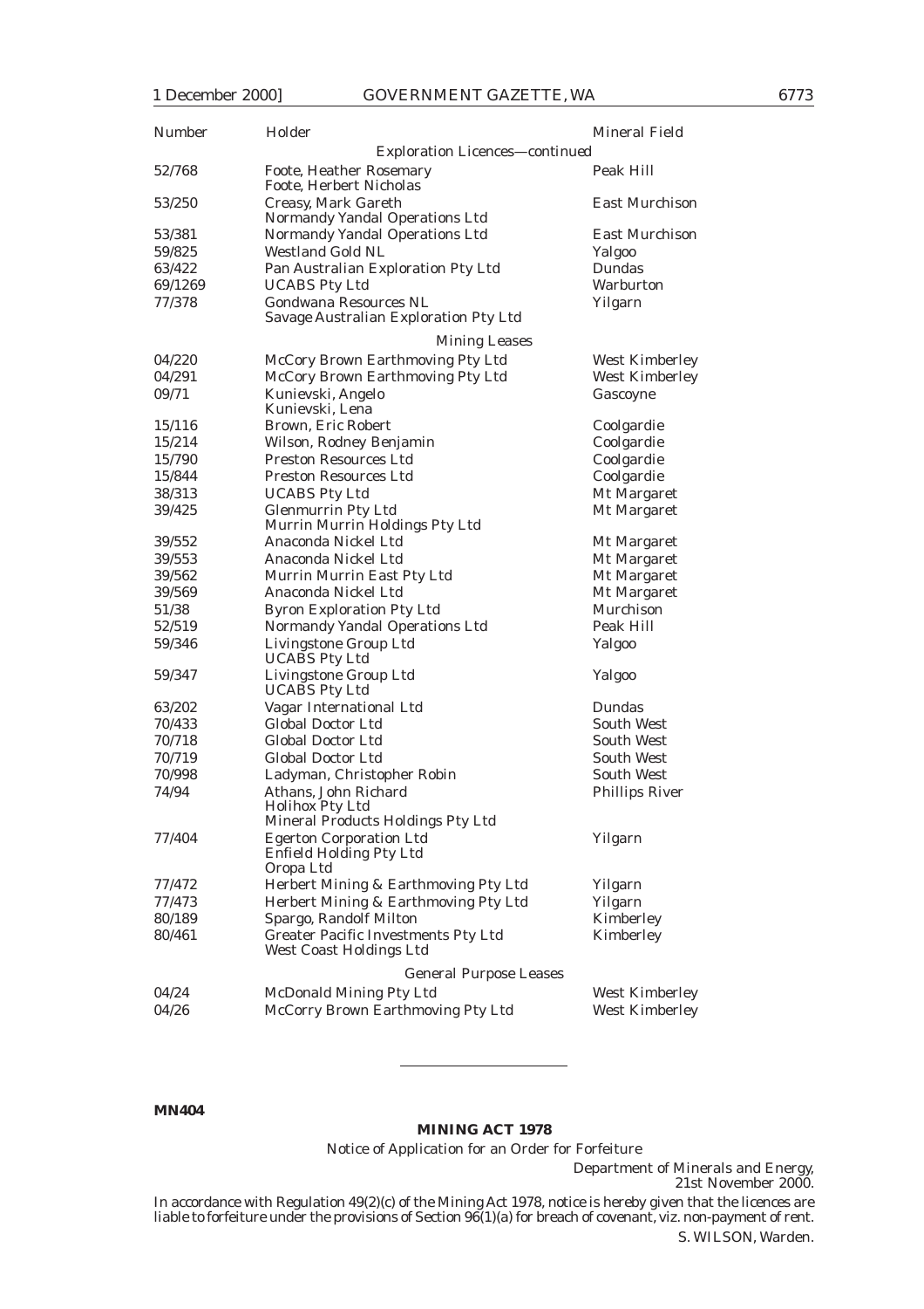| Number | Holder | Mineral Field |
|---|---|---|
| | Exploration Licences—continued | |
| 52/768 | Foote, Heather Rosemary<br>Foote, Herbert Nicholas | Peak Hill |
| 53/250 | Creasy, Mark Gareth<br>Normandy Yandal Operations Ltd | East Murchison |
| 53/381 | Normandy Yandal Operations Ltd | East Murchison |
| 59/825 | Westland Gold NL | Yalgoo |
| 63/422 | Pan Australian Exploration Pty Ltd | Dundas |
| 69/1269 | UCABS Pty Ltd | Warburton |
| 77/378 | Gondwana Resources NL<br>Savage Australian Exploration Pty Ltd | Yilgarn |
| | Mining Leases | |
| 04/220 | McCory Brown Earthmoving Pty Ltd | West Kimberley |
| 04/291 | McCory Brown Earthmoving Pty Ltd | West Kimberley |
| 09/71 | Kunievski, Angelo<br>Kunievski, Lena | Gascoyne |
| 15/116 | Brown, Eric Robert | Coolgardie |
| 15/214 | Wilson, Rodney Benjamin | Coolgardie |
| 15/790 | Preston Resources Ltd | Coolgardie |
| 15/844 | Preston Resources Ltd | Coolgardie |
| 38/313 | UCABS Pty Ltd | Mt Margaret |
| 39/425 | Glenmurrin Pty Ltd<br>Murrin Murrin Holdings Pty Ltd | Mt Margaret |
| 39/552 | Anaconda Nickel Ltd | Mt Margaret |
| 39/553 | Anaconda Nickel Ltd | Mt Margaret |
| 39/562 | Murrin Murrin East Pty Ltd | Mt Margaret |
| 39/569 | Anaconda Nickel Ltd | Mt Margaret |
| 51/38 | Byron Exploration Pty Ltd | Murchison |
| 52/519 | Normandy Yandal Operations Ltd | Peak Hill |
| 59/346 | Livingstone Group Ltd<br>UCABS Pty Ltd | Yalgoo |
| 59/347 | Livingstone Group Ltd<br>UCABS Pty Ltd | Yalgoo |
| 63/202 | Vagar International Ltd | Dundas |
| 70/433 | Global Doctor Ltd | South West |
| 70/718 | Global Doctor Ltd | South West |
| 70/719 | Global Doctor Ltd | South West |
| 70/998 | Ladyman, Christopher Robin | South West |
| 74/94 | Athans, John Richard<br>Holihox Pty Ltd<br>Mineral Products Holdings Pty Ltd | Phillips River |
| 77/404 | Egerton Corporation Ltd<br>Enfield Holding Pty Ltd<br>Oropa Ltd | Yilgarn |
| 77/472 | Herbert Mining & Earthmoving Pty Ltd | Yilgarn |
| 77/473 | Herbert Mining & Earthmoving Pty Ltd | Yilgarn |
| 80/189 | Spargo, Randolf Milton | Kimberley |
| 80/461 | Greater Pacific Investments Pty Ltd<br>West Coast Holdings Ltd | Kimberley |
| | General Purpose Leases | |
| 04/24 | McDonald Mining Pty Ltd | West Kimberley |
| 04/26 | McCorry Brown Earthmoving Pty Ltd | West Kimberley |

---

**MN404**

**MINING ACT 1978**

Notice of Application for an Order for Forfeiture

Department of Minerals and Energy,
21st November 2000.

In accordance with Regulation 49(2)(c) of the Mining Act 1978, notice is hereby given that the licences are liable to forfeiture under the provisions of Section 96(1)(a) for breach of covenant, viz. non-payment of rent.

S. WILSON, Warden.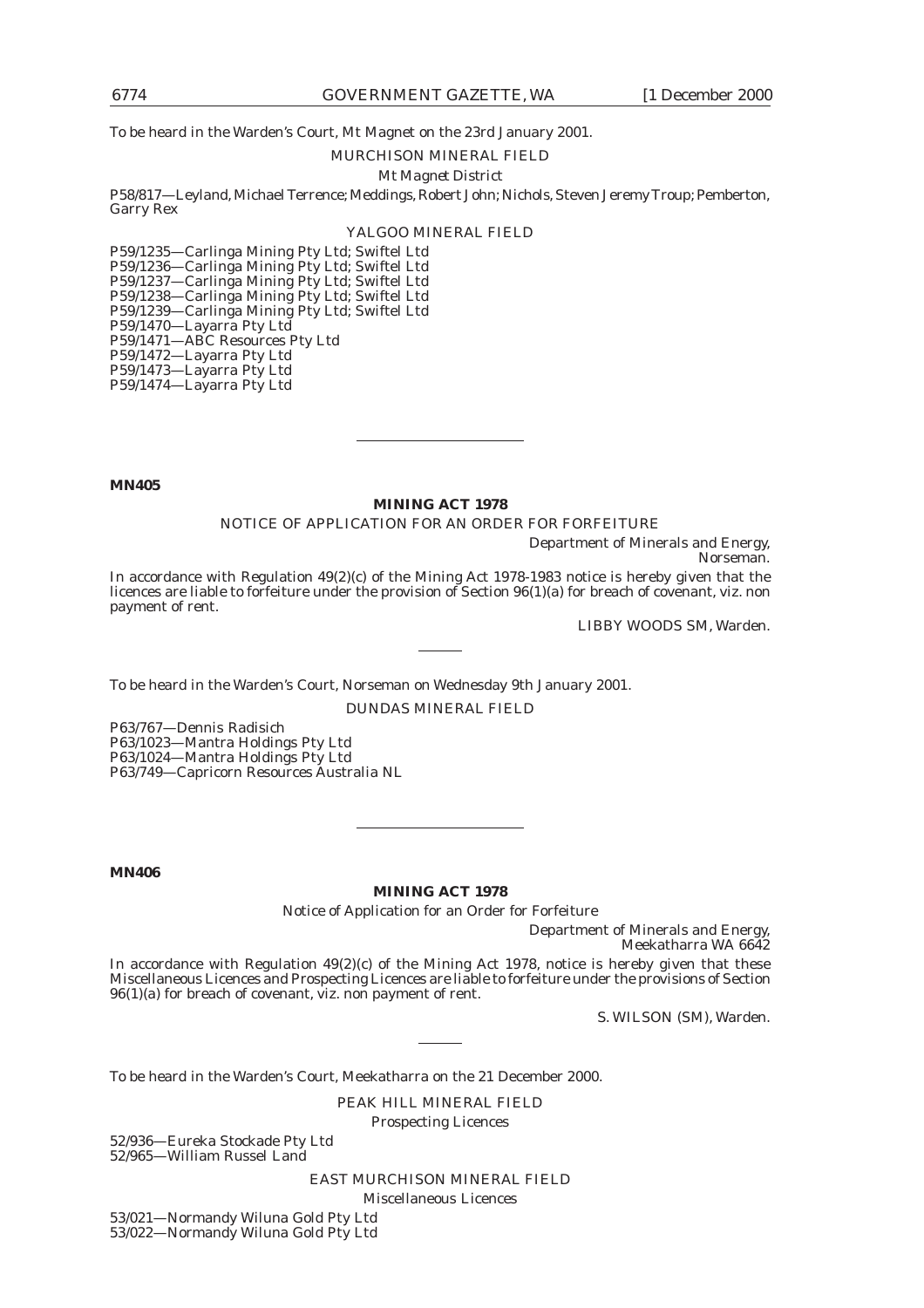To be heard in the Warden's Court, Mt Magnet on the 23rd January 2001.

MURCHISON MINERAL FIELD

*Mt Magnet District*

P58/817—Leyland, Michael Terrence; Meddings, Robert John; Nichols, Steven Jeremy Troup; Pemberton, Garry Rex

YALGOO MINERAL FIELD

P59/1235—Carlinga Mining Pty Ltd; Swiftel Ltd
P59/1236—Carlinga Mining Pty Ltd; Swiftel Ltd
P59/1237—Carlinga Mining Pty Ltd; Swiftel Ltd
P59/1238—Carlinga Mining Pty Ltd; Swiftel Ltd
P59/1239—Carlinga Mining Pty Ltd; Swiftel Ltd
P59/1470—Layarra Pty Ltd
P59/1471—ABC Resources Pty Ltd
P59/1472—Layarra Pty Ltd
P59/1473—Layarra Pty Ltd
P59/1474—Layarra Pty Ltd

---

**MN405**

**MINING ACT 1978**

NOTICE OF APPLICATION FOR AN ORDER FOR FORFEITURE

Department of Minerals and Energy,
Norseman.

In accordance with Regulation 49(2)(c) of the Mining Act 1978-1983 notice is hereby given that the licences are liable to forfeiture under the provision of Section 96(1)(a) for breach of covenant, viz. non payment of rent.

LIBBY WOODS SM, Warden.

---

To be heard in the Warden's Court, Norseman on Wednesday 9th January 2001.

DUNDAS MINERAL FIELD

P63/767—Dennis Radisich
P63/1023—Mantra Holdings Pty Ltd
P63/1024—Mantra Holdings Pty Ltd
P63/749—Capricorn Resources Australia NL

---

**MN406**

**MINING ACT 1978**

*Notice of Application for an Order for Forfeiture*

Department of Minerals and Energy,
Meekatharra WA 6642

In accordance with Regulation 49(2)(c) of the Mining Act 1978, notice is hereby given that these Miscellaneous Licences and Prospecting Licences are liable to forfeiture under the provisions of Section 96(1)(a) for breach of covenant, viz. non payment of rent.

S. WILSON (SM), Warden.

---

To be heard in the Warden's Court, Meekatharra on the 21 December 2000.

PEAK HILL MINERAL FIELD

*Prospecting Licences*

52/936—Eureka Stockade Pty Ltd
52/965—William Russel Land

EAST MURCHISON MINERAL FIELD

*Miscellaneous Licences*

53/021—Normandy Wiluna Gold Pty Ltd
53/022—Normandy Wiluna Gold Pty Ltd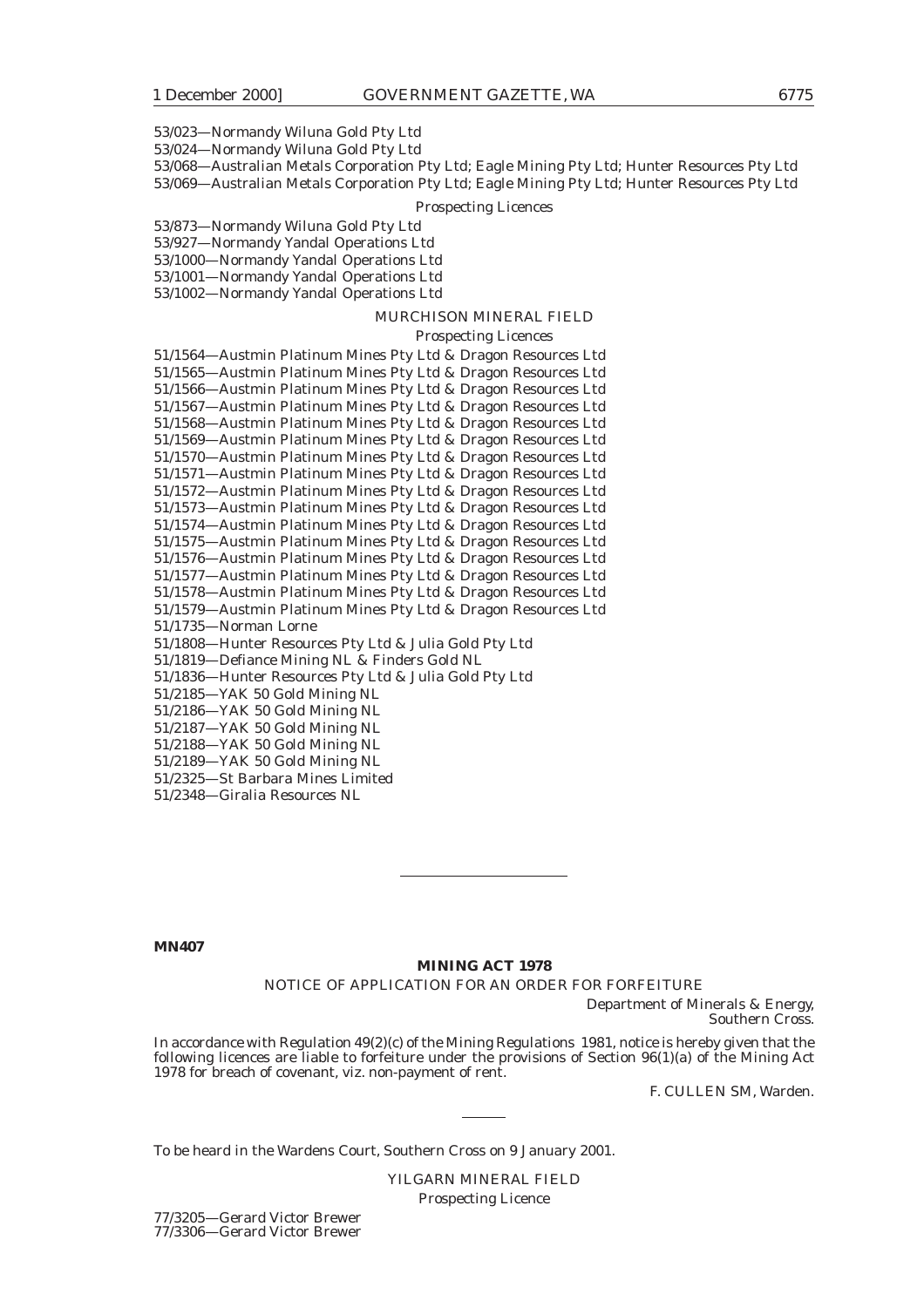53/023—Normandy Wiluna Gold Pty Ltd
53/024—Normandy Wiluna Gold Pty Ltd
53/068—Australian Metals Corporation Pty Ltd; Eagle Mining Pty Ltd; Hunter Resources Pty Ltd
53/069—Australian Metals Corporation Pty Ltd; Eagle Mining Pty Ltd; Hunter Resources Pty Ltd

*Prospecting Licences*

53/873—Normandy Wiluna Gold Pty Ltd
53/927—Normandy Yandal Operations Ltd
53/1000—Normandy Yandal Operations Ltd
53/1001—Normandy Yandal Operations Ltd
53/1002—Normandy Yandal Operations Ltd

MURCHISON MINERAL FIELD

*Prospecting Licences*

51/1564—Austmin Platinum Mines Pty Ltd & Dragon Resources Ltd
51/1565—Austmin Platinum Mines Pty Ltd & Dragon Resources Ltd
51/1566—Austmin Platinum Mines Pty Ltd & Dragon Resources Ltd
51/1567—Austmin Platinum Mines Pty Ltd & Dragon Resources Ltd
51/1568—Austmin Platinum Mines Pty Ltd & Dragon Resources Ltd
51/1569—Austmin Platinum Mines Pty Ltd & Dragon Resources Ltd
51/1570—Austmin Platinum Mines Pty Ltd & Dragon Resources Ltd
51/1571—Austmin Platinum Mines Pty Ltd & Dragon Resources Ltd
51/1572—Austmin Platinum Mines Pty Ltd & Dragon Resources Ltd
51/1573—Austmin Platinum Mines Pty Ltd & Dragon Resources Ltd
51/1574—Austmin Platinum Mines Pty Ltd & Dragon Resources Ltd
51/1575—Austmin Platinum Mines Pty Ltd & Dragon Resources Ltd
51/1576—Austmin Platinum Mines Pty Ltd & Dragon Resources Ltd
51/1577—Austmin Platinum Mines Pty Ltd & Dragon Resources Ltd
51/1578—Austmin Platinum Mines Pty Ltd & Dragon Resources Ltd
51/1579—Austmin Platinum Mines Pty Ltd & Dragon Resources Ltd
51/1735—Norman Lorne
51/1808—Hunter Resources Pty Ltd & Julia Gold Pty Ltd
51/1819—Defiance Mining NL & Finders Gold NL
51/1836—Hunter Resources Pty Ltd & Julia Gold Pty Ltd
51/2185—YAK 50 Gold Mining NL
51/2186—YAK 50 Gold Mining NL
51/2187—YAK 50 Gold Mining NL
51/2188—YAK 50 Gold Mining NL
51/2189—YAK 50 Gold Mining NL
51/2325—St Barbara Mines Limited
51/2348—Giralia Resources NL

---

**MN407**

**MINING ACT 1978**

NOTICE OF APPLICATION FOR AN ORDER FOR FORFEITURE

Department of Minerals & Energy,
Southern Cross.

In accordance with Regulation 49(2)(c) of the Mining Regulations 1981, notice is hereby given that the following licences are liable to forfeiture under the provisions of Section 96(1)(a) of the Mining Act 1978 for breach of covenant, viz. non-payment of rent.

F. CULLEN SM, Warden.

---

To be heard in the Wardens Court, Southern Cross on 9 January 2001.

YILGARN MINERAL FIELD

*Prospecting Licence*

77/3205—Gerard Victor Brewer
77/3306—Gerard Victor Brewer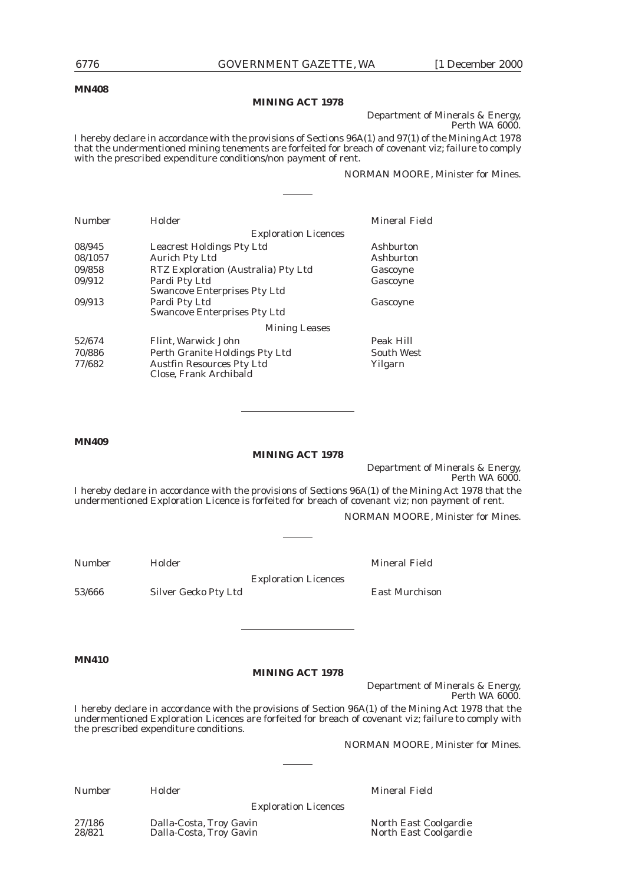**MN408**

## MINING ACT 1978

Department of Minerals & Energy,
Perth WA 6000.

I hereby declare in accordance with the provisions of Sections 96A(1) and 97(1) of the Mining Act 1978 that the undermentioned mining tenements are forfeited for breach of covenant viz; failure to comply with the prescribed expenditure conditions/non payment of rent.

NORMAN MOORE, Minister for Mines.

---

| Number | Holder | Mineral Field |
|---|---|---|
| | Exploration Licences | |
| 08/945 | Leacrest Holdings Pty Ltd | Ashburton |
| 08/1057 | Aurich Pty Ltd | Ashburton |
| 09/858 | RTZ Exploration (Australia) Pty Ltd | Gascoyne |
| 09/912 | Pardi Pty Ltd<br>Swancove Enterprises Pty Ltd | Gascoyne |
| 09/913 | Pardi Pty Ltd<br>Swancove Enterprises Pty Ltd | Gascoyne |
| | Mining Leases | |
| 52/674 | Flint, Warwick John | Peak Hill |
| 70/886 | Perth Granite Holdings Pty Ltd | South West |
| 77/682 | Austfin Resources Pty Ltd<br>Close, Frank Archibald | Yilgarn |

---

**MN409**

## MINING ACT 1978

Department of Minerals & Energy,
Perth WA 6000.

I hereby declare in accordance with the provisions of Sections 96A(1) of the Mining Act 1978 that the undermentioned Exploration Licence is forfeited for breach of covenant viz; non payment of rent.

NORMAN MOORE, Minister for Mines.

---

| Number | Holder | Mineral Field |
|---|---|---|
| | Exploration Licences | |
| 53/666 | Silver Gecko Pty Ltd | East Murchison |

---

**MN410**

## MINING ACT 1978

Department of Minerals & Energy,
Perth WA 6000.

I hereby declare in accordance with the provisions of Section 96A(1) of the Mining Act 1978 that the undermentioned Exploration Licences are forfeited for breach of covenant viz; failure to comply with the prescribed expenditure conditions.

NORMAN MOORE, Minister for Mines.

---

| Number | Holder | Mineral Field |
|---|---|---|
| | Exploration Licences | |
| 27/186 | Dalla-Costa, Troy Gavin | North East Coolgardie |
| 28/821 | Dalla-Costa, Troy Gavin | North East Coolgardie |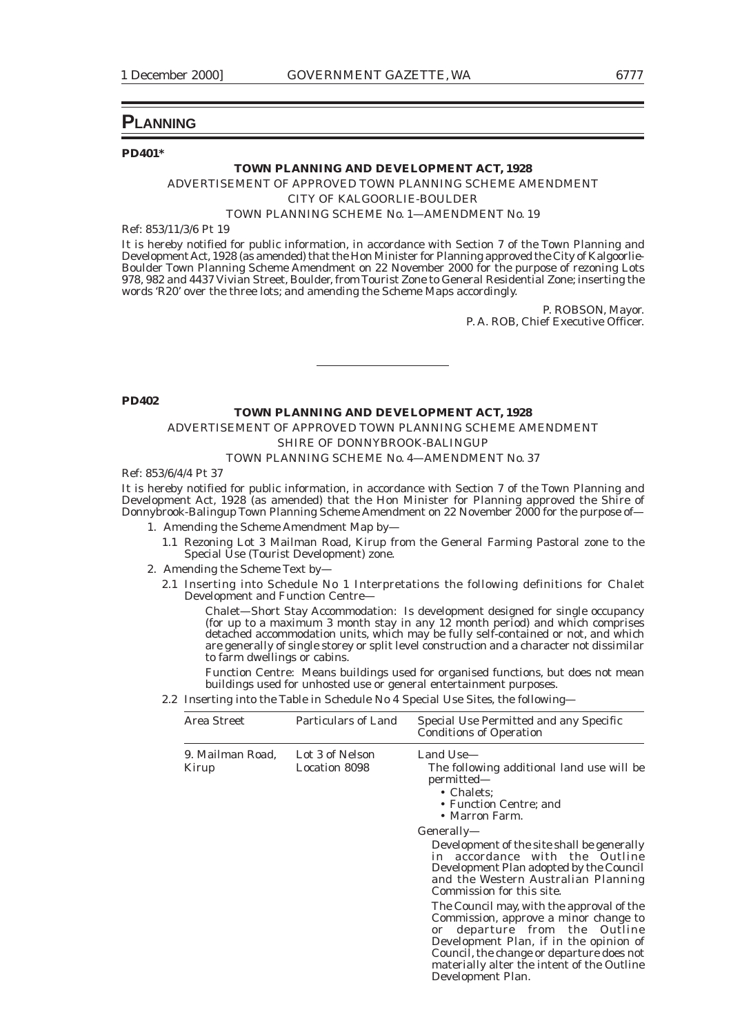# PLANNING

**PD401***

**TOWN PLANNING AND DEVELOPMENT ACT, 1928**

ADVERTISEMENT OF APPROVED TOWN PLANNING SCHEME AMENDMENT

CITY OF KALGOORLIE-BOULDER

TOWN PLANNING SCHEME No. 1—AMENDMENT No. 19

Ref: 853/11/3/6 Pt 19

It is hereby notified for public information, in accordance with Section 7 of the Town Planning and Development Act, 1928 (as amended) that the Hon Minister for Planning approved the City of Kalgoorlie-Boulder Town Planning Scheme Amendment on 22 November 2000 for the purpose of rezoning Lots 978, 982 and 4437 Vivian Street, Boulder, from Tourist Zone to General Residential Zone; inserting the words 'R20' over the three lots; and amending the Scheme Maps accordingly.

P. ROBSON, Mayor.
P. A. ROB, Chief Executive Officer.

---

**PD402**

**TOWN PLANNING AND DEVELOPMENT ACT, 1928**

ADVERTISEMENT OF APPROVED TOWN PLANNING SCHEME AMENDMENT

SHIRE OF DONNYBROOK-BALINGUP

TOWN PLANNING SCHEME No. 4—AMENDMENT No. 37

Ref: 853/6/4/4 Pt 37

It is hereby notified for public information, in accordance with Section 7 of the Town Planning and Development Act, 1928 (as amended) that the Hon Minister for Planning approved the Shire of Donnybrook-Balingup Town Planning Scheme Amendment on 22 November 2000 for the purpose of—

1. Amending the Scheme Amendment Map by—
   1.1 Rezoning Lot 3 Mailman Road, Kirup from the General Farming Pastoral zone to the Special Use (Tourist Development) zone.
2. Amending the Scheme Text by—
   2.1 Inserting into Schedule No 1 Interpretations the following definitions for Chalet Development and Function Centre—

      Chalet—Short Stay Accommodation: Is development designed for single occupancy (for up to a maximum 3 month stay in any 12 month period) and which comprises detached accommodation units, which may be fully self-contained or not, and which are generally of single storey or split level construction and a character not dissimilar to farm dwellings or cabins.

      Function Centre: Means buildings used for organised functions, but does not mean buildings used for unhosted use or general entertainment purposes.

   2.2 Inserting into the Table in Schedule No 4 Special Use Sites, the following—

| Area Street | Particulars of Land | Special Use Permitted and any Specific Conditions of Operation |
|---|---|---|
| 9. Mailman Road, Kirup | Lot 3 of Nelson Location 8098 | Land Use—<br>The following additional land use will be permitted—<br>• Chalets;<br>• Function Centre; and<br>• Marron Farm.<br>Generally—<br>Development of the site shall be generally in accordance with the Outline Development Plan adopted by the Council and the Western Australian Planning Commission for this site.<br>The Council may, with the approval of the Commission, approve a minor change to or departure from the Outline Development Plan, if in the opinion of Council, the change or departure does not materially alter the intent of the Outline Development Plan. |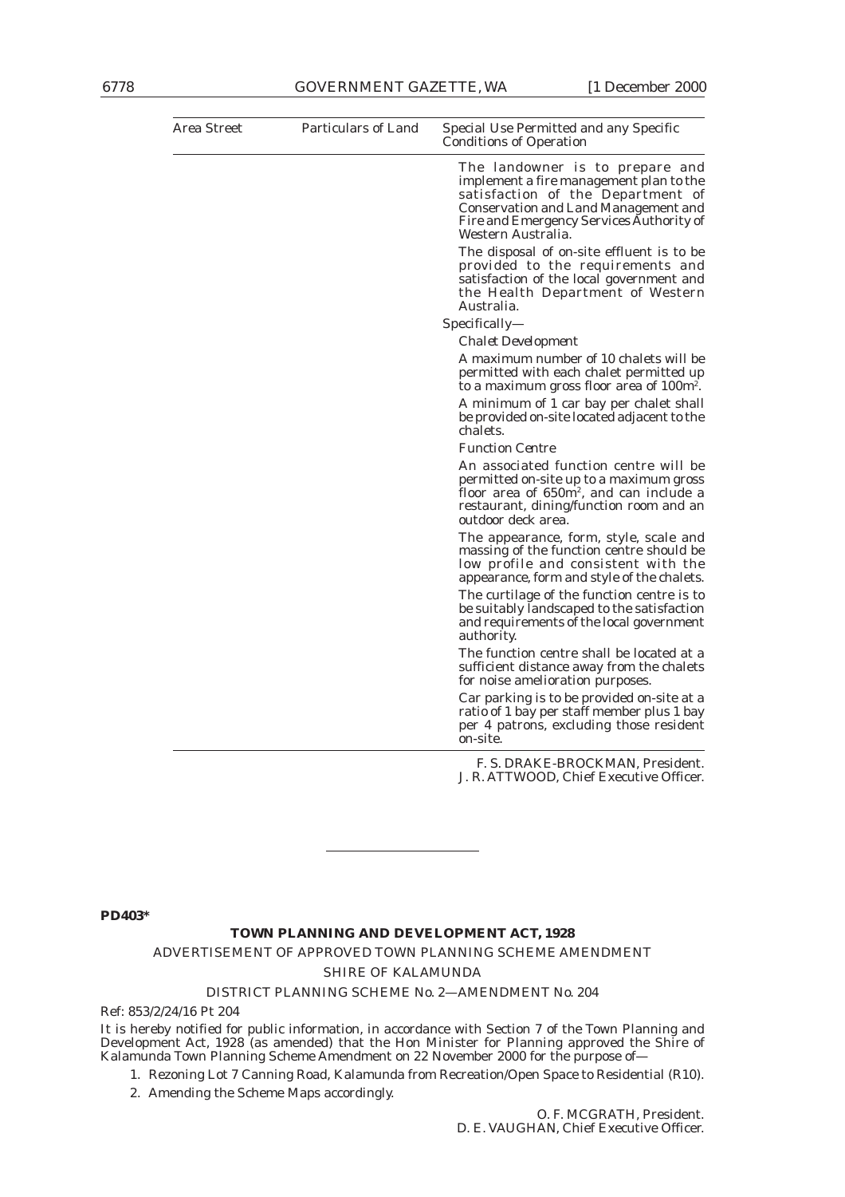| Area Street | Particulars of Land | Special Use Permitted and any Specific Conditions of Operation |
|---|---|---|
| | | The landowner is to prepare and implement a fire management plan to the satisfaction of the Department of Conservation and Land Management and Fire and Emergency Services Authority of Western Australia.<br><br>The disposal of on-site effluent is to be provided to the requirements and satisfaction of the local government and the Health Department of Western Australia.<br><br>Specifically—<br><br>*Chalet Development*<br><br>A maximum number of 10 chalets will be permitted with each chalet permitted up to a maximum gross floor area of 100m$^2$.<br><br>A minimum of 1 car bay per chalet shall be provided on-site located adjacent to the chalets.<br><br>*Function Centre*<br><br>An associated function centre will be permitted on-site up to a maximum gross floor area of 650m$^2$, and can include a restaurant, dining/function room and an outdoor deck area.<br><br>The appearance, form, style, scale and massing of the function centre should be low profile and consistent with the appearance, form and style of the chalets.<br><br>The curtilage of the function centre is to be suitably landscaped to the satisfaction and requirements of the local government authority.<br><br>The function centre shall be located at a sufficient distance away from the chalets for noise amelioration purposes.<br><br>Car parking is to be provided on-site at a ratio of 1 bay per staff member plus 1 bay per 4 patrons, excluding those resident on-site. |

F. S. DRAKE-BROCKMAN, President.
J. R. ATTWOOD, Chief Executive Officer.

---

**PD403***

**TOWN PLANNING AND DEVELOPMENT ACT, 1928**

ADVERTISEMENT OF APPROVED TOWN PLANNING SCHEME AMENDMENT

SHIRE OF KALAMUNDA

DISTRICT PLANNING SCHEME No. 2—AMENDMENT No. 204

Ref: 853/2/24/16 Pt 204

It is hereby notified for public information, in accordance with Section 7 of the Town Planning and Development Act, 1928 (as amended) that the Hon Minister for Planning approved the Shire of Kalamunda Town Planning Scheme Amendment on 22 November 2000 for the purpose of—

1. Rezoning Lot 7 Canning Road, Kalamunda from Recreation/Open Space to Residential (R10).
2. Amending the Scheme Maps accordingly.

O. F. MCGRATH, President.
D. E. VAUGHAN, Chief Executive Officer.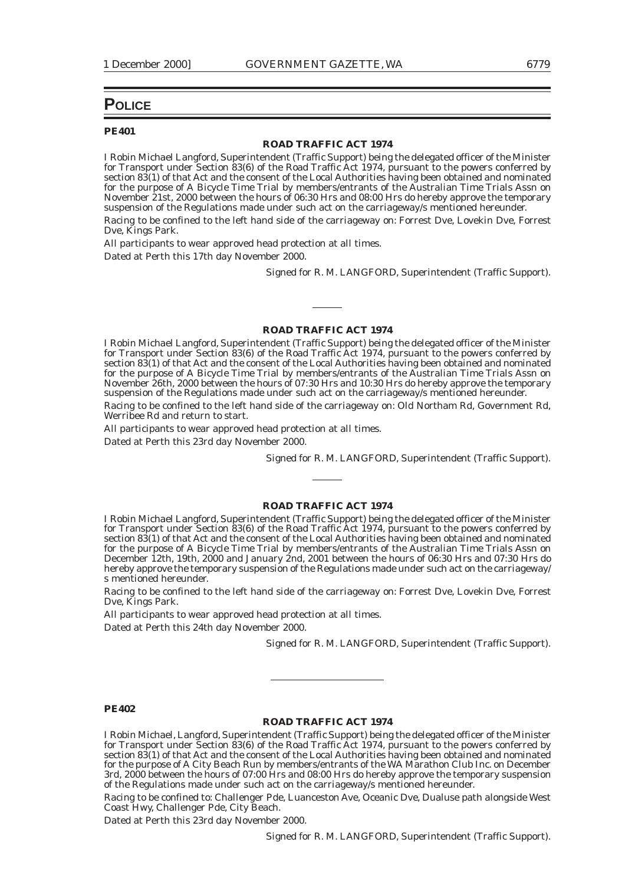# POLICE

**PE401**

### ROAD TRAFFIC ACT 1974

I Robin Michael Langford, Superintendent (Traffic Support) being the delegated officer of the Minister for Transport under Section 83(6) of the Road Traffic Act 1974, pursuant to the powers conferred by section 83(1) of that Act and the consent of the Local Authorities having been obtained and nominated for the purpose of A Bicycle Time Trial by members/entrants of the Australian Time Trials Assn on November 21st, 2000 between the hours of 06:30 Hrs and 08:00 Hrs do hereby approve the temporary suspension of the Regulations made under such act on the carriageway/s mentioned hereunder.

Racing to be confined to the left hand side of the carriageway on: Forrest Dve, Lovekin Dve, Forrest Dve, Kings Park.

All participants to wear approved head protection at all times.

Dated at Perth this 17th day November 2000.

Signed for R. M. LANGFORD, Superintendent (Traffic Support).

---

### ROAD TRAFFIC ACT 1974

I Robin Michael Langford, Superintendent (Traffic Support) being the delegated officer of the Minister for Transport under Section 83(6) of the Road Traffic Act 1974, pursuant to the powers conferred by section 83(1) of that Act and the consent of the Local Authorities having been obtained and nominated for the purpose of A Bicycle Time Trial by members/entrants of the Australian Time Trials Assn on November 26th, 2000 between the hours of 07:30 Hrs and 10:30 Hrs do hereby approve the temporary suspension of the Regulations made under such act on the carriageway/s mentioned hereunder.

Racing to be confined to the left hand side of the carriageway on: Old Northam Rd, Government Rd, Werribee Rd and return to start.

All participants to wear approved head protection at all times.

Dated at Perth this 23rd day November 2000.

Signed for R. M. LANGFORD, Superintendent (Traffic Support).

---

### ROAD TRAFFIC ACT 1974

I Robin Michael Langford, Superintendent (Traffic Support) being the delegated officer of the Minister for Transport under Section 83(6) of the Road Traffic Act 1974, pursuant to the powers conferred by section 83(1) of that Act and the consent of the Local Authorities having been obtained and nominated for the purpose of A Bicycle Time Trial by members/entrants of the Australian Time Trials Assn on December 12th, 19th, 2000 and January 2nd, 2001 between the hours of 06:30 Hrs and 07:30 Hrs do hereby approve the temporary suspension of the Regulations made under such act on the carriageway/s mentioned hereunder.

Racing to be confined to the left hand side of the carriageway on: Forrest Dve, Lovekin Dve, Forrest Dve, Kings Park.

All participants to wear approved head protection at all times.

Dated at Perth this 24th day November 2000.

Signed for R. M. LANGFORD, Superintendent (Traffic Support).

---

**PE402**

### ROAD TRAFFIC ACT 1974

I Robin Michael, Langford, Superintendent (Traffic Support) being the delegated officer of the Minister for Transport under Section 83(6) of the Road Traffic Act 1974, pursuant to the powers conferred by section 83(1) of that Act and the consent of the Local Authorities having been obtained and nominated for the purpose of A City Beach Run by members/entrants of the WA Marathon Club Inc. on December 3rd, 2000 between the hours of 07:00 Hrs and 08:00 Hrs do hereby approve the temporary suspension of the Regulations made under such act on the carriageway/s mentioned hereunder.

Racing to be confined to: Challenger Pde, Luanceston Ave, Oceanic Dve, Dualuse path alongside West Coast Hwy, Challenger Pde, City Beach.

Dated at Perth this 23rd day November 2000.

Signed for R. M. LANGFORD, Superintendent (Traffic Support).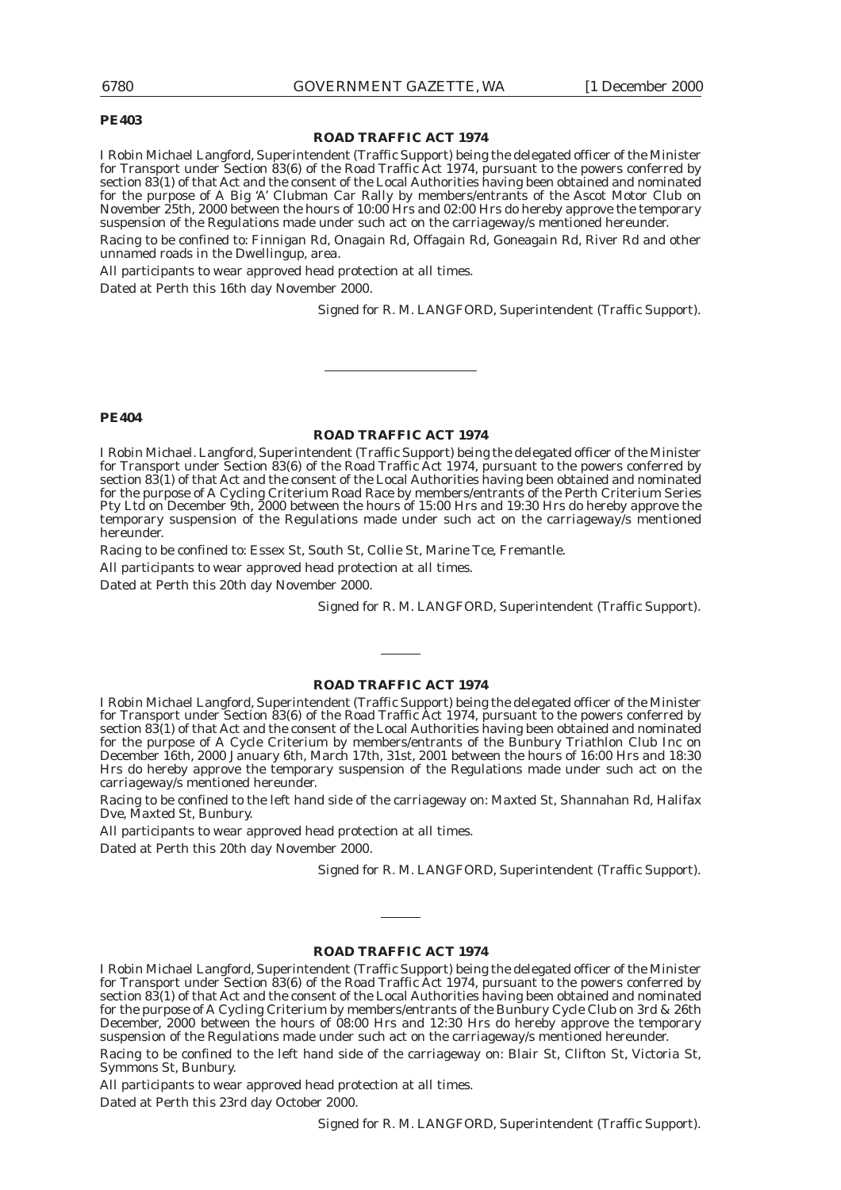**PE403**

### ROAD TRAFFIC ACT 1974

I Robin Michael Langford, Superintendent (Traffic Support) being the delegated officer of the Minister for Transport under Section 83(6) of the Road Traffic Act 1974, pursuant to the powers conferred by section 83(1) of that Act and the consent of the Local Authorities having been obtained and nominated for the purpose of A Big 'A' Clubman Car Rally by members/entrants of the Ascot Motor Club on November 25th, 2000 between the hours of 10:00 Hrs and 02:00 Hrs do hereby approve the temporary suspension of the Regulations made under such act on the carriageway/s mentioned hereunder.

Racing to be confined to: Finnigan Rd, Onagain Rd, Offagain Rd, Goneagain Rd, River Rd and other unnamed roads in the Dwellingup, area.

All participants to wear approved head protection at all times.

Dated at Perth this 16th day November 2000.

Signed for R. M. LANGFORD, Superintendent (Traffic Support).

---

**PE404**

### ROAD TRAFFIC ACT 1974

I Robin Michael. Langford, Superintendent (Traffic Support) being the delegated officer of the Minister for Transport under Section 83(6) of the Road Traffic Act 1974, pursuant to the powers conferred by section 83(1) of that Act and the consent of the Local Authorities having been obtained and nominated for the purpose of A Cycling Criterium Road Race by members/entrants of the Perth Criterium Series Pty Ltd on December 9th, 2000 between the hours of 15:00 Hrs and 19:30 Hrs do hereby approve the temporary suspension of the Regulations made under such act on the carriageway/s mentioned hereunder.

Racing to be confined to: Essex St, South St, Collie St, Marine Tce, Fremantle.

All participants to wear approved head protection at all times.

Dated at Perth this 20th day November 2000.

Signed for R. M. LANGFORD, Superintendent (Traffic Support).

---

### ROAD TRAFFIC ACT 1974

I Robin Michael Langford, Superintendent (Traffic Support) being the delegated officer of the Minister for Transport under Section 83(6) of the Road Traffic Act 1974, pursuant to the powers conferred by section 83(1) of that Act and the consent of the Local Authorities having been obtained and nominated for the purpose of A Cycle Criterium by members/entrants of the Bunbury Triathlon Club Inc on December 16th, 2000 January 6th, March 17th, 31st, 2001 between the hours of 16:00 Hrs and 18:30 Hrs do hereby approve the temporary suspension of the Regulations made under such act on the carriageway/s mentioned hereunder.

Racing to be confined to the left hand side of the carriageway on: Maxted St, Shannahan Rd, Halifax Dve, Maxted St, Bunbury.

All participants to wear approved head protection at all times.

Dated at Perth this 20th day November 2000.

Signed for R. M. LANGFORD, Superintendent (Traffic Support).

---

### ROAD TRAFFIC ACT 1974

I Robin Michael Langford, Superintendent (Traffic Support) being the delegated officer of the Minister for Transport under Section 83(6) of the Road Traffic Act 1974, pursuant to the powers conferred by section 83(1) of that Act and the consent of the Local Authorities having been obtained and nominated for the purpose of A Cycling Criterium by members/entrants of the Bunbury Cycle Club on 3rd & 26th December, 2000 between the hours of 08:00 Hrs and 12:30 Hrs do hereby approve the temporary suspension of the Regulations made under such act on the carriageway/s mentioned hereunder.

Racing to be confined to the left hand side of the carriageway on: Blair St, Clifton St, Victoria St, Symmons St, Bunbury.

All participants to wear approved head protection at all times.

Dated at Perth this 23rd day October 2000.

Signed for R. M. LANGFORD, Superintendent (Traffic Support).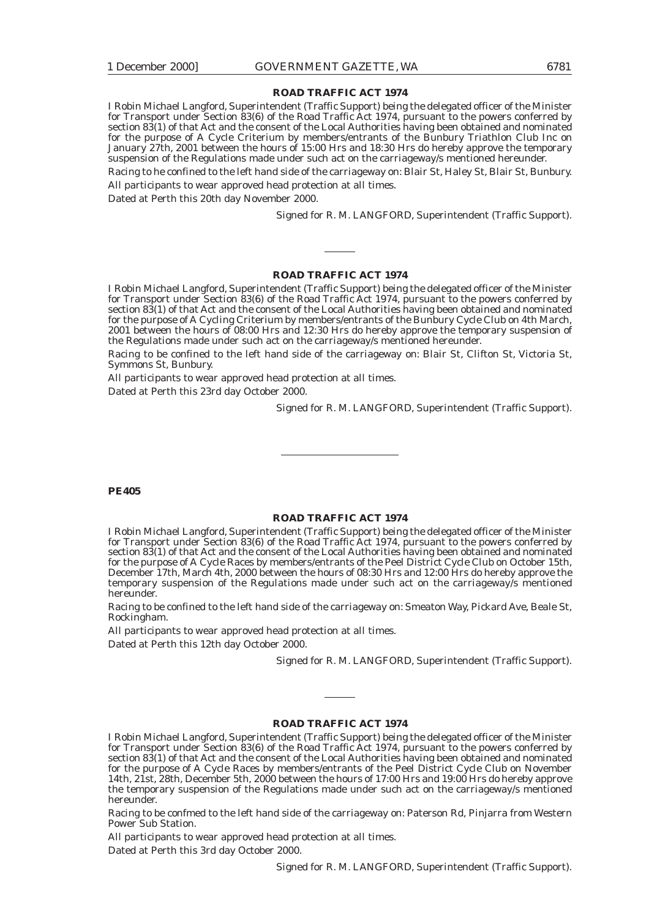### ROAD TRAFFIC ACT 1974

I Robin Michael Langford, Superintendent (Traffic Support) being the delegated officer of the Minister for Transport under Section 83(6) of the Road Traffic Act 1974, pursuant to the powers conferred by section 83(1) of that Act and the consent of the Local Authorities having been obtained and nominated for the purpose of A Cycle Criterium by members/entrants of the Bunbury Triathlon Club Inc on January 27th, 2001 between the hours of 15:00 Hrs and 18:30 Hrs do hereby approve the temporary suspension of the Regulations made under such act on the carriageway/s mentioned hereunder.

Racing to he confined to the left hand side of the carriageway on: Blair St, Haley St, Blair St, Bunbury.

All participants to wear approved head protection at all times.

Dated at Perth this 20th day November 2000.

Signed for R. M. LANGFORD, Superintendent (Traffic Support).

---

### ROAD TRAFFIC ACT 1974

I Robin Michael Langford, Superintendent (Traffic Support) being the delegated officer of the Minister for Transport under Section 83(6) of the Road Traffic Act 1974, pursuant to the powers conferred by section 83(1) of that Act and the consent of the Local Authorities having been obtained and nominated for the purpose of A Cycling Criterium by members/entrants of the Bunbury Cycle Club on 4th March, 2001 between the hours of 08:00 Hrs and 12:30 Hrs do hereby approve the temporary suspension of the Regulations made under such act on the carriageway/s mentioned hereunder.

Racing to be confined to the left hand side of the carriageway on: Blair St, Clifton St, Victoria St, Symmons St, Bunbury.

All participants to wear approved head protection at all times.

Dated at Perth this 23rd day October 2000.

Signed for R. M. LANGFORD, Superintendent (Traffic Support).

---

**PE405**

### ROAD TRAFFIC ACT 1974

I Robin Michael Langford, Superintendent (Traffic Support) being the delegated officer of the Minister for Transport under Section 83(6) of the Road Traffic Act 1974, pursuant to the powers conferred by section 83(1) of that Act and the consent of the Local Authorities having been obtained and nominated for the purpose of A Cycle Races by members/entrants of the Peel District Cycle Club on October 15th, December 17th, March 4th, 2000 between the hours of 08:30 Hrs and 12:00 Hrs do hereby approve the temporary suspension of the Regulations made under such act on the carriageway/s mentioned hereunder.

Racing to be confined to the left hand side of the carriageway on: Smeaton Way, Pickard Ave, Beale St, Rockingham.

All participants to wear approved head protection at all times.

Dated at Perth this 12th day October 2000.

Signed for R. M. LANGFORD, Superintendent (Traffic Support).

---

### ROAD TRAFFIC ACT 1974

I Robin Michael Langford, Superintendent (Traffic Support) being the delegated officer of the Minister for Transport under Section 83(6) of the Road Traffic Act 1974, pursuant to the powers conferred by section 83(1) of that Act and the consent of the Local Authorities having been obtained and nominated for the purpose of A Cycle Races by members/entrants of the Peel District Cycle Club on November 14th, 21st, 28th, December 5th, 2000 between the hours of 17:00 Hrs and 19:00 Hrs do hereby approve the temporary suspension of the Regulations made under such act on the carriageway/s mentioned hereunder.

Racing to be confmed to the left hand side of the carriageway on: Paterson Rd, Pinjarra from Western Power Sub Station.

All participants to wear approved head protection at all times.

Dated at Perth this 3rd day October 2000.

Signed for R. M. LANGFORD, Superintendent (Traffic Support).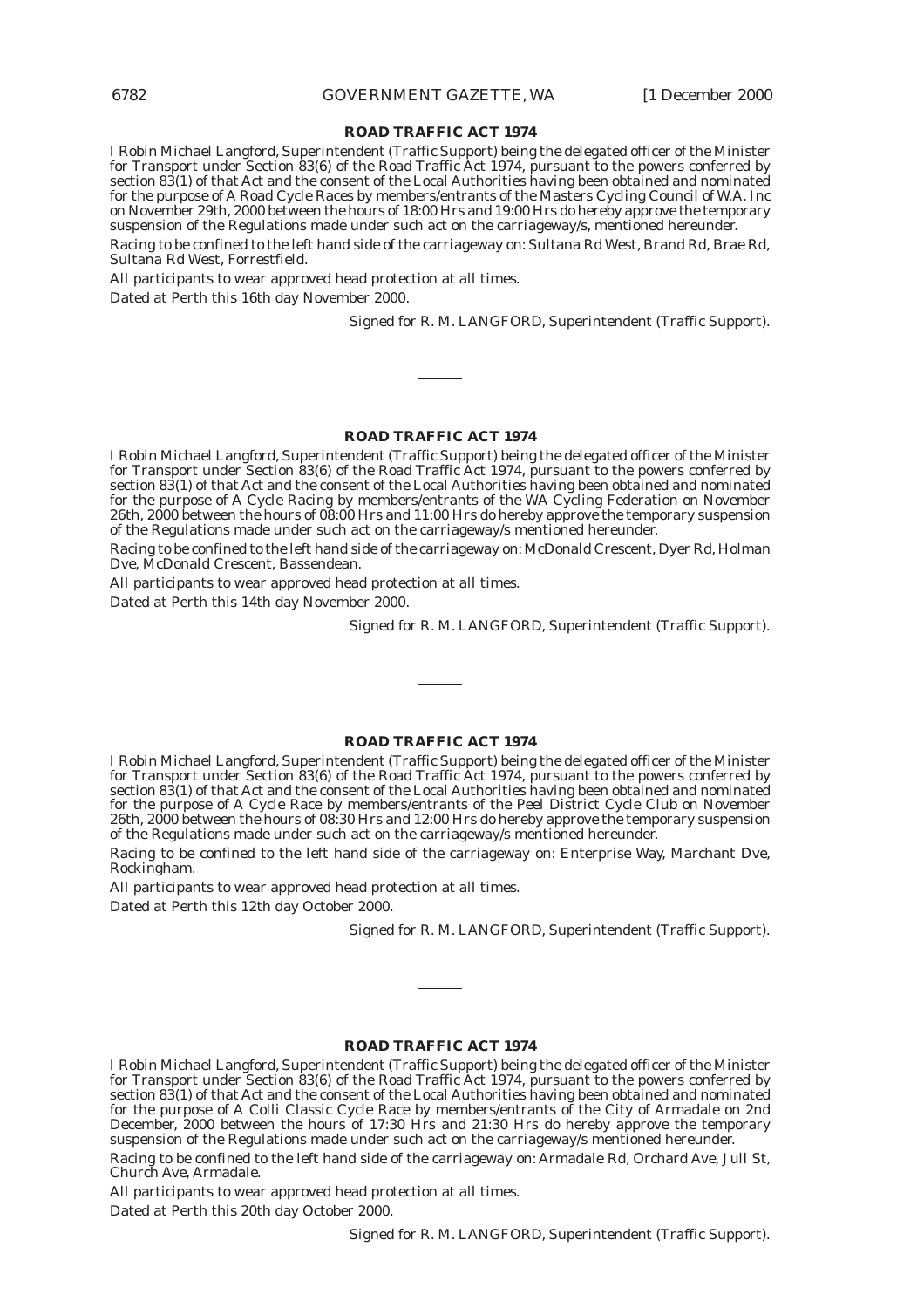## ROAD TRAFFIC ACT 1974

I Robin Michael Langford, Superintendent (Traffic Support) being the delegated officer of the Minister for Transport under Section 83(6) of the Road Traffic Act 1974, pursuant to the powers conferred by section 83(1) of that Act and the consent of the Local Authorities having been obtained and nominated for the purpose of A Road Cycle Races by members/entrants of the Masters Cycling Council of W.A. Inc on November 29th, 2000 between the hours of 18:00 Hrs and 19:00 Hrs do hereby approve the temporary suspension of the Regulations made under such act on the carriageway/s, mentioned hereunder.

Racing to be confined to the left hand side of the carriageway on: Sultana Rd West, Brand Rd, Brae Rd, Sultana Rd West, Forrestfield.

All participants to wear approved head protection at all times.

Dated at Perth this 16th day November 2000.

Signed for R. M. LANGFORD, Superintendent (Traffic Support).

---

## ROAD TRAFFIC ACT 1974

I Robin Michael Langford, Superintendent (Traffic Support) being the delegated officer of the Minister for Transport under Section 83(6) of the Road Traffic Act 1974, pursuant to the powers conferred by section 83(1) of that Act and the consent of the Local Authorities having been obtained and nominated for the purpose of A Cycle Racing by members/entrants of the WA Cycling Federation on November 26th, 2000 between the hours of 08:00 Hrs and 11:00 Hrs do hereby approve the temporary suspension of the Regulations made under such act on the carriageway/s mentioned hereunder.

Racing to be confined to the left hand side of the carriageway on: McDonald Crescent, Dyer Rd, Holman Dve, McDonald Crescent, Bassendean.

All participants to wear approved head protection at all times.

Dated at Perth this 14th day November 2000.

Signed for R. M. LANGFORD, Superintendent (Traffic Support).

---

## ROAD TRAFFIC ACT 1974

I Robin Michael Langford, Superintendent (Traffic Support) being the delegated officer of the Minister for Transport under Section 83(6) of the Road Traffic Act 1974, pursuant to the powers conferred by section 83(1) of that Act and the consent of the Local Authorities having been obtained and nominated for the purpose of A Cycle Race by members/entrants of the Peel District Cycle Club on November 26th, 2000 between the hours of 08:30 Hrs and 12:00 Hrs do hereby approve the temporary suspension of the Regulations made under such act on the carriageway/s mentioned hereunder.

Racing to be confined to the left hand side of the carriageway on: Enterprise Way, Marchant Dve, Rockingham.

All participants to wear approved head protection at all times.

Dated at Perth this 12th day October 2000.

Signed for R. M. LANGFORD, Superintendent (Traffic Support).

---

## ROAD TRAFFIC ACT 1974

I Robin Michael Langford, Superintendent (Traffic Support) being the delegated officer of the Minister for Transport under Section 83(6) of the Road Traffic Act 1974, pursuant to the powers conferred by section 83(1) of that Act and the consent of the Local Authorities having been obtained and nominated for the purpose of A Colli Classic Cycle Race by members/entrants of the City of Armadale on 2nd December, 2000 between the hours of 17:30 Hrs and 21:30 Hrs do hereby approve the temporary suspension of the Regulations made under such act on the carriageway/s mentioned hereunder.

Racing to be confined to the left hand side of the carriageway on: Armadale Rd, Orchard Ave, Jull St, Church Ave, Armadale.

All participants to wear approved head protection at all times.

Dated at Perth this 20th day October 2000.

Signed for R. M. LANGFORD, Superintendent (Traffic Support).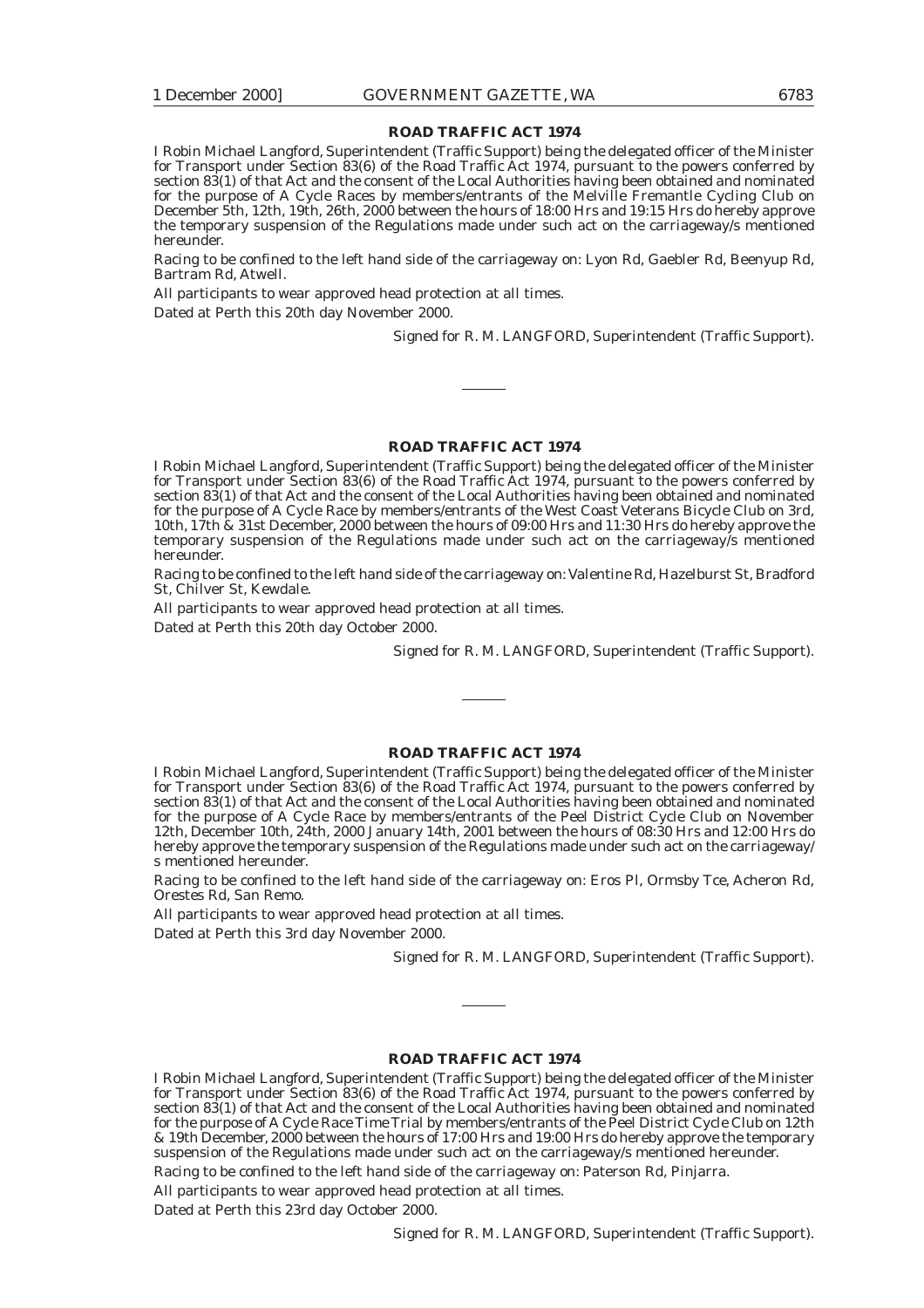## ROAD TRAFFIC ACT 1974

I Robin Michael Langford, Superintendent (Traffic Support) being the delegated officer of the Minister for Transport under Section 83(6) of the Road Traffic Act 1974, pursuant to the powers conferred by section 83(1) of that Act and the consent of the Local Authorities having been obtained and nominated for the purpose of A Cycle Races by members/entrants of the Melville Fremantle Cycling Club on December 5th, 12th, 19th, 26th, 2000 between the hours of 18:00 Hrs and 19:15 Hrs do hereby approve the temporary suspension of the Regulations made under such act on the carriageway/s mentioned hereunder.

Racing to be confined to the left hand side of the carriageway on: Lyon Rd, Gaebler Rd, Beenyup Rd, Bartram Rd, Atwell.

All participants to wear approved head protection at all times.

Dated at Perth this 20th day November 2000.

Signed for R. M. LANGFORD, Superintendent (Traffic Support).

---

## ROAD TRAFFIC ACT 1974

I Robin Michael Langford, Superintendent (Traffic Support) being the delegated officer of the Minister for Transport under Section 83(6) of the Road Traffic Act 1974, pursuant to the powers conferred by section 83(1) of that Act and the consent of the Local Authorities having been obtained and nominated for the purpose of A Cycle Race by members/entrants of the West Coast Veterans Bicycle Club on 3rd, 10th, 17th & 31st December, 2000 between the hours of 09:00 Hrs and 11:30 Hrs do hereby approve the temporary suspension of the Regulations made under such act on the carriageway/s mentioned hereunder.

Racing to be confined to the left hand side of the carriageway on: Valentine Rd, Hazelburst St, Bradford St, Chilver St, Kewdale.

All participants to wear approved head protection at all times.

Dated at Perth this 20th day October 2000.

Signed for R. M. LANGFORD, Superintendent (Traffic Support).

---

## ROAD TRAFFIC ACT 1974

I Robin Michael Langford, Superintendent (Traffic Support) being the delegated officer of the Minister for Transport under Section 83(6) of the Road Traffic Act 1974, pursuant to the powers conferred by section 83(1) of that Act and the consent of the Local Authorities having been obtained and nominated for the purpose of A Cycle Race by members/entrants of the Peel District Cycle Club on November 12th, December 10th, 24th, 2000 January 14th, 2001 between the hours of 08:30 Hrs and 12:00 Hrs do hereby approve the temporary suspension of the Regulations made under such act on the carriageway/s mentioned hereunder.

Racing to be confined to the left hand side of the carriageway on: Eros Pl, Ormsby Tce, Acheron Rd, Orestes Rd, San Remo.

All participants to wear approved head protection at all times.

Dated at Perth this 3rd day November 2000.

Signed for R. M. LANGFORD, Superintendent (Traffic Support).

---

## ROAD TRAFFIC ACT 1974

I Robin Michael Langford, Superintendent (Traffic Support) being the delegated officer of the Minister for Transport under Section 83(6) of the Road Traffic Act 1974, pursuant to the powers conferred by section 83(1) of that Act and the consent of the Local Authorities having been obtained and nominated for the purpose of A Cycle Race Time Trial by members/entrants of the Peel District Cycle Club on 12th & 19th December, 2000 between the hours of 17:00 Hrs and 19:00 Hrs do hereby approve the temporary suspension of the Regulations made under such act on the carriageway/s mentioned hereunder.

Racing to be confined to the left hand side of the carriageway on: Paterson Rd, Pinjarra.

All participants to wear approved head protection at all times.

Dated at Perth this 23rd day October 2000.

Signed for R. M. LANGFORD, Superintendent (Traffic Support).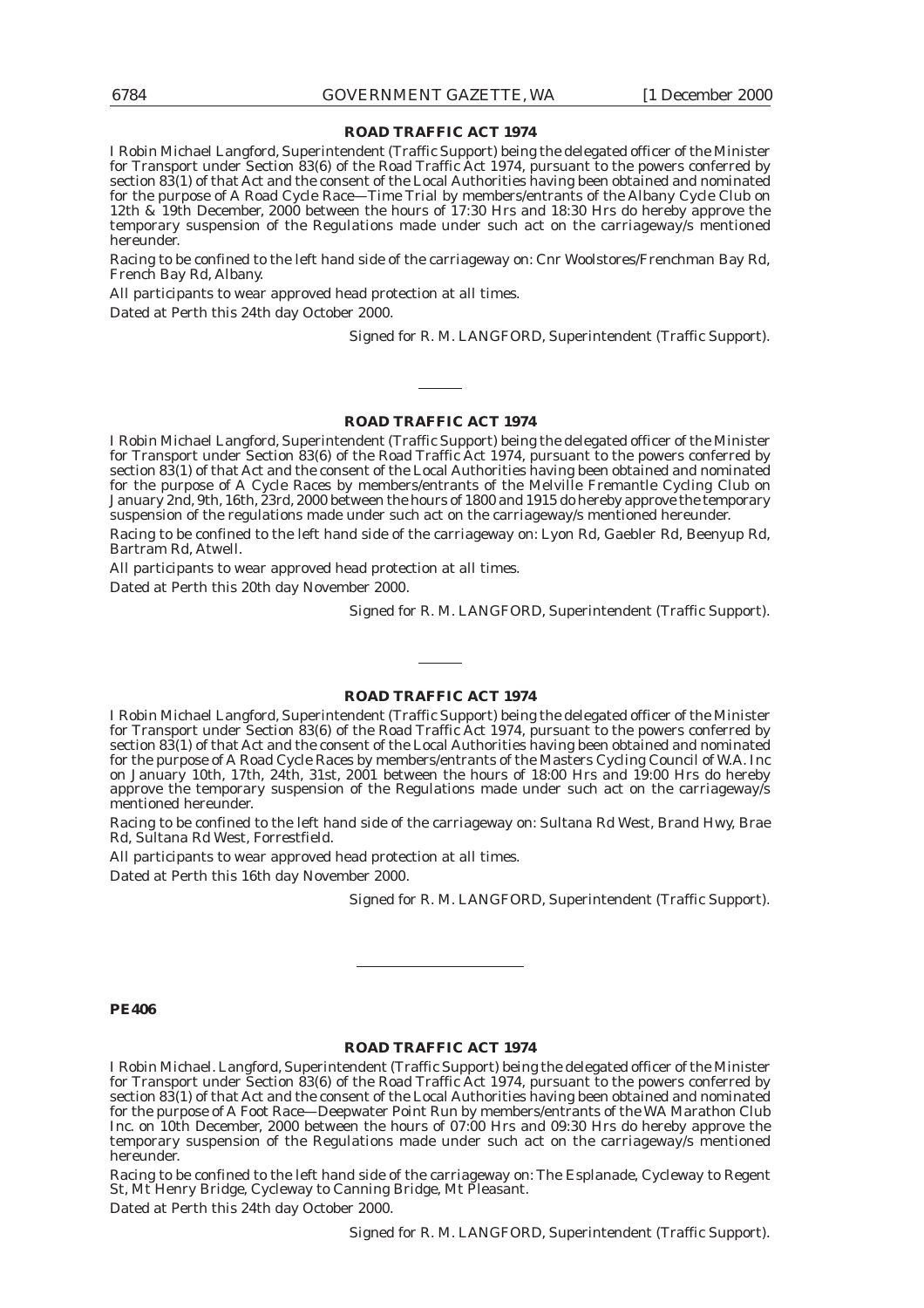## ROAD TRAFFIC ACT 1974

I Robin Michael Langford, Superintendent (Traffic Support) being the delegated officer of the Minister for Transport under Section 83(6) of the Road Traffic Act 1974, pursuant to the powers conferred by section 83(1) of that Act and the consent of the Local Authorities having been obtained and nominated for the purpose of A Road Cycle Race—Time Trial by members/entrants of the Albany Cycle Club on 12th & 19th December, 2000 between the hours of 17:30 Hrs and 18:30 Hrs do hereby approve the temporary suspension of the Regulations made under such act on the carriageway/s mentioned hereunder.

Racing to be confined to the left hand side of the carriageway on: Cnr Woolstores/Frenchman Bay Rd, French Bay Rd, Albany.

All participants to wear approved head protection at all times.

Dated at Perth this 24th day October 2000.

Signed for R. M. LANGFORD, Superintendent (Traffic Support).

---

## ROAD TRAFFIC ACT 1974

I Robin Michael Langford, Superintendent (Traffic Support) being the delegated officer of the Minister for Transport under Section 83(6) of the Road Traffic Act 1974, pursuant to the powers conferred by section 83(1) of that Act and the consent of the Local Authorities having been obtained and nominated for the purpose of A Cycle Races by members/entrants of the Melville Fremantle Cycling Club on January 2nd, 9th, 16th, 23rd, 2000 between the hours of 1800 and 1915 do hereby approve the temporary suspension of the regulations made under such act on the carriageway/s mentioned hereunder.

Racing to be confined to the left hand side of the carriageway on: Lyon Rd, Gaebler Rd, Beenyup Rd, Bartram Rd, Atwell.

All participants to wear approved head protection at all times.

Dated at Perth this 20th day November 2000.

Signed for R. M. LANGFORD, Superintendent (Traffic Support).

---

## ROAD TRAFFIC ACT 1974

I Robin Michael Langford, Superintendent (Traffic Support) being the delegated officer of the Minister for Transport under Section 83(6) of the Road Traffic Act 1974, pursuant to the powers conferred by section 83(1) of that Act and the consent of the Local Authorities having been obtained and nominated for the purpose of A Road Cycle Races by members/entrants of the Masters Cycling Council of W.A. Inc on January 10th, 17th, 24th, 31st, 2001 between the hours of 18:00 Hrs and 19:00 Hrs do hereby approve the temporary suspension of the Regulations made under such act on the carriageway/s mentioned hereunder.

Racing to be confined to the left hand side of the carriageway on: Sultana Rd West, Brand Hwy, Brae Rd, Sultana Rd West, Forrestfield.

All participants to wear approved head protection at all times.

Dated at Perth this 16th day November 2000.

Signed for R. M. LANGFORD, Superintendent (Traffic Support).

---

**PE406**

## ROAD TRAFFIC ACT 1974

I Robin Michael. Langford, Superintendent (Traffic Support) being the delegated officer of the Minister for Transport under Section 83(6) of the Road Traffic Act 1974, pursuant to the powers conferred by section 83(1) of that Act and the consent of the Local Authorities having been obtained and nominated for the purpose of A Foot Race—Deepwater Point Run by members/entrants of the WA Marathon Club Inc. on 10th December, 2000 between the hours of 07:00 Hrs and 09:30 Hrs do hereby approve the temporary suspension of the Regulations made under such act on the carriageway/s mentioned hereunder.

Racing to be confined to the left hand side of the carriageway on: The Esplanade, Cycleway to Regent St, Mt Henry Bridge, Cycleway to Canning Bridge, Mt Pleasant.

Dated at Perth this 24th day October 2000.

Signed for R. M. LANGFORD, Superintendent (Traffic Support).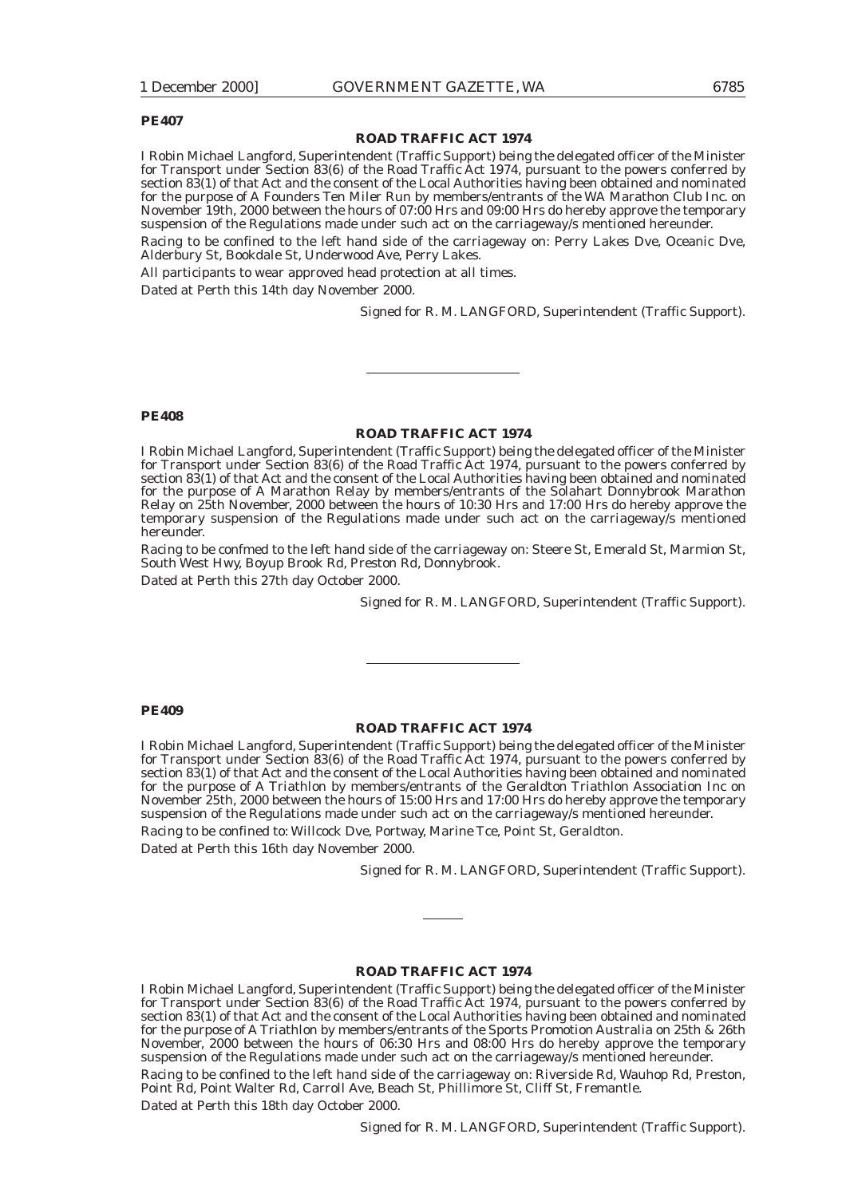**PE407**

**ROAD TRAFFIC ACT 1974**

I Robin Michael Langford, Superintendent (Traffic Support) being the delegated officer of the Minister for Transport under Section 83(6) of the Road Traffic Act 1974, pursuant to the powers conferred by section 83(1) of that Act and the consent of the Local Authorities having been obtained and nominated for the purpose of A Founders Ten Miler Run by members/entrants of the WA Marathon Club Inc. on November 19th, 2000 between the hours of 07:00 Hrs and 09:00 Hrs do hereby approve the temporary suspension of the Regulations made under such act on the carriageway/s mentioned hereunder.

Racing to be confined to the left hand side of the carriageway on: Perry Lakes Dve, Oceanic Dve, Alderbury St, Bookdale St, Underwood Ave, Perry Lakes.

All participants to wear approved head protection at all times.

Dated at Perth this 14th day November 2000.

Signed for R. M. LANGFORD, Superintendent (Traffic Support).

---

**PE408**

**ROAD TRAFFIC ACT 1974**

I Robin Michael Langford, Superintendent (Traffic Support) being the delegated officer of the Minister for Transport under Section 83(6) of the Road Traffic Act 1974, pursuant to the powers conferred by section 83(1) of that Act and the consent of the Local Authorities having been obtained and nominated for the purpose of A Marathon Relay by members/entrants of the Solahart Donnybrook Marathon Relay on 25th November, 2000 between the hours of 10:30 Hrs and 17:00 Hrs do hereby approve the temporary suspension of the Regulations made under such act on the carriageway/s mentioned hereunder.

Racing to be confmed to the left hand side of the carriageway on: Steere St, Emerald St, Marmion St, South West Hwy, Boyup Brook Rd, Preston Rd, Donnybrook.

Dated at Perth this 27th day October 2000.

Signed for R. M. LANGFORD, Superintendent (Traffic Support).

---

**PE409**

**ROAD TRAFFIC ACT 1974**

I Robin Michael Langford, Superintendent (Traffic Support) being the delegated officer of the Minister for Transport under Section 83(6) of the Road Traffic Act 1974, pursuant to the powers conferred by section 83(1) of that Act and the consent of the Local Authorities having been obtained and nominated for the purpose of A Triathlon by members/entrants of the Geraldton Triathlon Association Inc on November 25th, 2000 between the hours of 15:00 Hrs and 17:00 Hrs do hereby approve the temporary suspension of the Regulations made under such act on the carriageway/s mentioned hereunder.

Racing to be confined to: Willcock Dve, Portway, Marine Tce, Point St, Geraldton.

Dated at Perth this 16th day November 2000.

Signed for R. M. LANGFORD, Superintendent (Traffic Support).

---

**ROAD TRAFFIC ACT 1974**

I Robin Michael Langford, Superintendent (Traffic Support) being the delegated officer of the Minister for Transport under Section 83(6) of the Road Traffic Act 1974, pursuant to the powers conferred by section 83(1) of that Act and the consent of the Local Authorities having been obtained and nominated for the purpose of A Triathlon by members/entrants of the Sports Promotion Australia on 25th & 26th November, 2000 between the hours of 06:30 Hrs and 08:00 Hrs do hereby approve the temporary suspension of the Regulations made under such act on the carriageway/s mentioned hereunder.

Racing to be confined to the left hand side of the carriageway on: Riverside Rd, Wauhop Rd, Preston, Point Rd, Point Walter Rd, Carroll Ave, Beach St, Phillimore St, Cliff St, Fremantle.

Dated at Perth this 18th day October 2000.

Signed for R. M. LANGFORD, Superintendent (Traffic Support).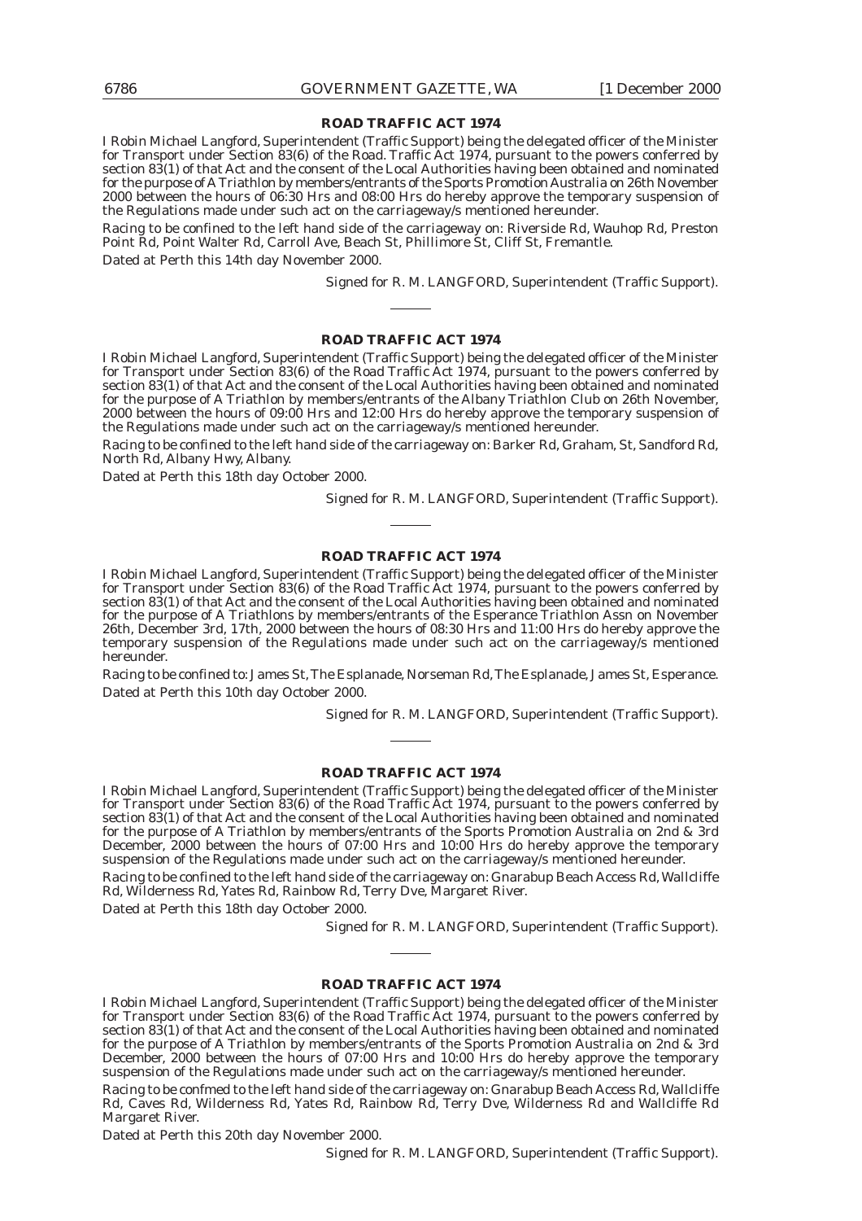## ROAD TRAFFIC ACT 1974

I Robin Michael Langford, Superintendent (Traffic Support) being the delegated officer of the Minister for Transport under Section 83(6) of the Road. Traffic Act 1974, pursuant to the powers conferred by section 83(1) of that Act and the consent of the Local Authorities having been obtained and nominated for the purpose of A Triathlon by members/entrants of the Sports Promotion Australia on 26th November 2000 between the hours of 06:30 Hrs and 08:00 Hrs do hereby approve the temporary suspension of the Regulations made under such act on the carriageway/s mentioned hereunder.

Racing to be confined to the left hand side of the carriageway on: Riverside Rd, Wauhop Rd, Preston Point Rd, Point Walter Rd, Carroll Ave, Beach St, Phillimore St, Cliff St, Fremantle.

Dated at Perth this 14th day November 2000.

Signed for R. M. LANGFORD, Superintendent (Traffic Support).

---

## ROAD TRAFFIC ACT 1974

I Robin Michael Langford, Superintendent (Traffic Support) being the delegated officer of the Minister for Transport under Section 83(6) of the Road Traffic Act 1974, pursuant to the powers conferred by section 83(1) of that Act and the consent of the Local Authorities having been obtained and nominated for the purpose of A Triathlon by members/entrants of the Albany Triathlon Club on 26th November, 2000 between the hours of 09:00 Hrs and 12:00 Hrs do hereby approve the temporary suspension of the Regulations made under such act on the carriageway/s mentioned hereunder.

Racing to be confined to the left hand side of the carriageway on: Barker Rd, Graham, St, Sandford Rd, North Rd, Albany Hwy, Albany.

Dated at Perth this 18th day October 2000.

Signed for R. M. LANGFORD, Superintendent (Traffic Support).

---

## ROAD TRAFFIC ACT 1974

I Robin Michael Langford, Superintendent (Traffic Support) being the delegated officer of the Minister for Transport under Section 83(6) of the Road Traffic Act 1974, pursuant to the powers conferred by section 83(1) of that Act and the consent of the Local Authorities having been obtained and nominated for the purpose of A Triathlons by members/entrants of the Esperance Triathlon Assn on November 26th, December 3rd, 17th, 2000 between the hours of 08:30 Hrs and 11:00 Hrs do hereby approve the temporary suspension of the Regulations made under such act on the carriageway/s mentioned hereunder.

Racing to be confined to: James St, The Esplanade, Norseman Rd, The Esplanade, James St, Esperance.

Dated at Perth this 10th day October 2000.

Signed for R. M. LANGFORD, Superintendent (Traffic Support).

---

## ROAD TRAFFIC ACT 1974

I Robin Michael Langford, Superintendent (Traffic Support) being the delegated officer of the Minister for Transport under Section 83(6) of the Road Traffic Act 1974, pursuant to the powers conferred by section 83(1) of that Act and the consent of the Local Authorities having been obtained and nominated for the purpose of A Triathlon by members/entrants of the Sports Promotion Australia on 2nd & 3rd December, 2000 between the hours of 07:00 Hrs and 10:00 Hrs do hereby approve the temporary suspension of the Regulations made under such act on the carriageway/s mentioned hereunder.

Racing to be confined to the left hand side of the carriageway on: Gnarabup Beach Access Rd, Wallcliffe Rd, Wilderness Rd, Yates Rd, Rainbow Rd, Terry Dve, Margaret River.

Dated at Perth this 18th day October 2000.

Signed for R. M. LANGFORD, Superintendent (Traffic Support).

---

## ROAD TRAFFIC ACT 1974

I Robin Michael Langford, Superintendent (Traffic Support) being the delegated officer of the Minister for Transport under Section 83(6) of the Road Traffic Act 1974, pursuant to the powers conferred by section 83(1) of that Act and the consent of the Local Authorities having been obtained and nominated for the purpose of A Triathlon by members/entrants of the Sports Promotion Australia on 2nd & 3rd December, 2000 between the hours of 07:00 Hrs and 10:00 Hrs do hereby approve the temporary suspension of the Regulations made under such act on the carriageway/s mentioned hereunder.

Racing to be confmed to the left hand side of the carriageway on: Gnarabup Beach Access Rd, Wallcliffe Rd, Caves Rd, Wilderness Rd, Yates Rd, Rainbow Rd, Terry Dve, Wilderness Rd and Wallcliffe Rd Margaret River.

Dated at Perth this 20th day November 2000.

Signed for R. M. LANGFORD, Superintendent (Traffic Support).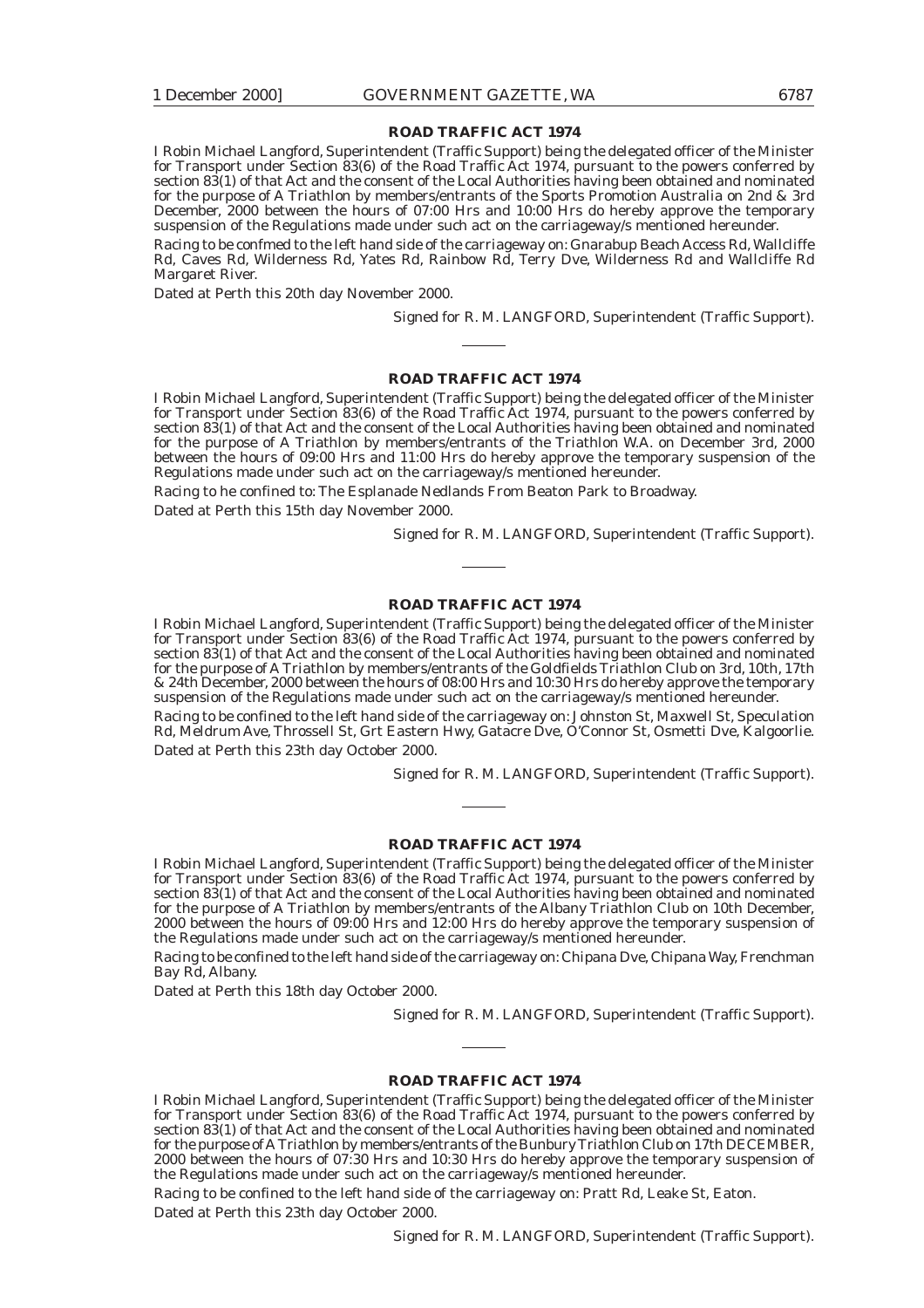## ROAD TRAFFIC ACT 1974

I Robin Michael Langford, Superintendent (Traffic Support) being the delegated officer of the Minister for Transport under Section 83(6) of the Road Traffic Act 1974, pursuant to the powers conferred by section 83(1) of that Act and the consent of the Local Authorities having been obtained and nominated for the purpose of A Triathlon by members/entrants of the Sports Promotion Australia on 2nd & 3rd December, 2000 between the hours of 07:00 Hrs and 10:00 Hrs do hereby approve the temporary suspension of the Regulations made under such act on the carriageway/s mentioned hereunder.

Racing to be confmed to the left hand side of the carriageway on: Gnarabup Beach Access Rd, Wallcliffe Rd, Caves Rd, Wilderness Rd, Yates Rd, Rainbow Rd, Terry Dve, Wilderness Rd and Wallcliffe Rd Margaret River.

Dated at Perth this 20th day November 2000.

Signed for R. M. LANGFORD, Superintendent (Traffic Support).

---

## ROAD TRAFFIC ACT 1974

I Robin Michael Langford, Superintendent (Traffic Support) being the delegated officer of the Minister for Transport under Section 83(6) of the Road Traffic Act 1974, pursuant to the powers conferred by section 83(1) of that Act and the consent of the Local Authorities having been obtained and nominated for the purpose of A Triathlon by members/entrants of the Triathlon W.A. on December 3rd, 2000 between the hours of 09:00 Hrs and 11:00 Hrs do hereby approve the temporary suspension of the Regulations made under such act on the carriageway/s mentioned hereunder.

Racing to he confined to: The Esplanade Nedlands From Beaton Park to Broadway.

Dated at Perth this 15th day November 2000.

Signed for R. M. LANGFORD, Superintendent (Traffic Support).

---

## ROAD TRAFFIC ACT 1974

I Robin Michael Langford, Superintendent (Traffic Support) being the delegated officer of the Minister for Transport under Section 83(6) of the Road Traffic Act 1974, pursuant to the powers conferred by section 83(1) of that Act and the consent of the Local Authorities having been obtained and nominated for the purpose of A Triathlon by members/entrants of the Goldfields Triathlon Club on 3rd, 10th, 17th & 24th December, 2000 between the hours of 08:00 Hrs and 10:30 Hrs do hereby approve the temporary suspension of the Regulations made under such act on the carriageway/s mentioned hereunder.

Racing to be confined to the left hand side of the carriageway on: Johnston St, Maxwell St, Speculation Rd, Meldrum Ave, Throssell St, Grt Eastern Hwy, Gatacre Dve, O'Connor St, Osmetti Dve, Kalgoorlie.

Dated at Perth this 23th day October 2000.

Signed for R. M. LANGFORD, Superintendent (Traffic Support).

---

## ROAD TRAFFIC ACT 1974

I Robin Michael Langford, Superintendent (Traffic Support) being the delegated officer of the Minister for Transport under Section 83(6) of the Road Traffic Act 1974, pursuant to the powers conferred by section 83(1) of that Act and the consent of the Local Authorities having been obtained and nominated for the purpose of A Triathlon by members/entrants of the Albany Triathlon Club on 10th December, 2000 between the hours of 09:00 Hrs and 12:00 Hrs do hereby approve the temporary suspension of the Regulations made under such act on the carriageway/s mentioned hereunder.

Racing to be confined to the left hand side of the carriageway on: Chipana Dve, Chipana Way, Frenchman Bay Rd, Albany.

Dated at Perth this 18th day October 2000.

Signed for R. M. LANGFORD, Superintendent (Traffic Support).

---

## ROAD TRAFFIC ACT 1974

I Robin Michael Langford, Superintendent (Traffic Support) being the delegated officer of the Minister for Transport under Section 83(6) of the Road Traffic Act 1974, pursuant to the powers conferred by section 83(1) of that Act and the consent of the Local Authorities having been obtained and nominated for the purpose of A Triathlon by members/entrants of the Bunbury Triathlon Club on 17th DECEMBER, 2000 between the hours of 07:30 Hrs and 10:30 Hrs do hereby approve the temporary suspension of the Regulations made under such act on the carriageway/s mentioned hereunder.

Racing to be confined to the left hand side of the carriageway on: Pratt Rd, Leake St, Eaton.

Dated at Perth this 23th day October 2000.

Signed for R. M. LANGFORD, Superintendent (Traffic Support).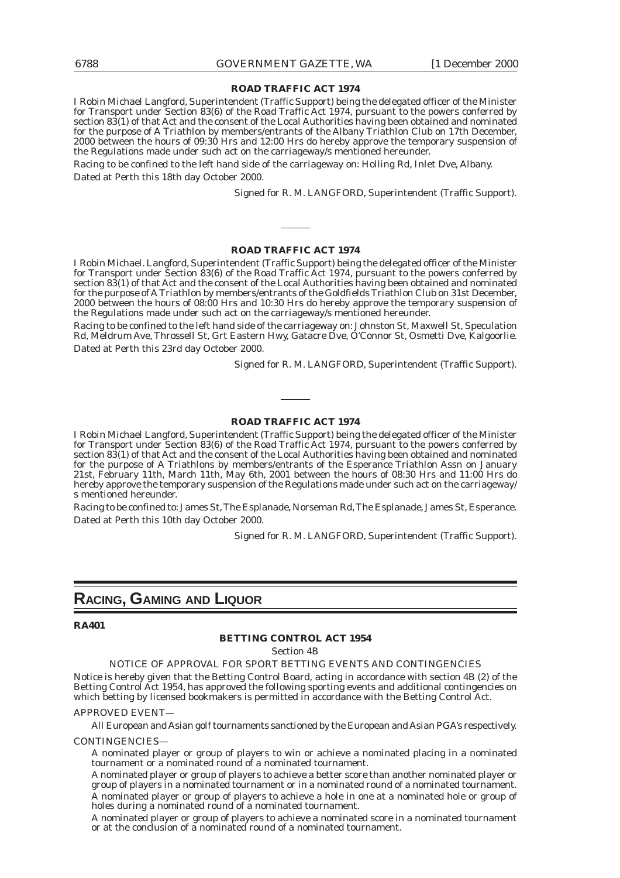### ROAD TRAFFIC ACT 1974

I Robin Michael Langford, Superintendent (Traffic Support) being the delegated officer of the Minister for Transport under Section 83(6) of the Road Traffic Act 1974, pursuant to the powers conferred by section 83(1) of that Act and the consent of the Local Authorities having been obtained and nominated for the purpose of A Triathlon by members/entrants of the Albany Triathlon Club on 17th December, 2000 between the hours of 09:30 Hrs and 12:00 Hrs do hereby approve the temporary suspension of the Regulations made under such act on the carriageway/s mentioned hereunder.

Racing to be confined to the left hand side of the carriageway on: Holling Rd, Inlet Dve, Albany.

Dated at Perth this 18th day October 2000.

Signed for R. M. LANGFORD, Superintendent (Traffic Support).

---

### ROAD TRAFFIC ACT 1974

I Robin Michael. Langford, Superintendent (Traffic Support) being the delegated officer of the Minister for Transport under Section 83(6) of the Road Traffic Act 1974, pursuant to the powers conferred by section 83(1) of that Act and the consent of the Local Authorities having been obtained and nominated for the purpose of A Triathlon by members/entrants of the Goldfields Triathlon Club on 31st December, 2000 between the hours of 08:00 Hrs and 10:30 Hrs do hereby approve the temporary suspension of the Regulations made under such act on the carriageway/s mentioned hereunder.

Racing to be confined to the left hand side of the carriageway on: Johnston St, Maxwell St, Speculation Rd, Meldrum Ave, Throssell St, Grt Eastern Hwy, Gatacre Dve, O'Connor St, Osmetti Dve, Kalgoorlie.

Dated at Perth this 23rd day October 2000.

Signed for R. M. LANGFORD, Superintendent (Traffic Support).

---

### ROAD TRAFFIC ACT 1974

I Robin Michael Langford, Superintendent (Traffic Support) being the delegated officer of the Minister for Transport under Section 83(6) of the Road Traffic Act 1974, pursuant to the powers conferred by section 83(1) of that Act and the consent of the Local Authorities having been obtained and nominated for the purpose of A Triathlons by members/entrants of the Esperance Triathlon Assn on January 21st, February 11th, March 11th, May 6th, 2001 between the hours of 08:30 Hrs and 11:00 Hrs do hereby approve the temporary suspension of the Regulations made under such act on the carriageway/s mentioned hereunder.

Racing to be confined to: James St, The Esplanade, Norseman Rd, The Esplanade, James St, Esperance.

Dated at Perth this 10th day October 2000.

Signed for R. M. LANGFORD, Superintendent (Traffic Support).

---

# RACING, GAMING AND LIQUOR

**RA401**

### BETTING CONTROL ACT 1954

Section 4B

NOTICE OF APPROVAL FOR SPORT BETTING EVENTS AND CONTINGENCIES

Notice is hereby given that the Betting Control Board, acting in accordance with section 4B (2) of the Betting Control Act 1954, has approved the following sporting events and additional contingencies on which betting by licensed bookmakers is permitted in accordance with the Betting Control Act.

APPROVED EVENT—

All European and Asian golf tournaments sanctioned by the European and Asian PGA's respectively.

CONTINGENCIES—

A nominated player or group of players to win or achieve a nominated placing in a nominated tournament or a nominated round of a nominated tournament.

A nominated player or group of players to achieve a better score than another nominated player or group of players in a nominated tournament or in a nominated round of a nominated tournament.

A nominated player or group of players to achieve a hole in one at a nominated hole or group of holes during a nominated round of a nominated tournament.

A nominated player or group of players to achieve a nominated score in a nominated tournament or at the conclusion of a nominated round of a nominated tournament.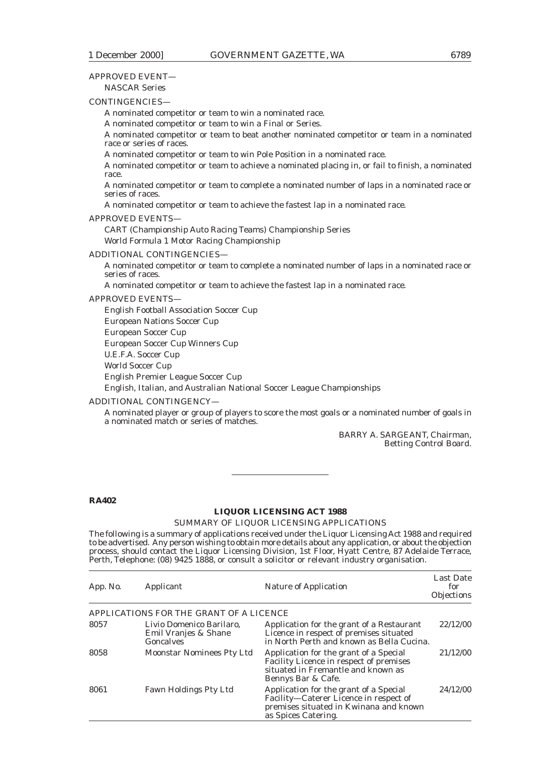APPROVED EVENT—

NASCAR Series

CONTINGENCIES—

A nominated competitor or team to win a nominated race.

A nominated competitor or team to win a Final or Series.

A nominated competitor or team to beat another nominated competitor or team in a nominated race or series of races.

A nominated competitor or team to win Pole Position in a nominated race.

A nominated competitor or team to achieve a nominated placing in, or fail to finish, a nominated race.

A nominated competitor or team to complete a nominated number of laps in a nominated race or series of races.

A nominated competitor or team to achieve the fastest lap in a nominated race.

APPROVED EVENTS—

CART (Championship Auto Racing Teams) Championship Series

World Formula 1 Motor Racing Championship

ADDITIONAL CONTINGENCIES—

A nominated competitor or team to complete a nominated number of laps in a nominated race or series of races.

A nominated competitor or team to achieve the fastest lap in a nominated race.

APPROVED EVENTS—

English Football Association Soccer Cup

European Nations Soccer Cup

European Soccer Cup

European Soccer Cup Winners Cup

U.E.F.A. Soccer Cup

World Soccer Cup

English Premier League Soccer Cup

English, Italian, and Australian National Soccer League Championships

ADDITIONAL CONTINGENCY—

A nominated player or group of players to score the most goals or a nominated number of goals in a nominated match or series of matches.

BARRY A. SARGEANT, Chairman,
Betting Control Board.

---

**RA402**

## LIQUOR LICENSING ACT 1988

SUMMARY OF LIQUOR LICENSING APPLICATIONS

The following is a summary of applications received under the Liquor Licensing Act 1988 and required to be advertised. Any person wishing to obtain more details about any application, or about the objection process, should contact the Liquor Licensing Division, 1st Floor, Hyatt Centre, 87 Adelaide Terrace, Perth, Telephone: (08) 9425 1888, or consult a solicitor or relevant industry organisation.

| App. No. | Applicant | Nature of Application | Last Date for Objections |
|---|---|---|---|
| APPLICATIONS FOR THE GRANT OF A LICENCE | | | |
| 8057 | Livio Domenico Barilaro, Emil Vranjes & Shane Goncalves | Application for the grant of a Restaurant Licence in respect of premises situated in North Perth and known as Bella Cucina. | 22/12/00 |
| 8058 | Moonstar Nominees Pty Ltd | Application for the grant of a Special Facility Licence in respect of premises situated in Fremantle and known as Bennys Bar & Cafe. | 21/12/00 |
| 8061 | Fawn Holdings Pty Ltd | Application for the grant of a Special Facility—Caterer Licence in respect of premises situated in Kwinana and known as Spices Catering. | 24/12/00 |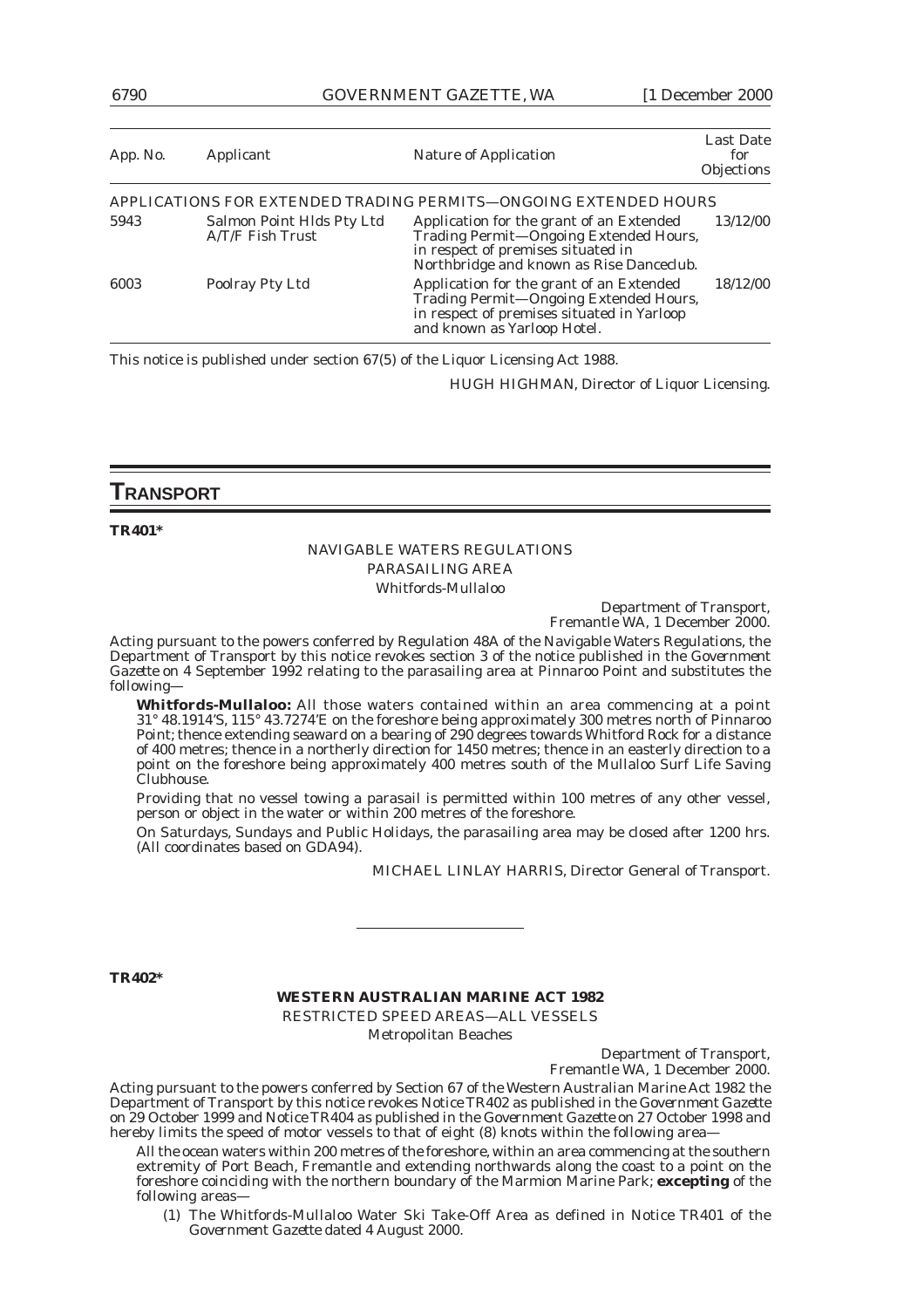| App. No. | Applicant | Nature of Application | Last Date for Objections |
|---|---|---|---|
| APPLICATIONS FOR EXTENDED TRADING PERMITS—ONGOING EXTENDED HOURS | | | |
| 5943 | Salmon Point Hlds Pty Ltd A/T/F Fish Trust | Application for the grant of an Extended Trading Permit—Ongoing Extended Hours, in respect of premises situated in Northbridge and known as Rise Danceclub. | 13/12/00 |
| 6003 | Poolray Pty Ltd | Application for the grant of an Extended Trading Permit—Ongoing Extended Hours, in respect of premises situated in Yarloop and known as Yarloop Hotel. | 18/12/00 |

This notice is published under section 67(5) of the Liquor Licensing Act 1988.

HUGH HIGHMAN, Director of Liquor Licensing.

# TRANSPORT

**TR401***

NAVIGABLE WATERS REGULATIONS

PARASAILING AREA

Whitfords-Mullaloo

Department of Transport,
Fremantle WA, 1 December 2000.

Acting pursuant to the powers conferred by Regulation 48A of the Navigable Waters Regulations, the Department of Transport by this notice revokes section 3 of the notice published in the *Government Gazette* on 4 September 1992 relating to the parasailing area at Pinnaroo Point and substitutes the following—

**Whitfords-Mullaloo:** All those waters contained within an area commencing at a point 31° 48.1914'S, 115° 43.7274'E on the foreshore being approximately 300 metres north of Pinnaroo Point; thence extending seaward on a bearing of 290 degrees towards Whitford Rock for a distance of 400 metres; thence in a northerly direction for 1450 metres; thence in an easterly direction to a point on the foreshore being approximately 400 metres south of the Mullaloo Surf Life Saving Clubhouse.

Providing that no vessel towing a parasail is permitted within 100 metres of any other vessel, person or object in the water or within 200 metres of the foreshore.

On Saturdays, Sundays and Public Holidays, the parasailing area may be closed after 1200 hrs. (All coordinates based on GDA94).

MICHAEL LINLAY HARRIS, Director General of Transport.

---

**TR402***

**WESTERN AUSTRALIAN MARINE ACT 1982**

RESTRICTED SPEED AREAS—ALL VESSELS

Metropolitan Beaches

Department of Transport,
Fremantle WA, 1 December 2000.

Acting pursuant to the powers conferred by Section 67 of the Western Australian Marine Act 1982 the Department of Transport by this notice revokes Notice TR402 as published in the *Government Gazette* on 29 October 1999 and Notice TR404 as published in the *Government Gazette* on 27 October 1998 and hereby limits the speed of motor vessels to that of eight (8) knots within the following area—

All the ocean waters within 200 metres of the foreshore, within an area commencing at the southern extremity of Port Beach, Fremantle and extending northwards along the coast to a point on the foreshore coinciding with the northern boundary of the Marmion Marine Park; **excepting** of the following areas—

(1) The Whitfords-Mullaloo Water Ski Take-Off Area as defined in Notice TR401 of the *Government Gazette* dated 4 August 2000.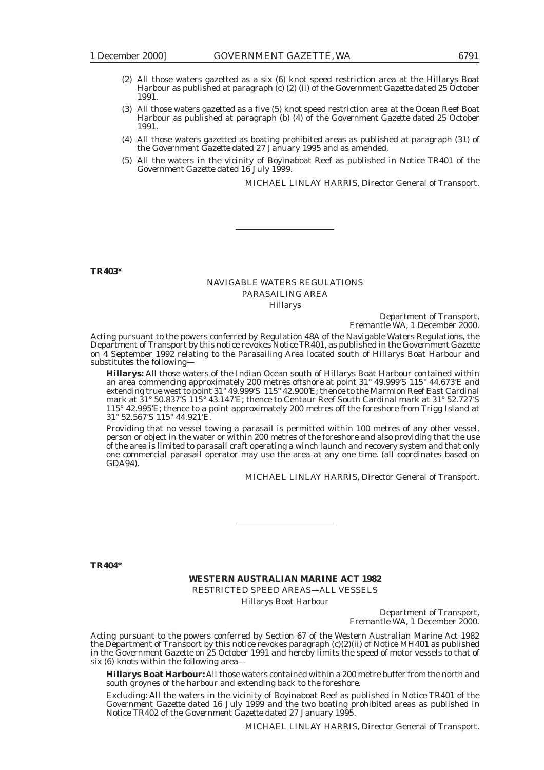(2) All those waters gazetted as a six (6) knot speed restriction area at the Hillarys Boat Harbour as published at paragraph (c) (2) (ii) of the *Government Gazette* dated 25 October 1991.

(3) All those waters gazetted as a five (5) knot speed restriction area at the Ocean Reef Boat Harbour as published at paragraph (b) (4) of the *Government Gazette* dated 25 October 1991.

(4) All those waters gazetted as boating prohibited areas as published at paragraph (31) of the *Government Gazette* dated 27 January 1995 and as amended.

(5) All the waters in the vicinity of Boyinaboat Reef as published in Notice TR401 of the *Government Gazette* dated 16 July 1999.

MICHAEL LINLAY HARRIS, Director General of Transport.

---

**TR403***

NAVIGABLE WATERS REGULATIONS
PARASAILING AREA
Hillarys

Department of Transport,
Fremantle WA, 1 December 2000.

Acting pursuant to the powers conferred by Regulation 48A of the Navigable Waters Regulations, the Department of Transport by this notice revokes Notice TR401, as published in the *Government Gazette* on 4 September 1992 relating to the Parasailing Area located south of Hillarys Boat Harbour and substitutes the following—

**Hillarys:** All those waters of the Indian Ocean south of Hillarys Boat Harbour contained within an area commencing approximately 200 metres offshore at point 31° 49.999'S 115° 44.673'E and extending true west to point 31° 49.999'S 115° 42.900'E; thence to the Marmion Reef East Cardinal mark at 31° 50.837'S 115° 43.147'E; thence to Centaur Reef South Cardinal mark at 31° 52.727'S 115° 42.995'E; thence to a point approximately 200 metres off the foreshore from Trigg Island at 31° 52.567'S 115° 44.921'E.

Providing that no vessel towing a parasail is permitted within 100 metres of any other vessel, person or object in the water or within 200 metres of the foreshore and also providing that the use of the area is limited to parasail craft operating a winch launch and recovery system and that only one commercial parasail operator may use the area at any one time. (all coordinates based on GDA94).

MICHAEL LINLAY HARRIS, Director General of Transport.

---

**TR404***

**WESTERN AUSTRALIAN MARINE ACT 1982**
RESTRICTED SPEED AREAS—ALL VESSELS
Hillarys Boat Harbour

Department of Transport,
Fremantle WA, 1 December 2000.

Acting pursuant to the powers conferred by Section 67 of the Western Australian Marine Act 1982 the Department of Transport by this notice revokes paragraph (c)(2)(ii) of Notice MH401 as published in the *Government Gazette* on 25 October 1991 and hereby limits the speed of motor vessels to that of six (6) knots within the following area—

**Hillarys Boat Harbour:** All those waters contained within a 200 metre buffer from the north and south groynes of the harbour and extending back to the foreshore.

Excluding: All the waters in the vicinity of Boyinaboat Reef as published in Notice TR401 of the *Government Gazette* dated 16 July 1999 and the two boating prohibited areas as published in Notice TR402 of the *Government Gazette* dated 27 January 1995.

MICHAEL LINLAY HARRIS, Director General of Transport.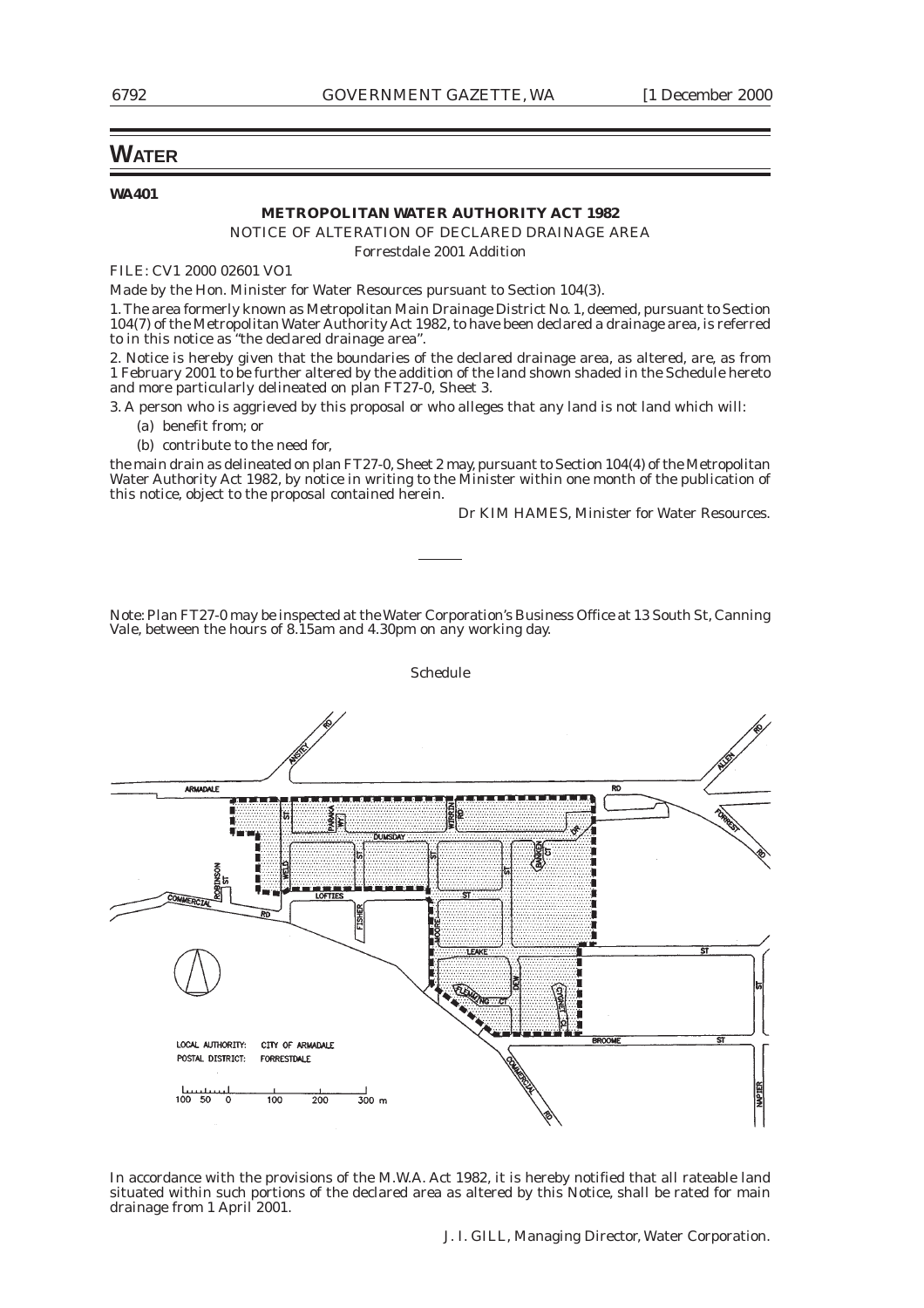## WATER

**WA401**

**METROPOLITAN WATER AUTHORITY ACT 1982**

NOTICE OF ALTERATION OF DECLARED DRAINAGE AREA

Forrestdale 2001 Addition

FILE: CV1 2000 02601 VO1

Made by the Hon. Minister for Water Resources pursuant to Section 104(3).

1. The area formerly known as Metropolitan Main Drainage District No. 1, deemed, pursuant to Section 104(7) of the Metropolitan Water Authority Act 1982, to have been declared a drainage area, is referred to in this notice as "the declared drainage area".

2. Notice is hereby given that the boundaries of the declared drainage area, as altered, are, as from 1 February 2001 to be further altered by the addition of the land shown shaded in the Schedule hereto and more particularly delineated on plan FT27-0, Sheet 3.

3. A person who is aggrieved by this proposal or who alleges that any land is not land which will:

(a) benefit from; or

(b) contribute to the need for,

the main drain as delineated on plan FT27-0, Sheet 2 may, pursuant to Section 104(4) of the Metropolitan Water Authority Act 1982, by notice in writing to the Minister within one month of the publication of this notice, object to the proposal contained herein.

Dr KIM HAMES, Minister for Water Resources.

---

Note: Plan FT27-0 may be inspected at the Water Corporation's Business Office at 13 South St, Canning Vale, between the hours of 8.15am and 4.30pm on any working day.

Schedule

LOCAL AUTHORITY: CITY OF ARMADALE

POSTAL DISTRICT: FORRESTDALE

In accordance with the provisions of the M.W.A. Act 1982, it is hereby notified that all rateable land situated within such portions of the declared area as altered by this Notice, shall be rated for main drainage from 1 April 2001.

J. I. GILL, Managing Director, Water Corporation.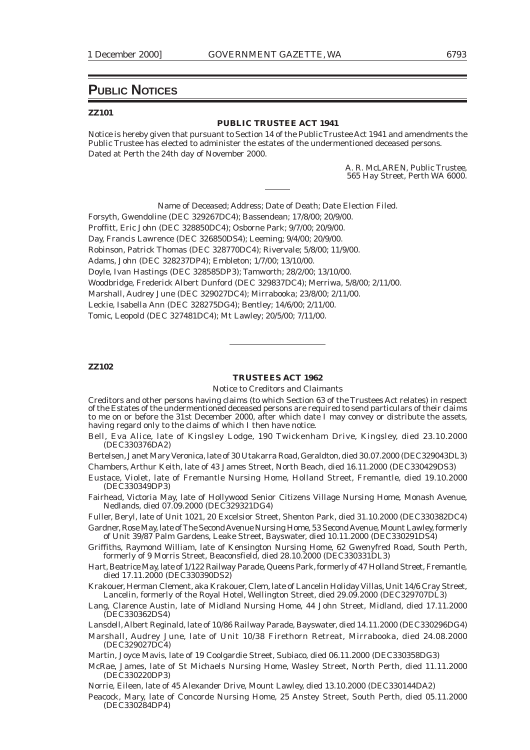# PUBLIC NOTICES

**ZZ101**

**PUBLIC TRUSTEE ACT 1941**

Notice is hereby given that pursuant to Section 14 of the Public Trustee Act 1941 and amendments the Public Trustee has elected to administer the estates of the undermentioned deceased persons.
Dated at Perth the 24th day of November 2000.

A. R. McLAREN, Public Trustee,
565 Hay Street, Perth WA 6000.

---

Name of Deceased; Address; Date of Death; Date Election Filed.

Forsyth, Gwendoline (DEC 329267DC4); Bassendean; 17/8/00; 20/9/00.
Proffitt, Eric John (DEC 328850DC4); Osborne Park; 9/7/00; 20/9/00.
Day, Francis Lawrence (DEC 326850DS4); Leeming; 9/4/00; 20/9/00.
Robinson, Patrick Thomas (DEC 328770DC4); Rivervale; 5/8/00; 11/9/00.
Adams, John (DEC 328237DP4); Embleton; 1/7/00; 13/10/00.
Doyle, Ivan Hastings (DEC 328585DP3); Tamworth; 28/2/00; 13/10/00.
Woodbridge, Frederick Albert Dunford (DEC 329837DC4); Merriwa, 5/8/00; 2/11/00.
Marshall, Audrey June (DEC 329027DC4); Mirrabooka; 23/8/00; 2/11/00.
Leckie, Isabella Ann (DEC 328275DG4); Bentley; 14/6/00; 2/11/00.
Tomic, Leopold (DEC 327481DC4); Mt Lawley; 20/5/00; 7/11/00.

---

**ZZ102**

**TRUSTEES ACT 1962**

*Notice to Creditors and Claimants*

Creditors and other persons having claims (to which Section 63 of the Trustees Act relates) in respect of the Estates of the undermentioned deceased persons are required to send particulars of their claims to me on or before the 31st December 2000, after which date I may convey or distribute the assets, having regard only to the claims of which I then have notice.

Bell, Eva Alice, late of Kingsley Lodge, 190 Twickenham Drive, Kingsley, died 23.10.2000 (DEC330376DA2)

Bertelsen, Janet Mary Veronica, late of 30 Utakarra Road, Geraldton, died 30.07.2000 (DEC329043DL3)

Chambers, Arthur Keith, late of 43 James Street, North Beach, died 16.11.2000 (DEC330429DS3)

Eustace, Violet, late of Fremantle Nursing Home, Holland Street, Fremantle, died 19.10.2000 (DEC330349DP3)

Fairhead, Victoria May, late of Hollywood Senior Citizens Village Nursing Home, Monash Avenue, Nedlands, died 07.09.2000 (DEC329321DG4)

Fuller, Beryl, late of Unit 1021, 20 Excelsior Street, Shenton Park, died 31.10.2000 (DEC330382DC4)

Gardner, Rose May, late of The Second Avenue Nursing Home, 53 Second Avenue, Mount Lawley, formerly of Unit 39/87 Palm Gardens, Leake Street, Bayswater, died 10.11.2000 (DEC330291DS4)

Griffiths, Raymond William, late of Kensington Nursing Home, 62 Gwenyfred Road, South Perth, formerly of 9 Morris Street, Beaconsfield, died 28.10.2000 (DEC330331DL3)

Hart, Beatrice May, late of 1/122 Railway Parade, Queens Park, formerly of 47 Holland Street, Fremantle, died 17.11.2000 (DEC330390DS2)

Krakouer, Herman Clement, aka Krakouer, Clem, late of Lancelin Holiday Villas, Unit 14/6 Cray Street, Lancelin, formerly of the Royal Hotel, Wellington Street, died 29.09.2000 (DEC329707DL3)

Lang, Clarence Austin, late of Midland Nursing Home, 44 John Street, Midland, died 17.11.2000 (DEC330362DS4)

Lansdell, Albert Reginald, late of 10/86 Railway Parade, Bayswater, died 14.11.2000 (DEC330296DG4)

Marshall, Audrey June, late of Unit 10/38 Firethorn Retreat, Mirrabooka, died 24.08.2000 (DEC329027DC4)

Martin, Joyce Mavis, late of 19 Coolgardie Street, Subiaco, died 06.11.2000 (DEC330358DG3)

McRae, James, late of St Michaels Nursing Home, Wasley Street, North Perth, died 11.11.2000 (DEC330220DP3)

Norrie, Eileen, late of 45 Alexander Drive, Mount Lawley, died 13.10.2000 (DEC330144DA2)

Peacock, Mary, late of Concorde Nursing Home, 25 Anstey Street, South Perth, died 05.11.2000 (DEC330284DP4)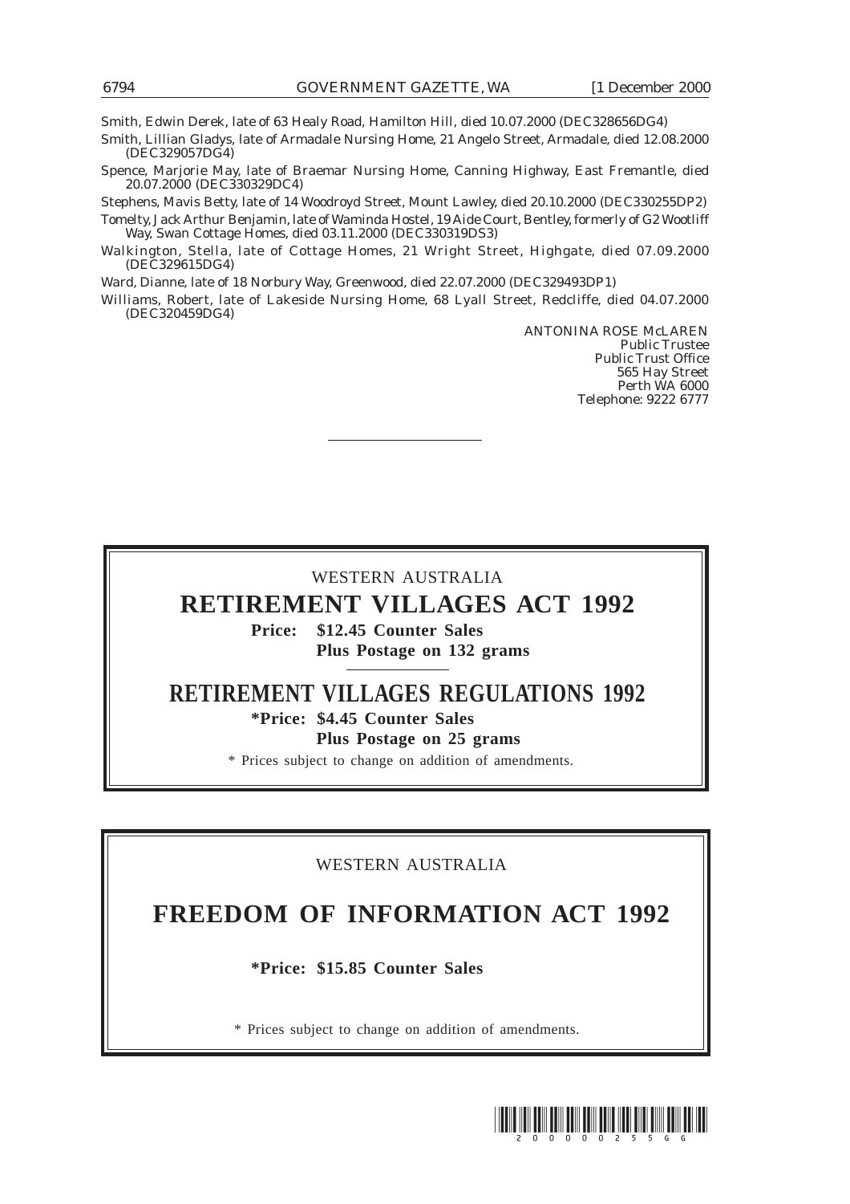Smith, Edwin Derek, late of 63 Healy Road, Hamilton Hill, died 10.07.2000 (DEC328656DG4)

Smith, Lillian Gladys, late of Armadale Nursing Home, 21 Angelo Street, Armadale, died 12.08.2000 (DEC329057DG4)

Spence, Marjorie May, late of Braemar Nursing Home, Canning Highway, East Fremantle, died 20.07.2000 (DEC330329DC4)

Stephens, Mavis Betty, late of 14 Woodroyd Street, Mount Lawley, died 20.10.2000 (DEC330255DP2)

Tomelty, Jack Arthur Benjamin, late of Waminda Hostel, 19 Aide Court, Bentley, formerly of G2 Wootliff Way, Swan Cottage Homes, died 03.11.2000 (DEC330319DS3)

Walkington, Stella, late of Cottage Homes, 21 Wright Street, Highgate, died 07.09.2000 (DEC329615DG4)

Ward, Dianne, late of 18 Norbury Way, Greenwood, died 22.07.2000 (DEC329493DP1)

Williams, Robert, late of Lakeside Nursing Home, 68 Lyall Street, Redcliffe, died 04.07.2000 (DEC320459DG4)

ANTONINA ROSE McLAREN
Public Trustee
Public Trust Office
565 Hay Street
Perth WA 6000
Telephone: 9222 6777

---

WESTERN AUSTRALIA

# RETIREMENT VILLAGES ACT 1992

**Price: $12.45 Counter Sales**
**Plus Postage on 132 grams**

## RETIREMENT VILLAGES REGULATIONS 1992

**\*Price: $4.45 Counter Sales**
**Plus Postage on 25 grams**

* Prices subject to change on addition of amendments.

---

WESTERN AUSTRALIA

# FREEDOM OF INFORMATION ACT 1992

**\*Price: $15.85 Counter Sales**

* Prices subject to change on addition of amendments.